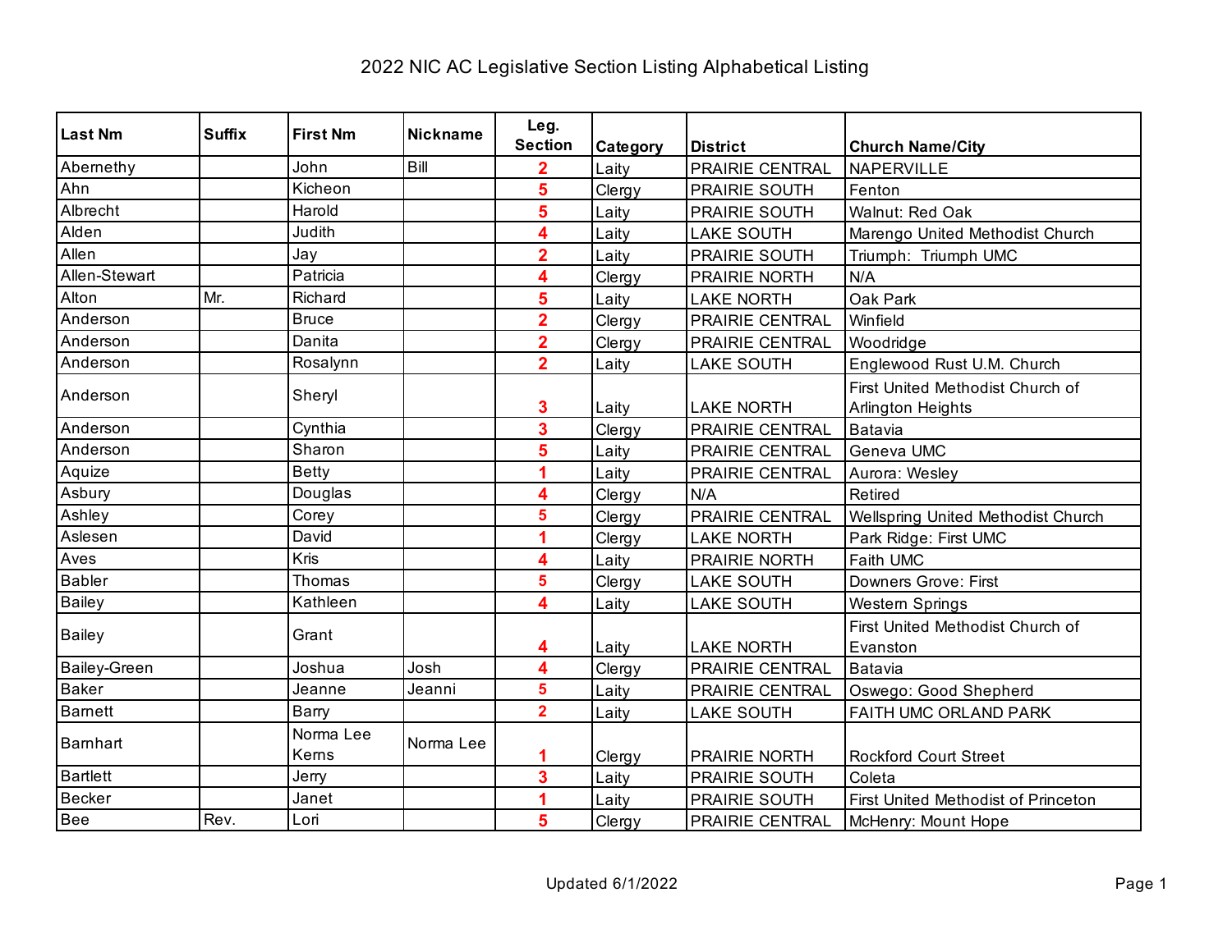# 2022 NIC AC Legislative Section Listing Alphabetical Listing

| Last Nm | Suffix | First Nm | Nickname | Leg. Section | Category | District | Church Name/City |
|---|---|---|---|---|---|---|---|
| Abernethy | | John | Bill | 2 | Laity | PRAIRIE CENTRAL | NAPERVILLE |
| Ahn | | Kicheon | | 5 | Clergy | PRAIRIE SOUTH | Fenton |
| Albrecht | | Harold | | 5 | Laity | PRAIRIE SOUTH | Walnut: Red Oak |
| Alden | | Judith | | 4 | Laity | LAKE SOUTH | Marengo United Methodist Church |
| Allen | | Jay | | 2 | Laity | PRAIRIE SOUTH | Triumph:  Triumph UMC |
| Allen-Stewart | | Patricia | | 4 | Clergy | PRAIRIE NORTH | N/A |
| Alton | Mr. | Richard | | 5 | Laity | LAKE NORTH | Oak Park |
| Anderson | | Bruce | | 2 | Clergy | PRAIRIE CENTRAL | Winfield |
| Anderson | | Danita | | 2 | Clergy | PRAIRIE CENTRAL | Woodridge |
| Anderson | | Rosalynn | | 2 | Laity | LAKE SOUTH | Englewood Rust U.M. Church |
| Anderson | | Sheryl | | 3 | Laity | LAKE NORTH | First United Methodist Church of Arlington Heights |
| Anderson | | Cynthia | | 3 | Clergy | PRAIRIE CENTRAL | Batavia |
| Anderson | | Sharon | | 5 | Laity | PRAIRIE CENTRAL | Geneva UMC |
| Aquize | | Betty | | 1 | Laity | PRAIRIE CENTRAL | Aurora: Wesley |
| Asbury | | Douglas | | 4 | Clergy | N/A | Retired |
| Ashley | | Corey | | 5 | Clergy | PRAIRIE CENTRAL | Wellspring United Methodist Church |
| Aslesen | | David | | 1 | Clergy | LAKE NORTH | Park Ridge: First UMC |
| Aves | | Kris | | 4 | Laity | PRAIRIE NORTH | Faith UMC |
| Babler | | Thomas | | 5 | Clergy | LAKE SOUTH | Downers Grove: First |
| Bailey | | Kathleen | | 4 | Laity | LAKE SOUTH | Western Springs |
| Bailey | | Grant | | 4 | Laity | LAKE NORTH | First United Methodist Church of Evanston |
| Bailey-Green | | Joshua | Josh | 4 | Clergy | PRAIRIE CENTRAL | Batavia |
| Baker | | Jeanne | Jeanni | 5 | Laity | PRAIRIE CENTRAL | Oswego: Good Shepherd |
| Barnett | | Barry | | 2 | Laity | LAKE SOUTH | FAITH UMC ORLAND PARK |
| Barnhart | | Norma Lee Kerns | Norma Lee | 1 | Clergy | PRAIRIE NORTH | Rockford Court Street |
| Bartlett | | Jerry | | 3 | Laity | PRAIRIE SOUTH | Coleta |
| Becker | | Janet | | 1 | Laity | PRAIRIE SOUTH | First United Methodist of Princeton |
| Bee | Rev. | Lori | | 5 | Clergy | PRAIRIE CENTRAL | McHenry: Mount Hope |

Updated 6/1/2022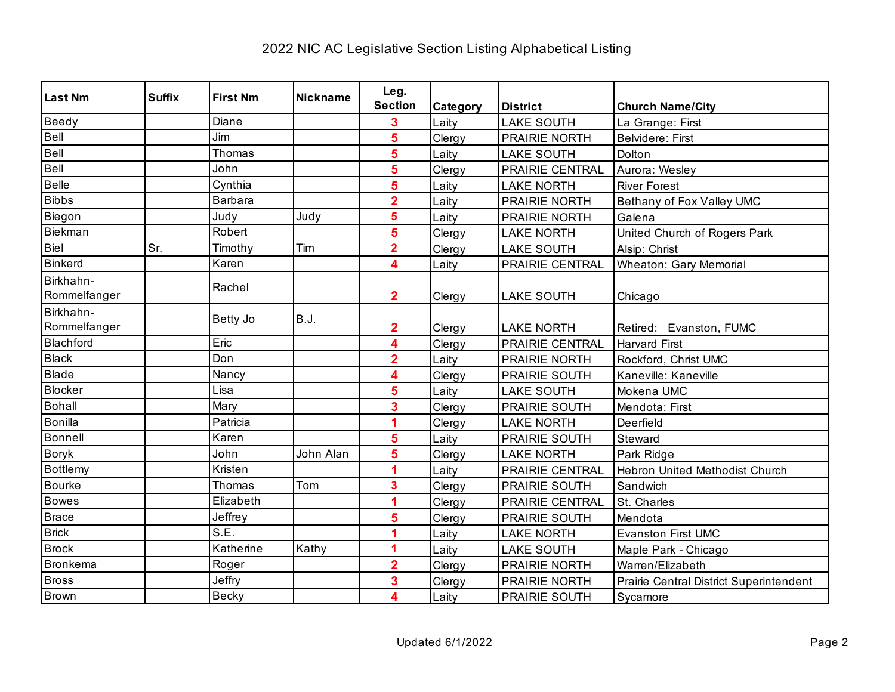# 2022 NIC AC Legislative Section Listing Alphabetical Listing

| Last Nm | Suffix | First Nm | Nickname | Leg. Section | Category | District | Church Name/City |
|---|---|---|---|---|---|---|---|
| Beedy | | Diane | | 3 | Laity | LAKE SOUTH | La Grange: First |
| Bell | | Jim | | 5 | Clergy | PRAIRIE NORTH | Belvidere: First |
| Bell | | Thomas | | 5 | Laity | LAKE SOUTH | Dolton |
| Bell | | John | | 5 | Clergy | PRAIRIE CENTRAL | Aurora: Wesley |
| Belle | | Cynthia | | 5 | Laity | LAKE NORTH | River Forest |
| Bibbs | | Barbara | | 2 | Laity | PRAIRIE NORTH | Bethany of Fox Valley UMC |
| Biegon | | Judy | Judy | 5 | Laity | PRAIRIE NORTH | Galena |
| Biekman | | Robert | | 5 | Clergy | LAKE NORTH | United Church of Rogers Park |
| Biel | Sr. | Timothy | Tim | 2 | Clergy | LAKE SOUTH | Alsip: Christ |
| Binkerd | | Karen | | 4 | Laity | PRAIRIE CENTRAL | Wheaton: Gary Memorial |
| Birkhahn-Rommelfanger | | Rachel | | 2 | Clergy | LAKE SOUTH | Chicago |
| Birkhahn-Rommelfanger | | Betty Jo | B.J. | 2 | Clergy | LAKE NORTH | Retired: Evanston, FUMC |
| Blachford | | Eric | | 4 | Clergy | PRAIRIE CENTRAL | Harvard First |
| Black | | Don | | 2 | Laity | PRAIRIE NORTH | Rockford, Christ UMC |
| Blade | | Nancy | | 4 | Clergy | PRAIRIE SOUTH | Kaneville: Kaneville |
| Blocker | | Lisa | | 5 | Laity | LAKE SOUTH | Mokena UMC |
| Bohall | | Mary | | 3 | Clergy | PRAIRIE SOUTH | Mendota: First |
| Bonilla | | Patricia | | 1 | Clergy | LAKE NORTH | Deerfield |
| Bonnell | | Karen | | 5 | Laity | PRAIRIE SOUTH | Steward |
| Boryk | | John | John Alan | 5 | Clergy | LAKE NORTH | Park Ridge |
| Bottlemy | | Kristen | | 1 | Laity | PRAIRIE CENTRAL | Hebron United Methodist Church |
| Bourke | | Thomas | Tom | 3 | Clergy | PRAIRIE SOUTH | Sandwich |
| Bowes | | Elizabeth | | 1 | Clergy | PRAIRIE CENTRAL | St. Charles |
| Brace | | Jeffrey | | 5 | Clergy | PRAIRIE SOUTH | Mendota |
| Brick | | S.E. | | 1 | Laity | LAKE NORTH | Evanston First UMC |
| Brock | | Katherine | Kathy | 1 | Laity | LAKE SOUTH | Maple Park - Chicago |
| Bronkema | | Roger | | 2 | Clergy | PRAIRIE NORTH | Warren/Elizabeth |
| Bross | | Jeffry | | 3 | Clergy | PRAIRIE NORTH | Prairie Central District Superintendent |
| Brown | | Becky | | 4 | Laity | PRAIRIE SOUTH | Sycamore |

Updated 6/1/2022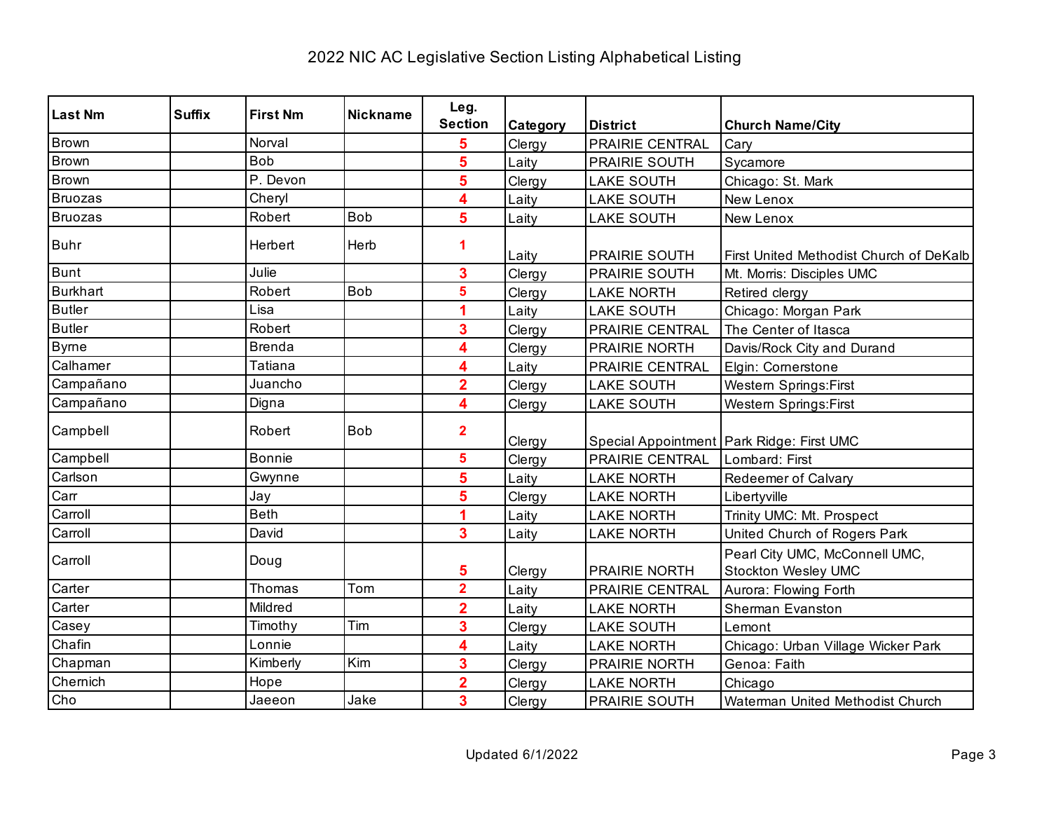# 2022 NIC AC Legislative Section Listing Alphabetical Listing

| Last Nm | Suffix | First Nm | Nickname | Leg. Section | Category | District | Church Name/City |
|---|---|---|---|---|---|---|---|
| Brown | | Norval | | 5 | Clergy | PRAIRIE CENTRAL | Cary |
| Brown | | Bob | | 5 | Laity | PRAIRIE SOUTH | Sycamore |
| Brown | | P. Devon | | 5 | Clergy | LAKE SOUTH | Chicago: St. Mark |
| Bruozas | | Cheryl | | 4 | Laity | LAKE SOUTH | New Lenox |
| Bruozas | | Robert | Bob | 5 | Laity | LAKE SOUTH | New Lenox |
| Buhr | | Herbert | Herb | 1 | Laity | PRAIRIE SOUTH | First United Methodist Church of DeKalb |
| Bunt | | Julie | | 3 | Clergy | PRAIRIE SOUTH | Mt. Morris: Disciples UMC |
| Burkhart | | Robert | Bob | 5 | Clergy | LAKE NORTH | Retired clergy |
| Butler | | Lisa | | 1 | Laity | LAKE SOUTH | Chicago: Morgan Park |
| Butler | | Robert | | 3 | Clergy | PRAIRIE CENTRAL | The Center of Itasca |
| Byrne | | Brenda | | 4 | Clergy | PRAIRIE NORTH | Davis/Rock City and Durand |
| Calhamer | | Tatiana | | 4 | Laity | PRAIRIE CENTRAL | Elgin: Cornerstone |
| Campañano | | Juancho | | 2 | Clergy | LAKE SOUTH | Western Springs:First |
| Campañano | | Digna | | 4 | Clergy | LAKE SOUTH | Western Springs:First |
| Campbell | | Robert | Bob | 2 | Clergy | Special Appointment | Park Ridge: First UMC |
| Campbell | | Bonnie | | 5 | Clergy | PRAIRIE CENTRAL | Lombard: First |
| Carlson | | Gwynne | | 5 | Laity | LAKE NORTH | Redeemer of Calvary |
| Carr | | Jay | | 5 | Clergy | LAKE NORTH | Libertyville |
| Carroll | | Beth | | 1 | Laity | LAKE NORTH | Trinity UMC: Mt. Prospect |
| Carroll | | David | | 3 | Laity | LAKE NORTH | United Church of Rogers Park |
| Carroll | | Doug | | 5 | Clergy | PRAIRIE NORTH | Pearl City UMC, McConnell UMC, Stockton Wesley UMC |
| Carter | | Thomas | Tom | 2 | Laity | PRAIRIE CENTRAL | Aurora: Flowing Forth |
| Carter | | Mildred | | 2 | Laity | LAKE NORTH | Sherman Evanston |
| Casey | | Timothy | Tim | 3 | Clergy | LAKE SOUTH | Lemont |
| Chafin | | Lonnie | | 4 | Laity | LAKE NORTH | Chicago: Urban Village Wicker Park |
| Chapman | | Kimberly | Kim | 3 | Clergy | PRAIRIE NORTH | Genoa: Faith |
| Chernich | | Hope | | 2 | Clergy | LAKE NORTH | Chicago |
| Cho | | Jaeeon | Jake | 3 | Clergy | PRAIRIE SOUTH | Waterman United Methodist Church |

Updated 6/1/2022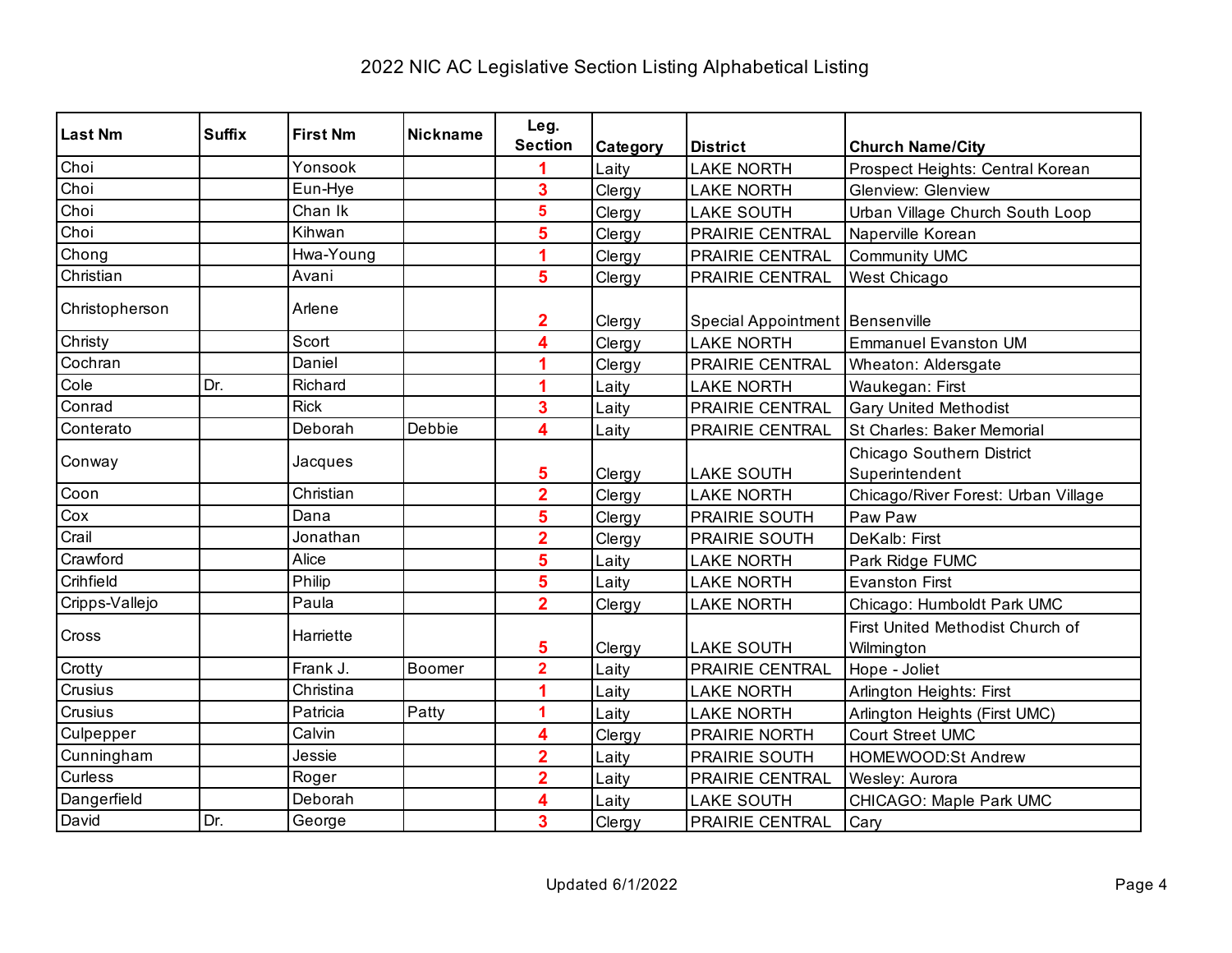# 2022 NIC AC Legislative Section Listing Alphabetical Listing

| Last Nm | Suffix | First Nm | Nickname | Leg. Section | Category | District | Church Name/City |
|---|---|---|---|---|---|---|---|
| Choi | | Yonsook | | 1 | Laity | LAKE NORTH | Prospect Heights: Central Korean |
| Choi | | Eun-Hye | | 3 | Clergy | LAKE NORTH | Glenview: Glenview |
| Choi | | Chan Ik | | 5 | Clergy | LAKE SOUTH | Urban Village Church South Loop |
| Choi | | Kihwan | | 5 | Clergy | PRAIRIE CENTRAL | Naperville Korean |
| Chong | | Hwa-Young | | 1 | Clergy | PRAIRIE CENTRAL | Community UMC |
| Christian | | Avani | | 5 | Clergy | PRAIRIE CENTRAL | West Chicago |
| Christopherson | | Arlene | | 2 | Clergy | Special Appointment | Bensenville |
| Christy | | Scort | | 4 | Clergy | LAKE NORTH | Emmanuel Evanston UM |
| Cochran | | Daniel | | 1 | Clergy | PRAIRIE CENTRAL | Wheaton: Aldersgate |
| Cole | Dr. | Richard | | 1 | Laity | LAKE NORTH | Waukegan: First |
| Conrad | | Rick | | 3 | Laity | PRAIRIE CENTRAL | Gary United Methodist |
| Conterato | | Deborah | Debbie | 4 | Laity | PRAIRIE CENTRAL | St Charles: Baker Memorial |
| Conway | | Jacques | | 5 | Clergy | LAKE SOUTH | Chicago Southern District Superintendent |
| Coon | | Christian | | 2 | Clergy | LAKE NORTH | Chicago/River Forest: Urban Village |
| Cox | | Dana | | 5 | Clergy | PRAIRIE SOUTH | Paw Paw |
| Crail | | Jonathan | | 2 | Clergy | PRAIRIE SOUTH | DeKalb: First |
| Crawford | | Alice | | 5 | Laity | LAKE NORTH | Park Ridge FUMC |
| Crihfield | | Philip | | 5 | Laity | LAKE NORTH | Evanston First |
| Cripps-Vallejo | | Paula | | 2 | Clergy | LAKE NORTH | Chicago: Humboldt Park UMC |
| Cross | | Harriette | | 5 | Clergy | LAKE SOUTH | First United Methodist Church of Wilmington |
| Crotty | | Frank J. | Boomer | 2 | Laity | PRAIRIE CENTRAL | Hope - Joliet |
| Crusius | | Christina | | 1 | Laity | LAKE NORTH | Arlington Heights: First |
| Crusius | | Patricia | Patty | 1 | Laity | LAKE NORTH | Arlington Heights (First UMC) |
| Culpepper | | Calvin | | 4 | Clergy | PRAIRIE NORTH | Court Street UMC |
| Cunningham | | Jessie | | 2 | Laity | PRAIRIE SOUTH | HOMEWOOD:St Andrew |
| Curless | | Roger | | 2 | Laity | PRAIRIE CENTRAL | Wesley: Aurora |
| Dangerfield | | Deborah | | 4 | Laity | LAKE SOUTH | CHICAGO: Maple Park UMC |
| David | Dr. | George | | 3 | Clergy | PRAIRIE CENTRAL | Cary |

Updated 6/1/2022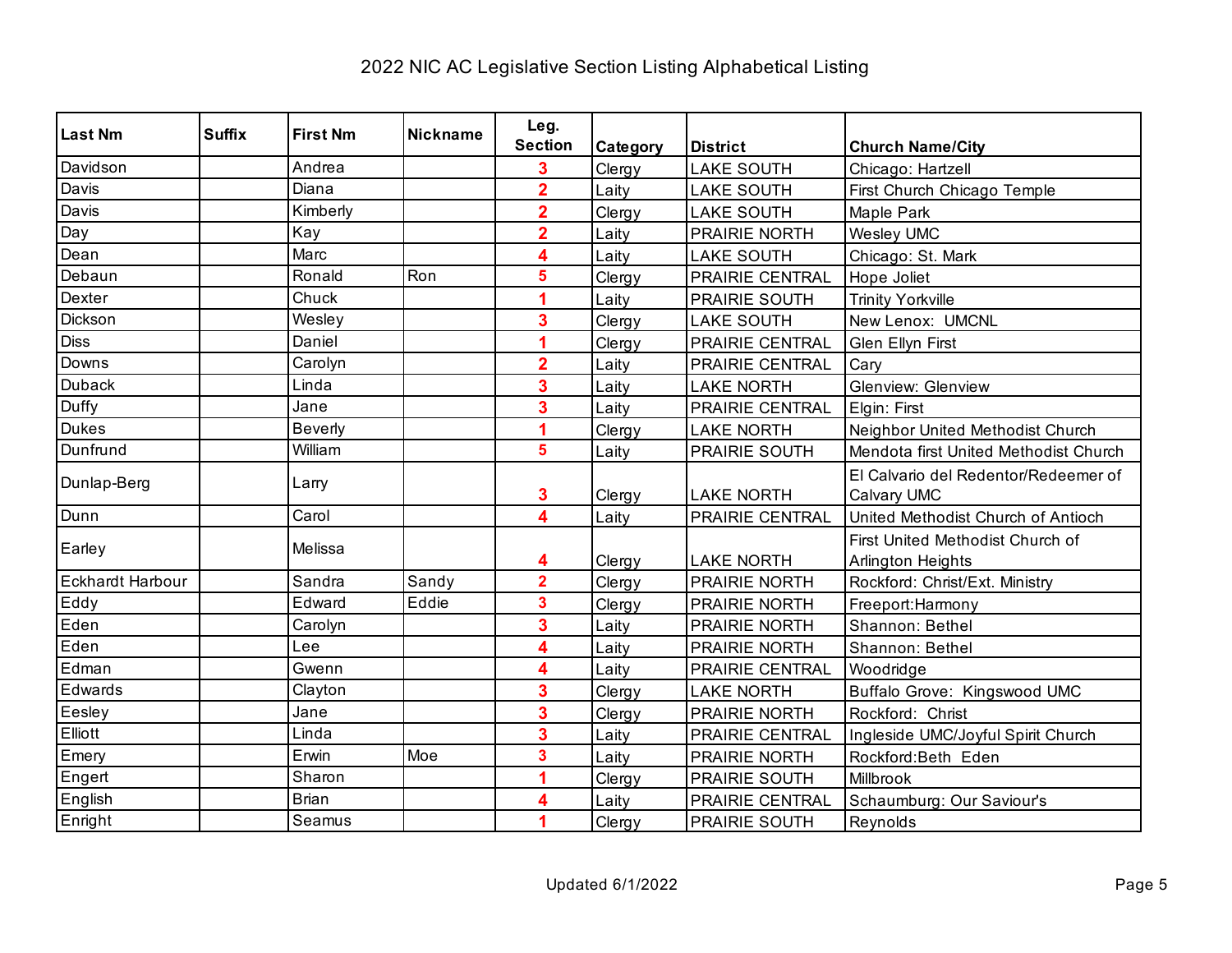# 2022 NIC AC Legislative Section Listing Alphabetical Listing

| Last Nm | Suffix | First Nm | Nickname | Leg. Section | Category | District | Church Name/City |
|---|---|---|---|---|---|---|---|
| Davidson | | Andrea | | 3 | Clergy | LAKE SOUTH | Chicago: Hartzell |
| Davis | | Diana | | 2 | Laity | LAKE SOUTH | First Church Chicago Temple |
| Davis | | Kimberly | | 2 | Clergy | LAKE SOUTH | Maple Park |
| Day | | Kay | | 2 | Laity | PRAIRIE NORTH | Wesley UMC |
| Dean | | Marc | | 4 | Laity | LAKE SOUTH | Chicago: St. Mark |
| Debaun | | Ronald | Ron | 5 | Clergy | PRAIRIE CENTRAL | Hope Joliet |
| Dexter | | Chuck | | 1 | Laity | PRAIRIE SOUTH | Trinity Yorkville |
| Dickson | | Wesley | | 3 | Clergy | LAKE SOUTH | New Lenox: UMCNL |
| Diss | | Daniel | | 1 | Clergy | PRAIRIE CENTRAL | Glen Ellyn First |
| Downs | | Carolyn | | 2 | Laity | PRAIRIE CENTRAL | Cary |
| Duback | | Linda | | 3 | Laity | LAKE NORTH | Glenview: Glenview |
| Duffy | | Jane | | 3 | Laity | PRAIRIE CENTRAL | Elgin: First |
| Dukes | | Beverly | | 1 | Clergy | LAKE NORTH | Neighbor United Methodist Church |
| Dunfrund | | William | | 5 | Laity | PRAIRIE SOUTH | Mendota first United Methodist Church |
| Dunlap-Berg | | Larry | | 3 | Clergy | LAKE NORTH | El Calvario del Redentor/Redeemer of Calvary UMC |
| Dunn | | Carol | | 4 | Laity | PRAIRIE CENTRAL | United Methodist Church of Antioch |
| Earley | | Melissa | | 4 | Clergy | LAKE NORTH | First United Methodist Church of Arlington Heights |
| Eckhardt Harbour | | Sandra | Sandy | 2 | Clergy | PRAIRIE NORTH | Rockford: Christ/Ext. Ministry |
| Eddy | | Edward | Eddie | 3 | Clergy | PRAIRIE NORTH | Freeport:Harmony |
| Eden | | Carolyn | | 3 | Laity | PRAIRIE NORTH | Shannon: Bethel |
| Eden | | Lee | | 4 | Laity | PRAIRIE NORTH | Shannon: Bethel |
| Edman | | Gwenn | | 4 | Laity | PRAIRIE CENTRAL | Woodridge |
| Edwards | | Clayton | | 3 | Clergy | LAKE NORTH | Buffalo Grove: Kingswood UMC |
| Eesley | | Jane | | 3 | Clergy | PRAIRIE NORTH | Rockford: Christ |
| Elliott | | Linda | | 3 | Laity | PRAIRIE CENTRAL | Ingleside UMC/Joyful Spirit Church |
| Emery | | Erwin | Moe | 3 | Laity | PRAIRIE NORTH | Rockford:Beth Eden |
| Engert | | Sharon | | 1 | Clergy | PRAIRIE SOUTH | Millbrook |
| English | | Brian | | 4 | Laity | PRAIRIE CENTRAL | Schaumburg: Our Saviour's |
| Enright | | Seamus | | 1 | Clergy | PRAIRIE SOUTH | Reynolds |

Updated 6/1/2022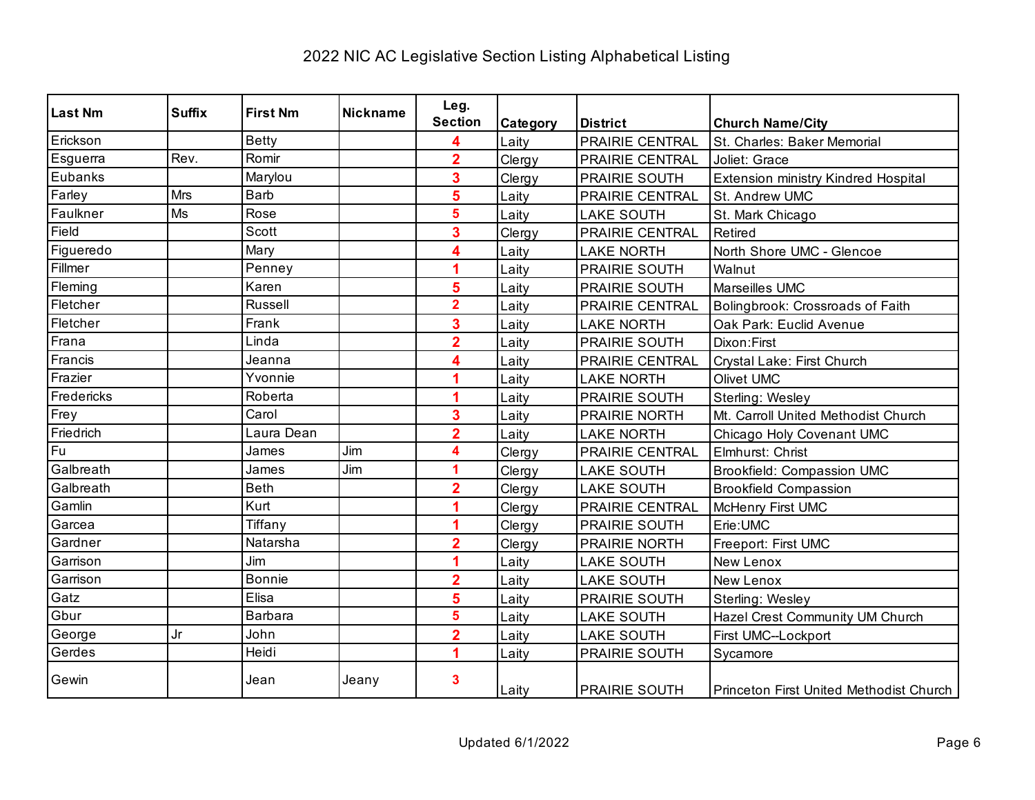# 2022 NIC AC Legislative Section Listing Alphabetical Listing

| Last Nm | Suffix | First Nm | Nickname | Leg. Section | Category | District | Church Name/City |
|---|---|---|---|---|---|---|---|
| Erickson | | Betty | | 4 | Laity | PRAIRIE CENTRAL | St. Charles: Baker Memorial |
| Esguerra | Rev. | Romir | | 2 | Clergy | PRAIRIE CENTRAL | Joliet: Grace |
| Eubanks | | Marylou | | 3 | Clergy | PRAIRIE SOUTH | Extension ministry Kindred Hospital |
| Farley | Mrs | Barb | | 5 | Laity | PRAIRIE CENTRAL | St. Andrew UMC |
| Faulkner | Ms | Rose | | 5 | Laity | LAKE SOUTH | St. Mark Chicago |
| Field | | Scott | | 3 | Clergy | PRAIRIE CENTRAL | Retired |
| Figueredo | | Mary | | 4 | Laity | LAKE NORTH | North Shore UMC - Glencoe |
| Fillmer | | Penney | | 1 | Laity | PRAIRIE SOUTH | Walnut |
| Fleming | | Karen | | 5 | Laity | PRAIRIE SOUTH | Marseilles UMC |
| Fletcher | | Russell | | 2 | Laity | PRAIRIE CENTRAL | Bolingbrook: Crossroads of Faith |
| Fletcher | | Frank | | 3 | Laity | LAKE NORTH | Oak Park: Euclid Avenue |
| Frana | | Linda | | 2 | Laity | PRAIRIE SOUTH | Dixon:First |
| Francis | | Jeanna | | 4 | Laity | PRAIRIE CENTRAL | Crystal Lake: First Church |
| Frazier | | Yvonnie | | 1 | Laity | LAKE NORTH | Olivet UMC |
| Fredericks | | Roberta | | 1 | Laity | PRAIRIE SOUTH | Sterling: Wesley |
| Frey | | Carol | | 3 | Laity | PRAIRIE NORTH | Mt. Carroll United Methodist Church |
| Friedrich | | Laura Dean | | 2 | Laity | LAKE NORTH | Chicago Holy Covenant UMC |
| Fu | | James | Jim | 4 | Clergy | PRAIRIE CENTRAL | Elmhurst: Christ |
| Galbreath | | James | Jim | 1 | Clergy | LAKE SOUTH | Brookfield: Compassion UMC |
| Galbreath | | Beth | | 2 | Clergy | LAKE SOUTH | Brookfield Compassion |
| Gamlin | | Kurt | | 1 | Clergy | PRAIRIE CENTRAL | McHenry First UMC |
| Garcea | | Tiffany | | 1 | Clergy | PRAIRIE SOUTH | Erie:UMC |
| Gardner | | Natarsha | | 2 | Clergy | PRAIRIE NORTH | Freeport: First UMC |
| Garrison | | Jim | | 1 | Laity | LAKE SOUTH | New Lenox |
| Garrison | | Bonnie | | 2 | Laity | LAKE SOUTH | New Lenox |
| Gatz | | Elisa | | 5 | Laity | PRAIRIE SOUTH | Sterling: Wesley |
| Gbur | | Barbara | | 5 | Laity | LAKE SOUTH | Hazel Crest Community UM Church |
| George | Jr | John | | 2 | Laity | LAKE SOUTH | First UMC--Lockport |
| Gerdes | | Heidi | | 1 | Laity | PRAIRIE SOUTH | Sycamore |
| Gewin | | Jean | Jeany | 3 | Laity | PRAIRIE SOUTH | Princeton First United Methodist Church |

Updated 6/1/2022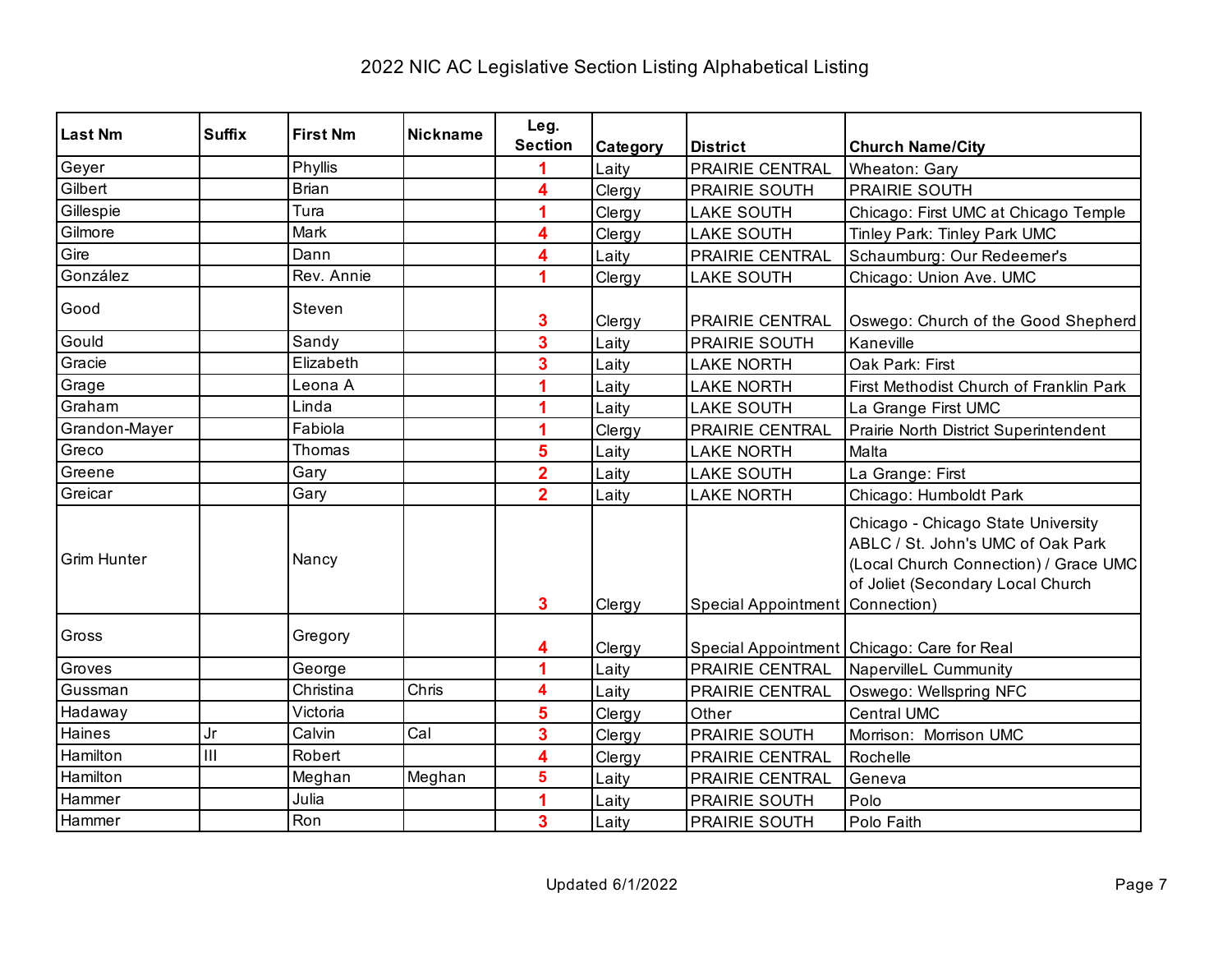# 2022 NIC AC Legislative Section Listing Alphabetical Listing

| Last Nm | Suffix | First Nm | Nickname | Leg. Section | Category | District | Church Name/City |
|---|---|---|---|---|---|---|---|
| Geyer | | Phyllis | | 1 | Laity | PRAIRIE CENTRAL | Wheaton: Gary |
| Gilbert | | Brian | | 4 | Clergy | PRAIRIE SOUTH | PRAIRIE SOUTH |
| Gillespie | | Tura | | 1 | Clergy | LAKE SOUTH | Chicago: First UMC at Chicago Temple |
| Gilmore | | Mark | | 4 | Clergy | LAKE SOUTH | Tinley Park: Tinley Park UMC |
| Gire | | Dann | | 4 | Laity | PRAIRIE CENTRAL | Schaumburg: Our Redeemer's |
| González | | Rev. Annie | | 1 | Clergy | LAKE SOUTH | Chicago: Union Ave. UMC |
| Good | | Steven | | 3 | Clergy | PRAIRIE CENTRAL | Oswego: Church of the Good Shepherd |
| Gould | | Sandy | | 3 | Laity | PRAIRIE SOUTH | Kaneville |
| Gracie | | Elizabeth | | 3 | Laity | LAKE NORTH | Oak Park: First |
| Grage | | Leona A | | 1 | Laity | LAKE NORTH | First Methodist Church of Franklin Park |
| Graham | | Linda | | 1 | Laity | LAKE SOUTH | La Grange First UMC |
| Grandon-Mayer | | Fabiola | | 1 | Clergy | PRAIRIE CENTRAL | Prairie North District Superintendent |
| Greco | | Thomas | | 5 | Laity | LAKE NORTH | Malta |
| Greene | | Gary | | 2 | Laity | LAKE SOUTH | La Grange: First |
| Greicar | | Gary | | 2 | Laity | LAKE NORTH | Chicago: Humboldt Park |
| Grim Hunter | | Nancy | | 3 | Clergy | Special Appointment | Chicago - Chicago State University ABLC / St. John's UMC of Oak Park (Local Church Connection) / Grace UMC of Joliet (Secondary Local Church Connection) |
| Gross | | Gregory | | 4 | Clergy | Special Appointment | Chicago: Care for Real |
| Groves | | George | | 1 | Laity | PRAIRIE CENTRAL | NapervilleL Cummunity |
| Gussman | | Christina | Chris | 4 | Laity | PRAIRIE CENTRAL | Oswego: Wellspring NFC |
| Hadaway | | Victoria | | 5 | Clergy | Other | Central UMC |
| Haines | Jr | Calvin | Cal | 3 | Clergy | PRAIRIE SOUTH | Morrison: Morrison UMC |
| Hamilton | III | Robert | | 4 | Clergy | PRAIRIE CENTRAL | Rochelle |
| Hamilton | | Meghan | Meghan | 5 | Laity | PRAIRIE CENTRAL | Geneva |
| Hammer | | Julia | | 1 | Laity | PRAIRIE SOUTH | Polo |
| Hammer | | Ron | | 3 | Laity | PRAIRIE SOUTH | Polo Faith |

Updated 6/1/2022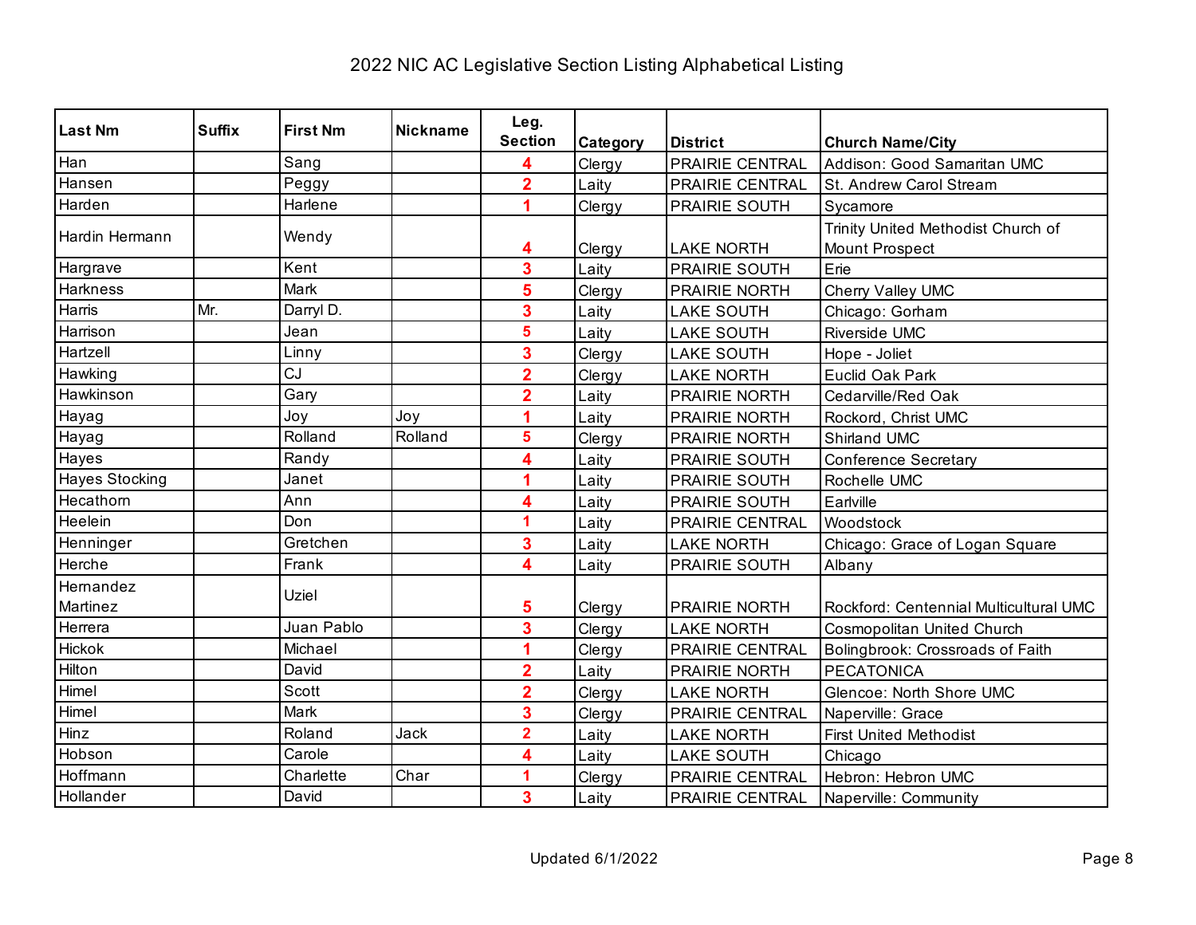# 2022 NIC AC Legislative Section Listing Alphabetical Listing

| Last Nm | Suffix | First Nm | Nickname | Leg. Section | Category | District | Church Name/City |
|---|---|---|---|---|---|---|---|
| Han | | Sang | | 4 | Clergy | PRAIRIE CENTRAL | Addison: Good Samaritan UMC |
| Hansen | | Peggy | | 2 | Laity | PRAIRIE CENTRAL | St. Andrew Carol Stream |
| Harden | | Harlene | | 1 | Clergy | PRAIRIE SOUTH | Sycamore |
| Hardin Hermann | | Wendy | | 4 | Clergy | LAKE NORTH | Trinity United Methodist Church of Mount Prospect |
| Hargrave | | Kent | | 3 | Laity | PRAIRIE SOUTH | Erie |
| Harkness | | Mark | | 5 | Clergy | PRAIRIE NORTH | Cherry Valley UMC |
| Harris | Mr. | Darryl D. | | 3 | Laity | LAKE SOUTH | Chicago: Gorham |
| Harrison | | Jean | | 5 | Laity | LAKE SOUTH | Riverside UMC |
| Hartzell | | Linny | | 3 | Clergy | LAKE SOUTH | Hope - Joliet |
| Hawking | | CJ | | 2 | Clergy | LAKE NORTH | Euclid Oak Park |
| Hawkinson | | Gary | | 2 | Laity | PRAIRIE NORTH | Cedarville/Red Oak |
| Hayag | | Joy | Joy | 1 | Laity | PRAIRIE NORTH | Rockord, Christ UMC |
| Hayag | | Rolland | Rolland | 5 | Clergy | PRAIRIE NORTH | Shirland UMC |
| Hayes | | Randy | | 4 | Laity | PRAIRIE SOUTH | Conference Secretary |
| Hayes Stocking | | Janet | | 1 | Laity | PRAIRIE SOUTH | Rochelle UMC |
| Hecathorn | | Ann | | 4 | Laity | PRAIRIE SOUTH | Earlville |
| Heelein | | Don | | 1 | Laity | PRAIRIE CENTRAL | Woodstock |
| Henninger | | Gretchen | | 3 | Laity | LAKE NORTH | Chicago: Grace of Logan Square |
| Herche | | Frank | | 4 | Laity | PRAIRIE SOUTH | Albany |
| Hernandez Martinez | | Uziel | | 5 | Clergy | PRAIRIE NORTH | Rockford: Centennial Multicultural UMC |
| Herrera | | Juan Pablo | | 3 | Clergy | LAKE NORTH | Cosmopolitan United Church |
| Hickok | | Michael | | 1 | Clergy | PRAIRIE CENTRAL | Bolingbrook: Crossroads of Faith |
| Hilton | | David | | 2 | Laity | PRAIRIE NORTH | PECATONICA |
| Himel | | Scott | | 2 | Clergy | LAKE NORTH | Glencoe: North Shore UMC |
| Himel | | Mark | | 3 | Clergy | PRAIRIE CENTRAL | Naperville: Grace |
| Hinz | | Roland | Jack | 2 | Laity | LAKE NORTH | First United Methodist |
| Hobson | | Carole | | 4 | Laity | LAKE SOUTH | Chicago |
| Hoffmann | | Charlette | Char | 1 | Clergy | PRAIRIE CENTRAL | Hebron: Hebron UMC |
| Hollander | | David | | 3 | Laity | PRAIRIE CENTRAL | Naperville: Community |

Updated 6/1/2022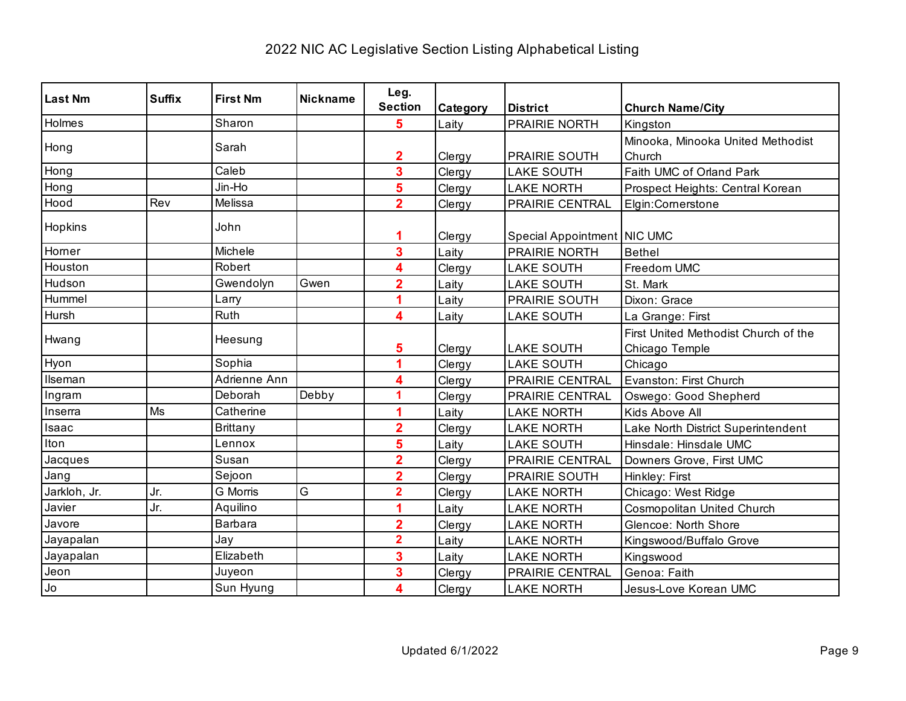# 2022 NIC AC Legislative Section Listing Alphabetical Listing

| Last Nm | Suffix | First Nm | Nickname | Leg. Section | Category | District | Church Name/City |
|---|---|---|---|---|---|---|---|
| Holmes | | Sharon | | 5 | Laity | PRAIRIE NORTH | Kingston |
| Hong | | Sarah | | 2 | Clergy | PRAIRIE SOUTH | Minooka, Minooka United Methodist Church |
| Hong | | Caleb | | 3 | Clergy | LAKE SOUTH | Faith UMC of Orland Park |
| Hong | | Jin-Ho | | 5 | Clergy | LAKE NORTH | Prospect Heights: Central Korean |
| Hood | Rev | Melissa | | 2 | Clergy | PRAIRIE CENTRAL | Elgin:Cornerstone |
| Hopkins | | John | | 1 | Clergy | Special Appointment | NIC UMC |
| Horner | | Michele | | 3 | Laity | PRAIRIE NORTH | Bethel |
| Houston | | Robert | | 4 | Clergy | LAKE SOUTH | Freedom UMC |
| Hudson | | Gwendolyn | Gwen | 2 | Laity | LAKE SOUTH | St. Mark |
| Hummel | | Larry | | 1 | Laity | PRAIRIE SOUTH | Dixon: Grace |
| Hursh | | Ruth | | 4 | Laity | LAKE SOUTH | La Grange: First |
| Hwang | | Heesung | | 5 | Clergy | LAKE SOUTH | First United Methodist Church of the Chicago Temple |
| Hyon | | Sophia | | 1 | Clergy | LAKE SOUTH | Chicago |
| Ilseman | | Adrienne Ann | | 4 | Clergy | PRAIRIE CENTRAL | Evanston: First Church |
| Ingram | | Deborah | Debby | 1 | Clergy | PRAIRIE CENTRAL | Oswego: Good Shepherd |
| Inserra | Ms | Catherine | | 1 | Laity | LAKE NORTH | Kids Above All |
| Isaac | | Brittany | | 2 | Clergy | LAKE NORTH | Lake North District Superintendent |
| Iton | | Lennox | | 5 | Laity | LAKE SOUTH | Hinsdale: Hinsdale UMC |
| Jacques | | Susan | | 2 | Clergy | PRAIRIE CENTRAL | Downers Grove, First UMC |
| Jang | | Sejoon | | 2 | Clergy | PRAIRIE SOUTH | Hinkley: First |
| Jarkloh, Jr. | Jr. | G Morris | G | 2 | Clergy | LAKE NORTH | Chicago: West Ridge |
| Javier | Jr. | Aquilino | | 1 | Laity | LAKE NORTH | Cosmopolitan United Church |
| Javore | | Barbara | | 2 | Clergy | LAKE NORTH | Glencoe: North Shore |
| Jayapalan | | Jay | | 2 | Laity | LAKE NORTH | Kingswood/Buffalo Grove |
| Jayapalan | | Elizabeth | | 3 | Laity | LAKE NORTH | Kingswood |
| Jeon | | Juyeon | | 3 | Clergy | PRAIRIE CENTRAL | Genoa: Faith |
| Jo | | Sun Hyung | | 4 | Clergy | LAKE NORTH | Jesus-Love Korean UMC |

Updated 6/1/2022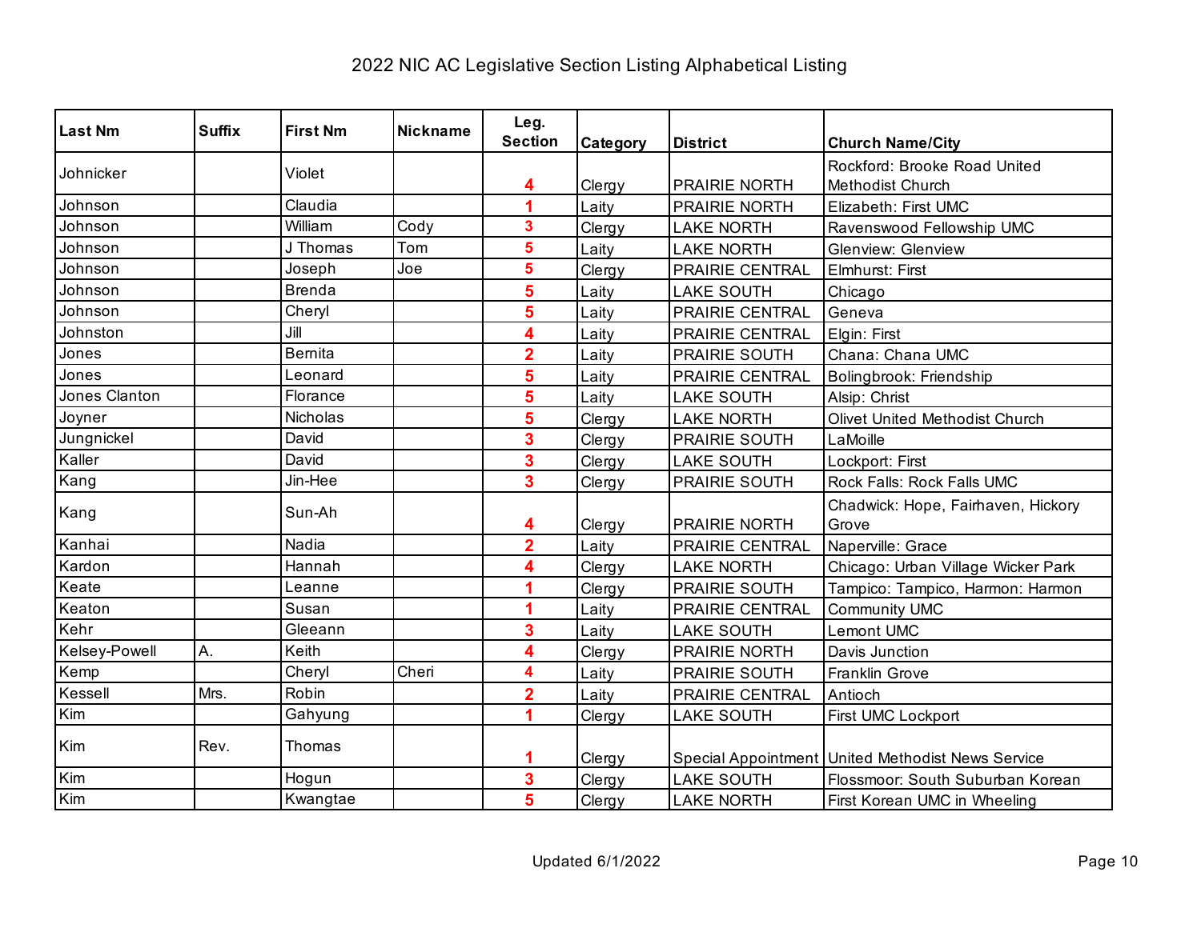# 2022 NIC AC Legislative Section Listing Alphabetical Listing

| Last Nm | Suffix | First Nm | Nickname | Leg. Section | Category | District | Church Name/City |
|---|---|---|---|---|---|---|---|
| Johnicker | | Violet | | 4 | Clergy | PRAIRIE NORTH | Rockford: Brooke Road United Methodist Church |
| Johnson | | Claudia | | 1 | Laity | PRAIRIE NORTH | Elizabeth: First UMC |
| Johnson | | William | Cody | 3 | Clergy | LAKE NORTH | Ravenswood Fellowship UMC |
| Johnson | | J Thomas | Tom | 5 | Laity | LAKE NORTH | Glenview: Glenview |
| Johnson | | Joseph | Joe | 5 | Clergy | PRAIRIE CENTRAL | Elmhurst: First |
| Johnson | | Brenda | | 5 | Laity | LAKE SOUTH | Chicago |
| Johnson | | Cheryl | | 5 | Laity | PRAIRIE CENTRAL | Geneva |
| Johnston | | Jill | | 4 | Laity | PRAIRIE CENTRAL | Elgin: First |
| Jones | | Bernita | | 2 | Laity | PRAIRIE SOUTH | Chana: Chana UMC |
| Jones | | Leonard | | 5 | Laity | PRAIRIE CENTRAL | Bolingbrook: Friendship |
| Jones Clanton | | Florance | | 5 | Laity | LAKE SOUTH | Alsip: Christ |
| Joyner | | Nicholas | | 5 | Clergy | LAKE NORTH | Olivet United Methodist Church |
| Jungnickel | | David | | 3 | Clergy | PRAIRIE SOUTH | LaMoille |
| Kaller | | David | | 3 | Clergy | LAKE SOUTH | Lockport: First |
| Kang | | Jin-Hee | | 3 | Clergy | PRAIRIE SOUTH | Rock Falls: Rock Falls UMC |
| Kang | | Sun-Ah | | 4 | Clergy | PRAIRIE NORTH | Chadwick: Hope, Fairhaven, Hickory Grove |
| Kanhai | | Nadia | | 2 | Laity | PRAIRIE CENTRAL | Naperville: Grace |
| Kardon | | Hannah | | 4 | Clergy | LAKE NORTH | Chicago: Urban Village Wicker Park |
| Keate | | Leanne | | 1 | Clergy | PRAIRIE SOUTH | Tampico: Tampico, Harmon: Harmon |
| Keaton | | Susan | | 1 | Laity | PRAIRIE CENTRAL | Community UMC |
| Kehr | | Gleeann | | 3 | Laity | LAKE SOUTH | Lemont UMC |
| Kelsey-Powell | A. | Keith | | 4 | Clergy | PRAIRIE NORTH | Davis Junction |
| Kemp | | Cheryl | Cheri | 4 | Laity | PRAIRIE SOUTH | Franklin Grove |
| Kessell | Mrs. | Robin | | 2 | Laity | PRAIRIE CENTRAL | Antioch |
| Kim | | Gahyung | | 1 | Clergy | LAKE SOUTH | First UMC Lockport |
| Kim | Rev. | Thomas | | 1 | Clergy | Special Appointment | United Methodist News Service |
| Kim | | Hogun | | 3 | Clergy | LAKE SOUTH | Flossmoor: South Suburban Korean |
| Kim | | Kwangtae | | 5 | Clergy | LAKE NORTH | First Korean UMC in Wheeling |

Updated 6/1/2022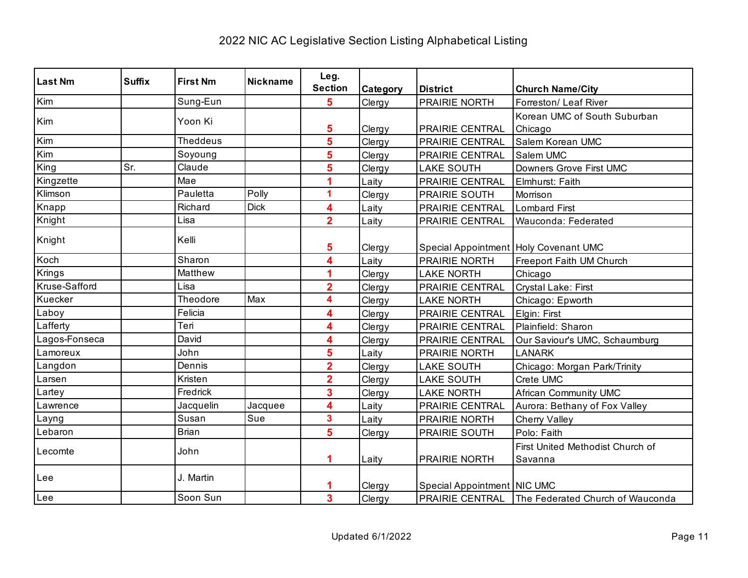# 2022 NIC AC Legislative Section Listing Alphabetical Listing

| Last Nm | Suffix | First Nm | Nickname | Leg. Section | Category | District | Church Name/City |
|---|---|---|---|---|---|---|---|
| Kim | | Sung-Eun | | 5 | Clergy | PRAIRIE NORTH | Forreston/ Leaf River |
| Kim | | Yoon Ki | | 5 | Clergy | PRAIRIE CENTRAL | Korean UMC of South Suburban Chicago |
| Kim | | Theddeus | | 5 | Clergy | PRAIRIE CENTRAL | Salem Korean UMC |
| Kim | | Soyoung | | 5 | Clergy | PRAIRIE CENTRAL | Salem UMC |
| King | Sr. | Claude | | 5 | Clergy | LAKE SOUTH | Downers Grove First UMC |
| Kingzette | | Mae | | 1 | Laity | PRAIRIE CENTRAL | Elmhurst: Faith |
| Klimson | | Pauletta | Polly | 1 | Clergy | PRAIRIE SOUTH | Morrison |
| Knapp | | Richard | Dick | 4 | Laity | PRAIRIE CENTRAL | Lombard First |
| Knight | | Lisa | | 2 | Laity | PRAIRIE CENTRAL | Wauconda: Federated |
| Knight | | Kelli | | 5 | Clergy | Special Appointment | Holy Covenant UMC |
| Koch | | Sharon | | 4 | Laity | PRAIRIE NORTH | Freeport Faith UM Church |
| Krings | | Matthew | | 1 | Clergy | LAKE NORTH | Chicago |
| Kruse-Safford | | Lisa | | 2 | Clergy | PRAIRIE CENTRAL | Crystal Lake: First |
| Kuecker | | Theodore | Max | 4 | Clergy | LAKE NORTH | Chicago: Epworth |
| Laboy | | Felicia | | 4 | Clergy | PRAIRIE CENTRAL | Elgin: First |
| Lafferty | | Teri | | 4 | Clergy | PRAIRIE CENTRAL | Plainfield: Sharon |
| Lagos-Fonseca | | David | | 4 | Clergy | PRAIRIE CENTRAL | Our Saviour's UMC, Schaumburg |
| Lamoreux | | John | | 5 | Laity | PRAIRIE NORTH | LANARK |
| Langdon | | Dennis | | 2 | Clergy | LAKE SOUTH | Chicago: Morgan Park/Trinity |
| Larsen | | Kristen | | 2 | Clergy | LAKE SOUTH | Crete UMC |
| Lartey | | Fredrick | | 3 | Clergy | LAKE NORTH | African Community UMC |
| Lawrence | | Jacquelin | Jacquee | 4 | Laity | PRAIRIE CENTRAL | Aurora: Bethany of Fox Valley |
| Layng | | Susan | Sue | 3 | Laity | PRAIRIE NORTH | Cherry Valley |
| Lebaron | | Brian | | 5 | Clergy | PRAIRIE SOUTH | Polo: Faith |
| Lecomte | | John | | 1 | Laity | PRAIRIE NORTH | First United Methodist Church of Savanna |
| Lee | | J. Martin | | 1 | Clergy | Special Appointment | NIC UMC |
| Lee | | Soon Sun | | 3 | Clergy | PRAIRIE CENTRAL | The Federated Church of Wauconda |

Updated 6/1/2022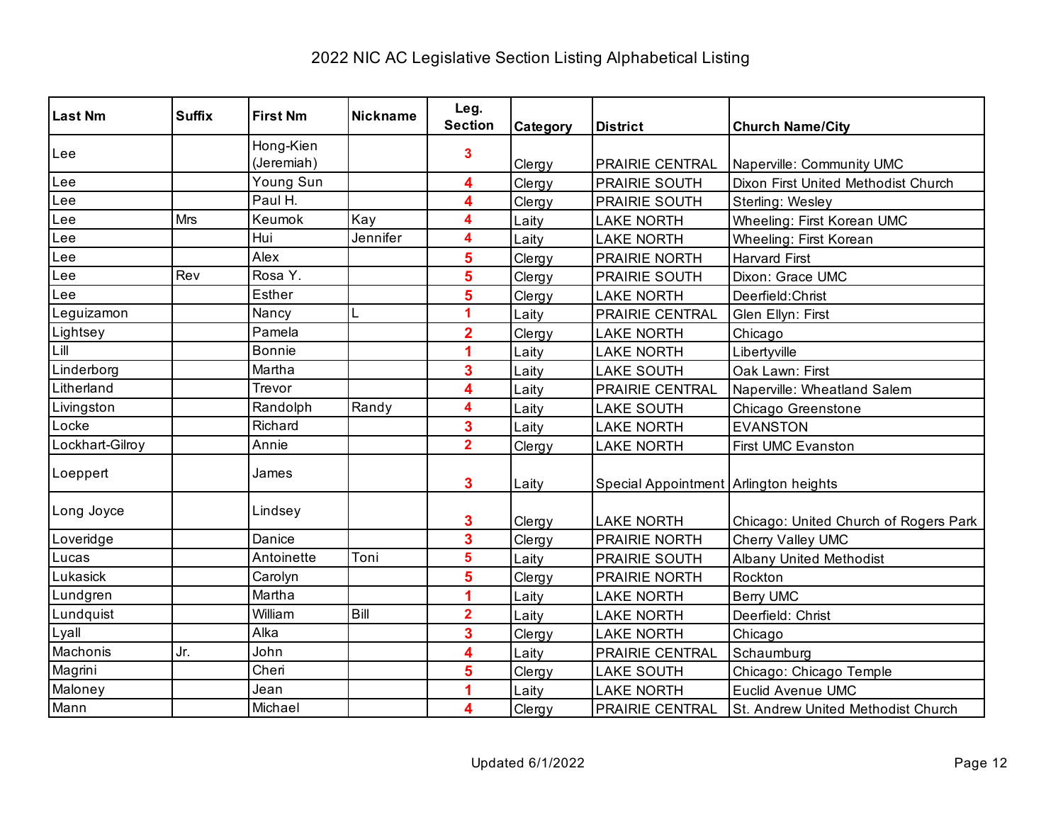# 2022 NIC AC Legislative Section Listing Alphabetical Listing

| Last Nm | Suffix | First Nm | Nickname | Leg. Section | Category | District | Church Name/City |
|---|---|---|---|---|---|---|---|
| Lee | | Hong-Kien (Jeremiah) | | 3 | Clergy | PRAIRIE CENTRAL | Naperville: Community UMC |
| Lee | | Young Sun | | 4 | Clergy | PRAIRIE SOUTH | Dixon First United Methodist Church |
| Lee | | Paul H. | | 4 | Clergy | PRAIRIE SOUTH | Sterling: Wesley |
| Lee | Mrs | Keumok | Kay | 4 | Laity | LAKE NORTH | Wheeling: First Korean UMC |
| Lee | | Hui | Jennifer | 4 | Laity | LAKE NORTH | Wheeling: First Korean |
| Lee | | Alex | | 5 | Clergy | PRAIRIE NORTH | Harvard First |
| Lee | Rev | Rosa Y. | | 5 | Clergy | PRAIRIE SOUTH | Dixon: Grace UMC |
| Lee | | Esther | | 5 | Clergy | LAKE NORTH | Deerfield:Christ |
| Leguizamon | | Nancy | L | 1 | Laity | PRAIRIE CENTRAL | Glen Ellyn: First |
| Lightsey | | Pamela | | 2 | Clergy | LAKE NORTH | Chicago |
| Lill | | Bonnie | | 1 | Laity | LAKE NORTH | Libertyville |
| Linderborg | | Martha | | 3 | Laity | LAKE SOUTH | Oak Lawn: First |
| Litherland | | Trevor | | 4 | Laity | PRAIRIE CENTRAL | Naperville: Wheatland Salem |
| Livingston | | Randolph | Randy | 4 | Laity | LAKE SOUTH | Chicago Greenstone |
| Locke | | Richard | | 3 | Laity | LAKE NORTH | EVANSTON |
| Lockhart-Gilroy | | Annie | | 2 | Clergy | LAKE NORTH | First UMC Evanston |
| Loeppert | | James | | 3 | Laity | Special Appointment | Arlington heights |
| Long Joyce | | Lindsey | | 3 | Clergy | LAKE NORTH | Chicago: United Church of Rogers Park |
| Loveridge | | Danice | | 3 | Clergy | PRAIRIE NORTH | Cherry Valley UMC |
| Lucas | | Antoinette | Toni | 5 | Laity | PRAIRIE SOUTH | Albany United Methodist |
| Lukasick | | Carolyn | | 5 | Clergy | PRAIRIE NORTH | Rockton |
| Lundgren | | Martha | | 1 | Laity | LAKE NORTH | Berry UMC |
| Lundquist | | William | Bill | 2 | Laity | LAKE NORTH | Deerfield: Christ |
| Lyall | | Alka | | 3 | Clergy | LAKE NORTH | Chicago |
| Machonis | Jr. | John | | 4 | Laity | PRAIRIE CENTRAL | Schaumburg |
| Magrini | | Cheri | | 5 | Clergy | LAKE SOUTH | Chicago: Chicago Temple |
| Maloney | | Jean | | 1 | Laity | LAKE NORTH | Euclid Avenue UMC |
| Mann | | Michael | | 4 | Clergy | PRAIRIE CENTRAL | St. Andrew United Methodist Church |

Updated 6/1/2022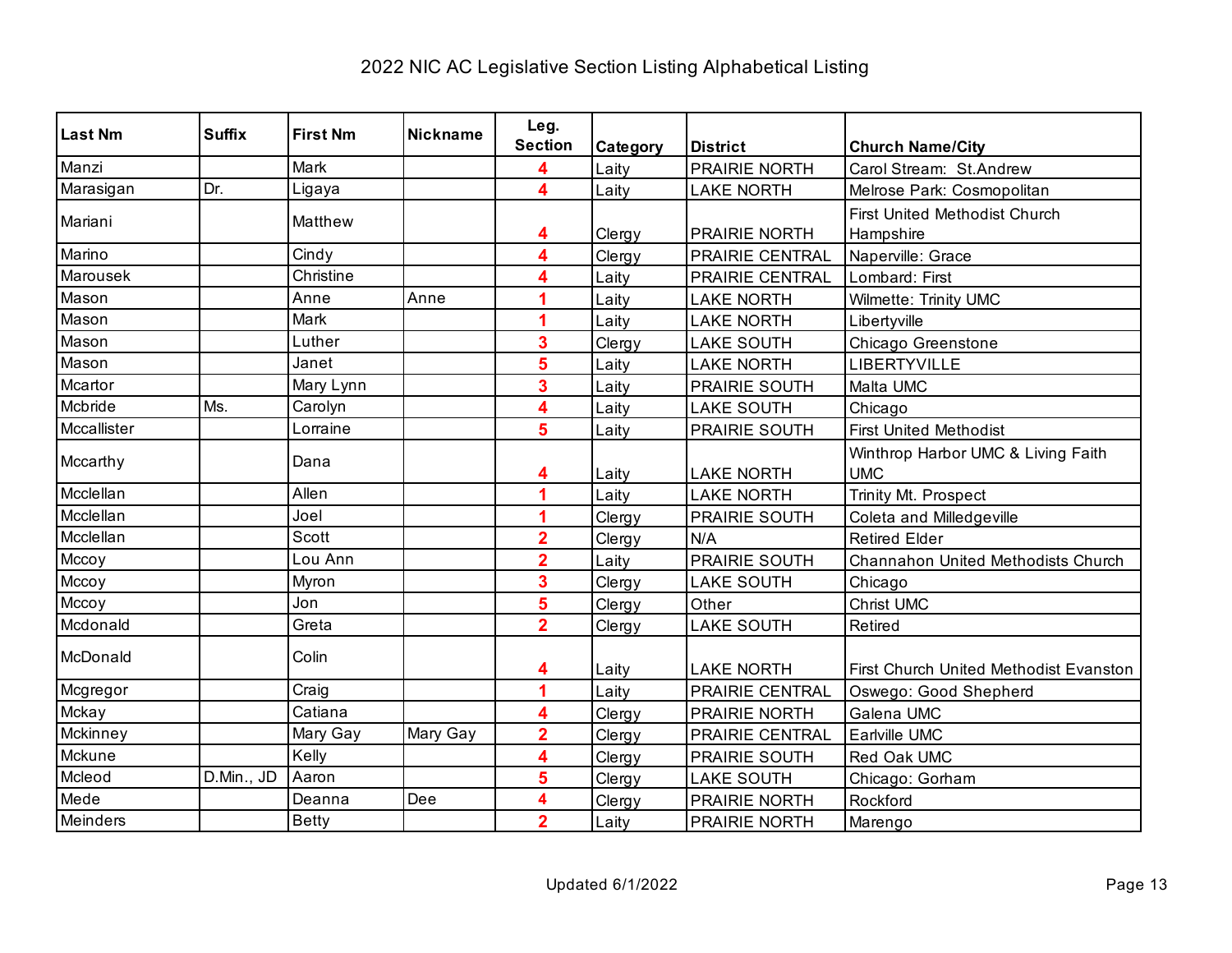# 2022 NIC AC Legislative Section Listing Alphabetical Listing

| Last Nm | Suffix | First Nm | Nickname | Leg. Section | Category | District | Church Name/City |
|---|---|---|---|---|---|---|---|
| Manzi | | Mark | | 4 | Laity | PRAIRIE NORTH | Carol Stream:  St.Andrew |
| Marasigan | Dr. | Ligaya | | 4 | Laity | LAKE NORTH | Melrose Park: Cosmopolitan |
| Mariani | | Matthew | | 4 | Clergy | PRAIRIE NORTH | First United Methodist Church Hampshire |
| Marino | | Cindy | | 4 | Clergy | PRAIRIE CENTRAL | Naperville: Grace |
| Marousek | | Christine | | 4 | Laity | PRAIRIE CENTRAL | Lombard: First |
| Mason | | Anne | Anne | 1 | Laity | LAKE NORTH | Wilmette: Trinity UMC |
| Mason | | Mark | | 1 | Laity | LAKE NORTH | Libertyville |
| Mason | | Luther | | 3 | Clergy | LAKE SOUTH | Chicago Greenstone |
| Mason | | Janet | | 5 | Laity | LAKE NORTH | LIBERTYVILLE |
| Mcartor | | Mary Lynn | | 3 | Laity | PRAIRIE SOUTH | Malta UMC |
| Mcbride | Ms. | Carolyn | | 4 | Laity | LAKE SOUTH | Chicago |
| Mccallister | | Lorraine | | 5 | Laity | PRAIRIE SOUTH | First United Methodist |
| Mccarthy | | Dana | | 4 | Laity | LAKE NORTH | Winthrop Harbor UMC & Living Faith UMC |
| Mcclellan | | Allen | | 1 | Laity | LAKE NORTH | Trinity Mt. Prospect |
| Mcclellan | | Joel | | 1 | Clergy | PRAIRIE SOUTH | Coleta and Milledgeville |
| Mcclellan | | Scott | | 2 | Clergy | N/A | Retired Elder |
| Mccoy | | Lou Ann | | 2 | Laity | PRAIRIE SOUTH | Channahon United Methodists Church |
| Mccoy | | Myron | | 3 | Clergy | LAKE SOUTH | Chicago |
| Mccoy | | Jon | | 5 | Clergy | Other | Christ UMC |
| Mcdonald | | Greta | | 2 | Clergy | LAKE SOUTH | Retired |
| McDonald | | Colin | | 4 | Laity | LAKE NORTH | First Church United Methodist Evanston |
| Mcgregor | | Craig | | 1 | Laity | PRAIRIE CENTRAL | Oswego: Good Shepherd |
| Mckay | | Catiana | | 4 | Clergy | PRAIRIE NORTH | Galena UMC |
| Mckinney | | Mary Gay | Mary Gay | 2 | Clergy | PRAIRIE CENTRAL | Earlville UMC |
| Mckune | | Kelly | | 4 | Clergy | PRAIRIE SOUTH | Red Oak UMC |
| Mcleod | D.Min., JD | Aaron | | 5 | Clergy | LAKE SOUTH | Chicago: Gorham |
| Mede | | Deanna | Dee | 4 | Clergy | PRAIRIE NORTH | Rockford |
| Meinders | | Betty | | 2 | Laity | PRAIRIE NORTH | Marengo |

Updated 6/1/2022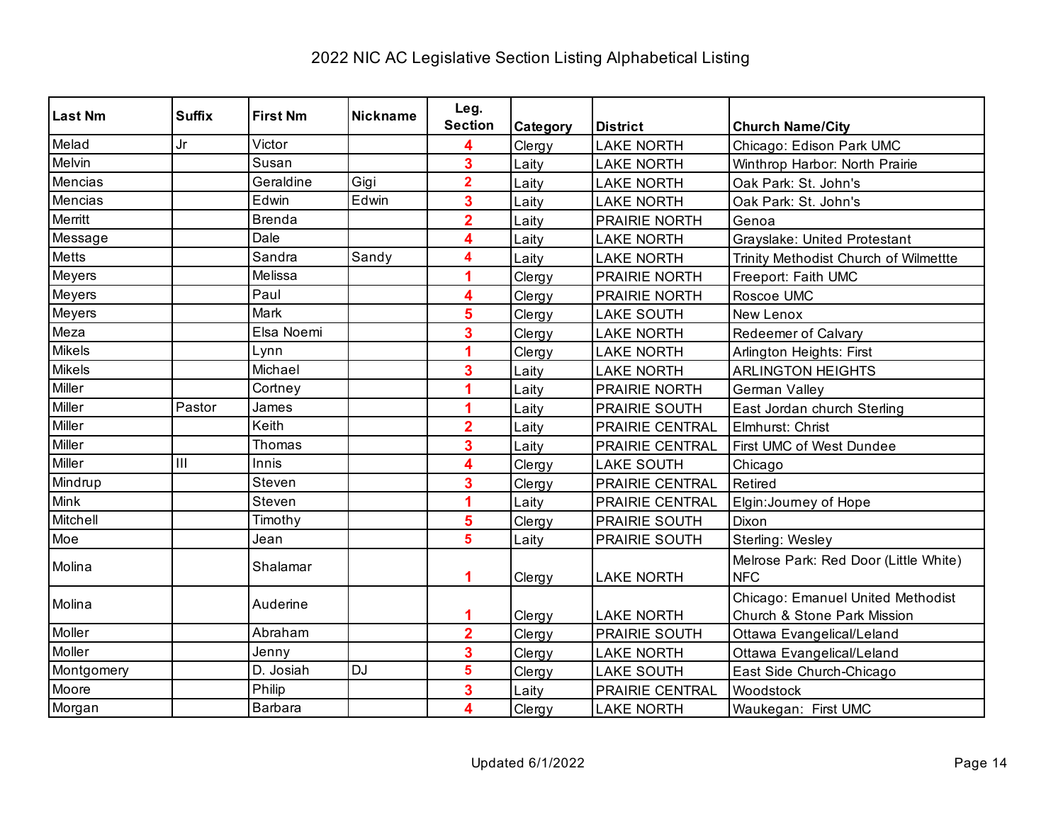# 2022 NIC AC Legislative Section Listing Alphabetical Listing

| Last Nm | Suffix | First Nm | Nickname | Leg. Section | Category | District | Church Name/City |
|---|---|---|---|---|---|---|---|
| Melad | Jr | Victor | | 4 | Clergy | LAKE NORTH | Chicago: Edison Park UMC |
| Melvin | | Susan | | 3 | Laity | LAKE NORTH | Winthrop Harbor: North Prairie |
| Mencias | | Geraldine | Gigi | 2 | Laity | LAKE NORTH | Oak Park: St. John's |
| Mencias | | Edwin | Edwin | 3 | Laity | LAKE NORTH | Oak Park: St. John's |
| Merritt | | Brenda | | 2 | Laity | PRAIRIE NORTH | Genoa |
| Message | | Dale | | 4 | Laity | LAKE NORTH | Grayslake: United Protestant |
| Metts | | Sandra | Sandy | 4 | Laity | LAKE NORTH | Trinity Methodist Church of Wilmettte |
| Meyers | | Melissa | | 1 | Clergy | PRAIRIE NORTH | Freeport: Faith UMC |
| Meyers | | Paul | | 4 | Clergy | PRAIRIE NORTH | Roscoe UMC |
| Meyers | | Mark | | 5 | Clergy | LAKE SOUTH | New Lenox |
| Meza | | Elsa Noemi | | 3 | Clergy | LAKE NORTH | Redeemer of Calvary |
| Mikels | | Lynn | | 1 | Clergy | LAKE NORTH | Arlington Heights: First |
| Mikels | | Michael | | 3 | Laity | LAKE NORTH | ARLINGTON HEIGHTS |
| Miller | | Cortney | | 1 | Laity | PRAIRIE NORTH | German Valley |
| Miller | Pastor | James | | 1 | Laity | PRAIRIE SOUTH | East Jordan church Sterling |
| Miller | | Keith | | 2 | Laity | PRAIRIE CENTRAL | Elmhurst: Christ |
| Miller | | Thomas | | 3 | Laity | PRAIRIE CENTRAL | First UMC of West Dundee |
| Miller | III | Innis | | 4 | Clergy | LAKE SOUTH | Chicago |
| Mindrup | | Steven | | 3 | Clergy | PRAIRIE CENTRAL | Retired |
| Mink | | Steven | | 1 | Laity | PRAIRIE CENTRAL | Elgin:Journey of Hope |
| Mitchell | | Timothy | | 5 | Clergy | PRAIRIE SOUTH | Dixon |
| Moe | | Jean | | 5 | Laity | PRAIRIE SOUTH | Sterling: Wesley |
| Molina | | Shalamar | | 1 | Clergy | LAKE NORTH | Melrose Park: Red Door (Little White) NFC |
| Molina | | Auderine | | 1 | Clergy | LAKE NORTH | Chicago: Emanuel United Methodist Church & Stone Park Mission |
| Moller | | Abraham | | 2 | Clergy | PRAIRIE SOUTH | Ottawa Evangelical/Leland |
| Moller | | Jenny | | 3 | Clergy | LAKE NORTH | Ottawa Evangelical/Leland |
| Montgomery | | D. Josiah | DJ | 5 | Clergy | LAKE SOUTH | East Side Church-Chicago |
| Moore | | Philip | | 3 | Laity | PRAIRIE CENTRAL | Woodstock |
| Morgan | | Barbara | | 4 | Clergy | LAKE NORTH | Waukegan: First UMC |

Updated 6/1/2022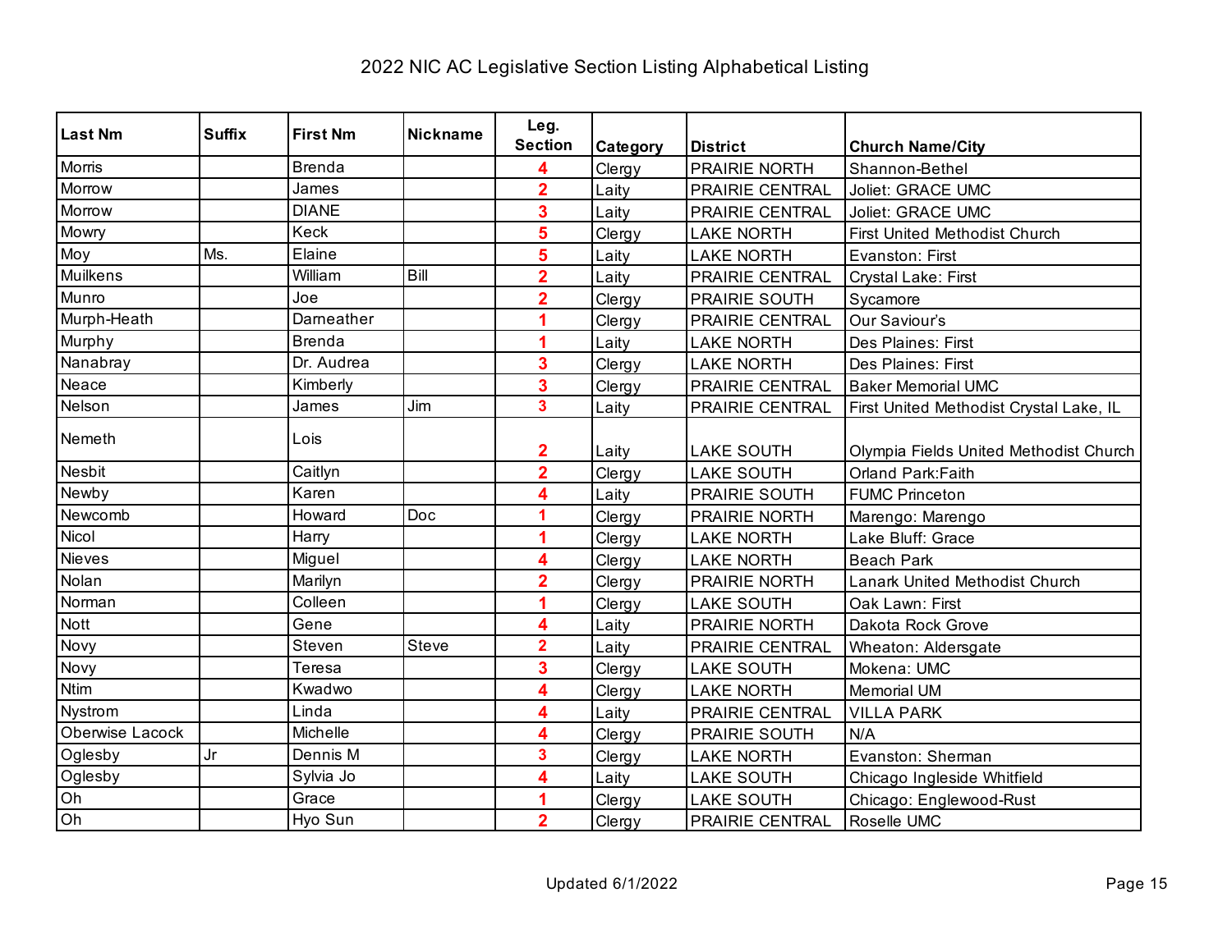# 2022 NIC AC Legislative Section Listing Alphabetical Listing

| Last Nm | Suffix | First Nm | Nickname | Leg. Section | Category | District | Church Name/City |
|---|---|---|---|---|---|---|---|
| Morris | | Brenda | | 4 | Clergy | PRAIRIE NORTH | Shannon-Bethel |
| Morrow | | James | | 2 | Laity | PRAIRIE CENTRAL | Joliet: GRACE UMC |
| Morrow | | DIANE | | 3 | Laity | PRAIRIE CENTRAL | Joliet: GRACE UMC |
| Mowry | | Keck | | 5 | Clergy | LAKE NORTH | First United Methodist Church |
| Moy | Ms. | Elaine | | 5 | Laity | LAKE NORTH | Evanston: First |
| Muilkens | | William | Bill | 2 | Laity | PRAIRIE CENTRAL | Crystal Lake: First |
| Munro | | Joe | | 2 | Clergy | PRAIRIE SOUTH | Sycamore |
| Murph-Heath | | Darneather | | 1 | Clergy | PRAIRIE CENTRAL | Our Saviour's |
| Murphy | | Brenda | | 1 | Laity | LAKE NORTH | Des Plaines: First |
| Nanabray | | Dr. Audrea | | 3 | Clergy | LAKE NORTH | Des Plaines: First |
| Neace | | Kimberly | | 3 | Clergy | PRAIRIE CENTRAL | Baker Memorial UMC |
| Nelson | | James | Jim | 3 | Laity | PRAIRIE CENTRAL | First United Methodist Crystal Lake, IL |
| Nemeth | | Lois | | 2 | Laity | LAKE SOUTH | Olympia Fields United Methodist Church |
| Nesbit | | Caitlyn | | 2 | Clergy | LAKE SOUTH | Orland Park:Faith |
| Newby | | Karen | | 4 | Laity | PRAIRIE SOUTH | FUMC Princeton |
| Newcomb | | Howard | Doc | 1 | Clergy | PRAIRIE NORTH | Marengo: Marengo |
| Nicol | | Harry | | 1 | Clergy | LAKE NORTH | Lake Bluff: Grace |
| Nieves | | Miguel | | 4 | Clergy | LAKE NORTH | Beach Park |
| Nolan | | Marilyn | | 2 | Clergy | PRAIRIE NORTH | Lanark United Methodist Church |
| Norman | | Colleen | | 1 | Clergy | LAKE SOUTH | Oak Lawn: First |
| Nott | | Gene | | 4 | Laity | PRAIRIE NORTH | Dakota Rock Grove |
| Novy | | Steven | Steve | 2 | Laity | PRAIRIE CENTRAL | Wheaton: Aldersgate |
| Novy | | Teresa | | 3 | Clergy | LAKE SOUTH | Mokena: UMC |
| Ntim | | Kwadwo | | 4 | Clergy | LAKE NORTH | Memorial UM |
| Nystrom | | Linda | | 4 | Laity | PRAIRIE CENTRAL | VILLA PARK |
| Oberwise Lacock | | Michelle | | 4 | Clergy | PRAIRIE SOUTH | N/A |
| Oglesby | Jr | Dennis M | | 3 | Clergy | LAKE NORTH | Evanston: Sherman |
| Oglesby | | Sylvia Jo | | 4 | Laity | LAKE SOUTH | Chicago Ingleside Whitfield |
| Oh | | Grace | | 1 | Clergy | LAKE SOUTH | Chicago: Englewood-Rust |
| Oh | | Hyo Sun | | 2 | Clergy | PRAIRIE CENTRAL | Roselle UMC |

Updated 6/1/2022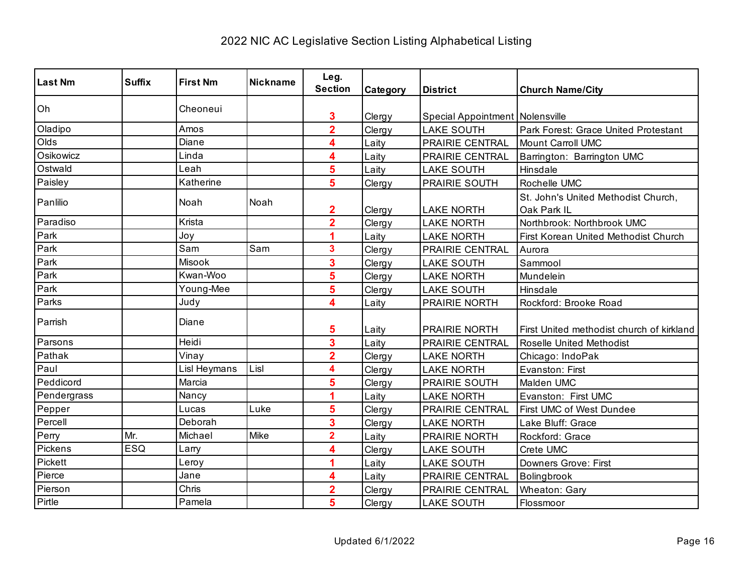# 2022 NIC AC Legislative Section Listing Alphabetical Listing

| Last Nm | Suffix | First Nm | Nickname | Leg. Section | Category | District | Church Name/City |
|---|---|---|---|---|---|---|---|
| Oh | | Cheoneui | | 3 | Clergy | Special Appointment | Nolensville |
| Oladipo | | Amos | | 2 | Clergy | LAKE SOUTH | Park Forest: Grace United Protestant |
| Olds | | Diane | | 4 | Laity | PRAIRIE CENTRAL | Mount Carroll UMC |
| Osikowicz | | Linda | | 4 | Laity | PRAIRIE CENTRAL | Barrington: Barrington UMC |
| Ostwald | | Leah | | 5 | Laity | LAKE SOUTH | Hinsdale |
| Paisley | | Katherine | | 5 | Clergy | PRAIRIE SOUTH | Rochelle UMC |
| Panlilio | | Noah | Noah | 2 | Clergy | LAKE NORTH | St. John's United Methodist Church, Oak Park IL |
| Paradiso | | Krista | | 2 | Clergy | LAKE NORTH | Northbrook: Northbrook UMC |
| Park | | Joy | | 1 | Laity | LAKE NORTH | First Korean United Methodist Church |
| Park | | Sam | Sam | 3 | Clergy | PRAIRIE CENTRAL | Aurora |
| Park | | Misook | | 3 | Clergy | LAKE SOUTH | Sammool |
| Park | | Kwan-Woo | | 5 | Clergy | LAKE NORTH | Mundelein |
| Park | | Young-Mee | | 5 | Clergy | LAKE SOUTH | Hinsdale |
| Parks | | Judy | | 4 | Laity | PRAIRIE NORTH | Rockford: Brooke Road |
| Parrish | | Diane | | 5 | Laity | PRAIRIE NORTH | First United methodist church of kirkland |
| Parsons | | Heidi | | 3 | Laity | PRAIRIE CENTRAL | Roselle United Methodist |
| Pathak | | Vinay | | 2 | Clergy | LAKE NORTH | Chicago: IndoPak |
| Paul | | Lisl Heymans | Lisl | 4 | Clergy | LAKE NORTH | Evanston: First |
| Peddicord | | Marcia | | 5 | Clergy | PRAIRIE SOUTH | Malden UMC |
| Pendergrass | | Nancy | | 1 | Laity | LAKE NORTH | Evanston: First UMC |
| Pepper | | Lucas | Luke | 5 | Clergy | PRAIRIE CENTRAL | First UMC of West Dundee |
| Percell | | Deborah | | 3 | Clergy | LAKE NORTH | Lake Bluff: Grace |
| Perry | Mr. | Michael | Mike | 2 | Laity | PRAIRIE NORTH | Rockford: Grace |
| Pickens | ESQ | Larry | | 4 | Clergy | LAKE SOUTH | Crete UMC |
| Pickett | | Leroy | | 1 | Laity | LAKE SOUTH | Downers Grove: First |
| Pierce | | Jane | | 4 | Laity | PRAIRIE CENTRAL | Bolingbrook |
| Pierson | | Chris | | 2 | Clergy | PRAIRIE CENTRAL | Wheaton: Gary |
| Pirtle | | Pamela | | 5 | Clergy | LAKE SOUTH | Flossmoor |

Updated 6/1/2022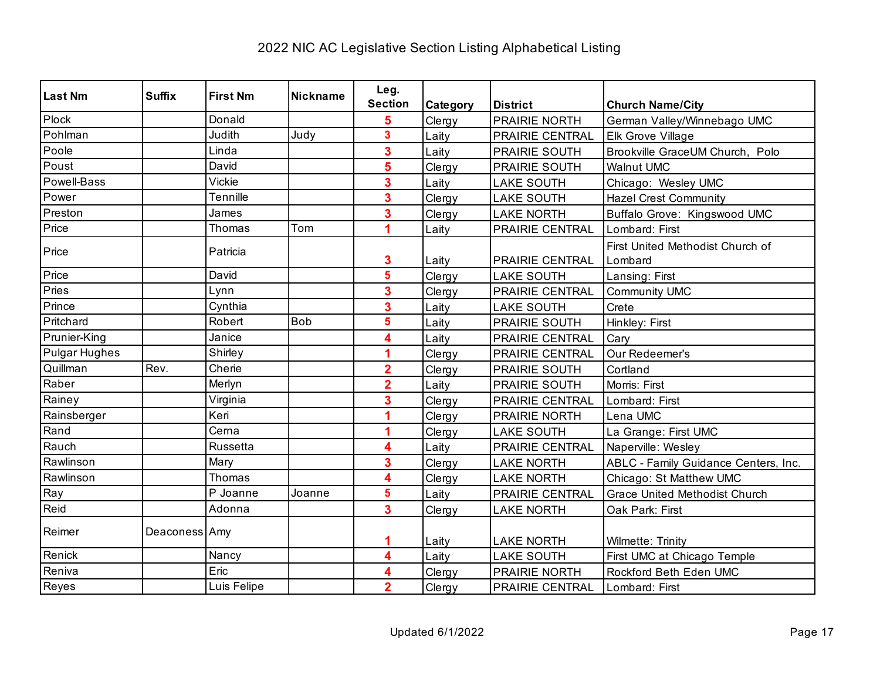# 2022 NIC AC Legislative Section Listing Alphabetical Listing

| Last Nm | Suffix | First Nm | Nickname | Leg. Section | Category | District | Church Name/City |
|---|---|---|---|---|---|---|---|
| Plock | | Donald | | 5 | Clergy | PRAIRIE NORTH | German Valley/Winnebago UMC |
| Pohlman | | Judith | Judy | 3 | Laity | PRAIRIE CENTRAL | Elk Grove Village |
| Poole | | Linda | | 3 | Laity | PRAIRIE SOUTH | Brookville GraceUM Church,  Polo |
| Poust | | David | | 5 | Clergy | PRAIRIE SOUTH | Walnut UMC |
| Powell-Bass | | Vickie | | 3 | Laity | LAKE SOUTH | Chicago:  Wesley UMC |
| Power | | Tennille | | 3 | Clergy | LAKE SOUTH | Hazel Crest Community |
| Preston | | James | | 3 | Clergy | LAKE NORTH | Buffalo Grove:  Kingswood UMC |
| Price | | Thomas | Tom | 1 | Laity | PRAIRIE CENTRAL | Lombard: First |
| Price | | Patricia | | 3 | Laity | PRAIRIE CENTRAL | First United Methodist Church of Lombard |
| Price | | David | | 5 | Clergy | LAKE SOUTH | Lansing: First |
| Pries | | Lynn | | 3 | Clergy | PRAIRIE CENTRAL | Community UMC |
| Prince | | Cynthia | | 3 | Laity | LAKE SOUTH | Crete |
| Pritchard | | Robert | Bob | 5 | Laity | PRAIRIE SOUTH | Hinkley: First |
| Prunier-King | | Janice | | 4 | Laity | PRAIRIE CENTRAL | Cary |
| Pulgar Hughes | | Shirley | | 1 | Clergy | PRAIRIE CENTRAL | Our Redeemer's |
| Quillman | Rev. | Cherie | | 2 | Clergy | PRAIRIE SOUTH | Cortland |
| Raber | | Merlyn | | 2 | Laity | PRAIRIE SOUTH | Morris: First |
| Rainey | | Virginia | | 3 | Clergy | PRAIRIE CENTRAL | Lombard: First |
| Rainsberger | | Keri | | 1 | Clergy | PRAIRIE NORTH | Lena UMC |
| Rand | | Cerna | | 1 | Clergy | LAKE SOUTH | La Grange: First UMC |
| Rauch | | Russetta | | 4 | Laity | PRAIRIE CENTRAL | Naperville: Wesley |
| Rawlinson | | Mary | | 3 | Clergy | LAKE NORTH | ABLC - Family Guidance Centers, Inc. |
| Rawlinson | | Thomas | | 4 | Clergy | LAKE NORTH | Chicago: St Matthew UMC |
| Ray | | P Joanne | Joanne | 5 | Laity | PRAIRIE CENTRAL | Grace United Methodist Church |
| Reid | | Adonna | | 3 | Clergy | LAKE NORTH | Oak Park: First |
| Reimer | Deaconess | Amy | | 1 | Laity | LAKE NORTH | Wilmette: Trinity |
| Renick | | Nancy | | 4 | Laity | LAKE SOUTH | First UMC at Chicago Temple |
| Reniva | | Eric | | 4 | Clergy | PRAIRIE NORTH | Rockford Beth Eden UMC |
| Reyes | | Luis Felipe | | 2 | Clergy | PRAIRIE CENTRAL | Lombard: First |

Updated 6/1/2022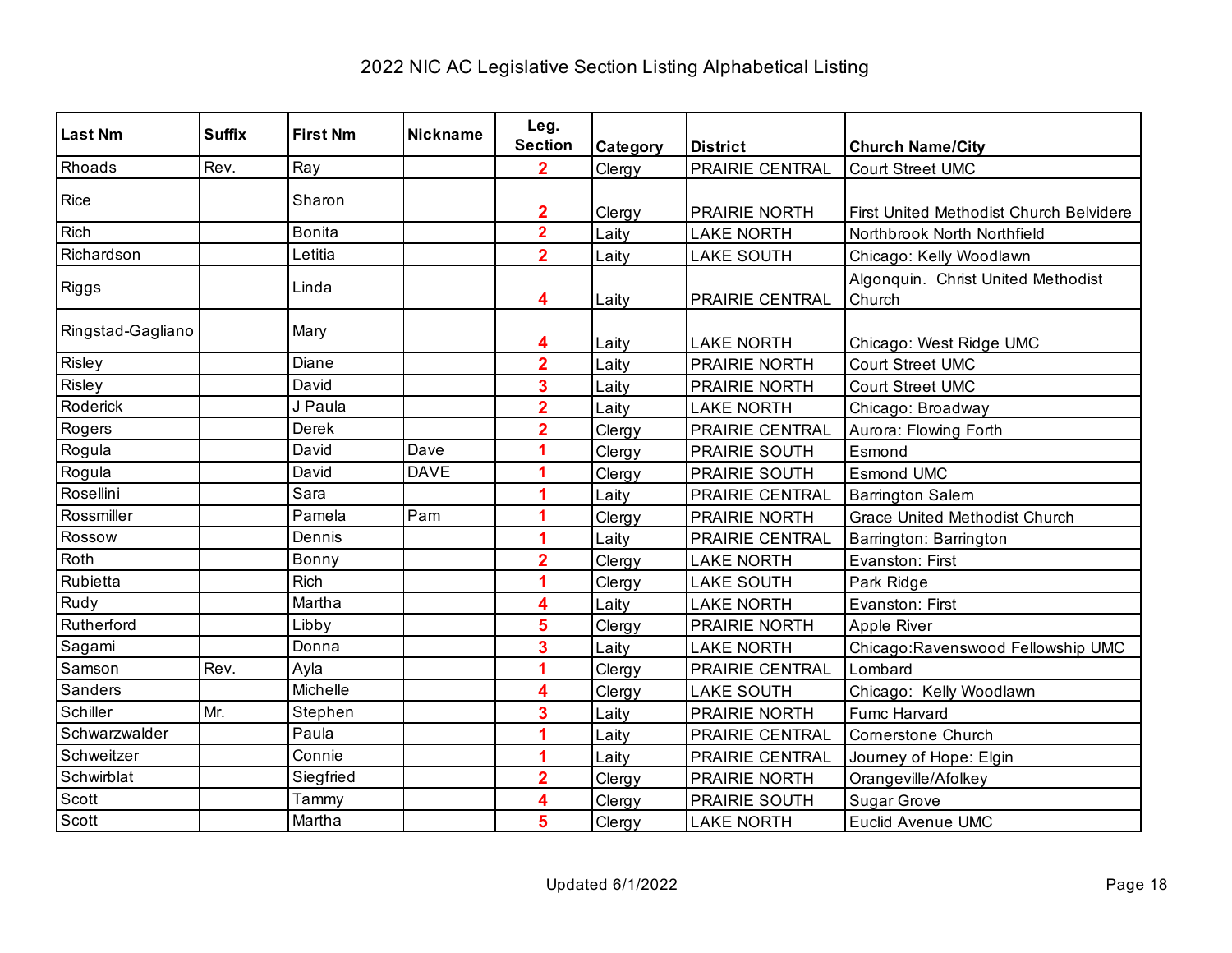# 2022 NIC AC Legislative Section Listing Alphabetical Listing

| Last Nm | Suffix | First Nm | Nickname | Leg. Section | Category | District | Church Name/City |
|---|---|---|---|---|---|---|---|
| Rhoads | Rev. | Ray | | 2 | Clergy | PRAIRIE CENTRAL | Court Street UMC |
| Rice | | Sharon | | 2 | Clergy | PRAIRIE NORTH | First United Methodist Church Belvidere |
| Rich | | Bonita | | 2 | Laity | LAKE NORTH | Northbrook North Northfield |
| Richardson | | Letitia | | 2 | Laity | LAKE SOUTH | Chicago: Kelly Woodlawn |
| Riggs | | Linda | | 4 | Laity | PRAIRIE CENTRAL | Algonquin. Christ United Methodist Church |
| Ringstad-Gagliano | | Mary | | 4 | Laity | LAKE NORTH | Chicago: West Ridge UMC |
| Risley | | Diane | | 2 | Laity | PRAIRIE NORTH | Court Street UMC |
| Risley | | David | | 3 | Laity | PRAIRIE NORTH | Court Street UMC |
| Roderick | | J Paula | | 2 | Laity | LAKE NORTH | Chicago: Broadway |
| Rogers | | Derek | | 2 | Clergy | PRAIRIE CENTRAL | Aurora: Flowing Forth |
| Rogula | | David | Dave | 1 | Clergy | PRAIRIE SOUTH | Esmond |
| Rogula | | David | DAVE | 1 | Clergy | PRAIRIE SOUTH | Esmond UMC |
| Rosellini | | Sara | | 1 | Laity | PRAIRIE CENTRAL | Barrington Salem |
| Rossmiller | | Pamela | Pam | 1 | Clergy | PRAIRIE NORTH | Grace United Methodist Church |
| Rossow | | Dennis | | 1 | Laity | PRAIRIE CENTRAL | Barrington: Barrington |
| Roth | | Bonny | | 2 | Clergy | LAKE NORTH | Evanston: First |
| Rubietta | | Rich | | 1 | Clergy | LAKE SOUTH | Park Ridge |
| Rudy | | Martha | | 4 | Laity | LAKE NORTH | Evanston: First |
| Rutherford | | Libby | | 5 | Clergy | PRAIRIE NORTH | Apple River |
| Sagami | | Donna | | 3 | Laity | LAKE NORTH | Chicago:Ravenswood Fellowship UMC |
| Samson | Rev. | Ayla | | 1 | Clergy | PRAIRIE CENTRAL | Lombard |
| Sanders | | Michelle | | 4 | Clergy | LAKE SOUTH | Chicago: Kelly Woodlawn |
| Schiller | Mr. | Stephen | | 3 | Laity | PRAIRIE NORTH | Fumc Harvard |
| Schwarzwalder | | Paula | | 1 | Laity | PRAIRIE CENTRAL | Cornerstone Church |
| Schweitzer | | Connie | | 1 | Laity | PRAIRIE CENTRAL | Journey of Hope: Elgin |
| Schwirblat | | Siegfried | | 2 | Clergy | PRAIRIE NORTH | Orangeville/Afolkey |
| Scott | | Tammy | | 4 | Clergy | PRAIRIE SOUTH | Sugar Grove |
| Scott | | Martha | | 5 | Clergy | LAKE NORTH | Euclid Avenue UMC |

Updated 6/1/2022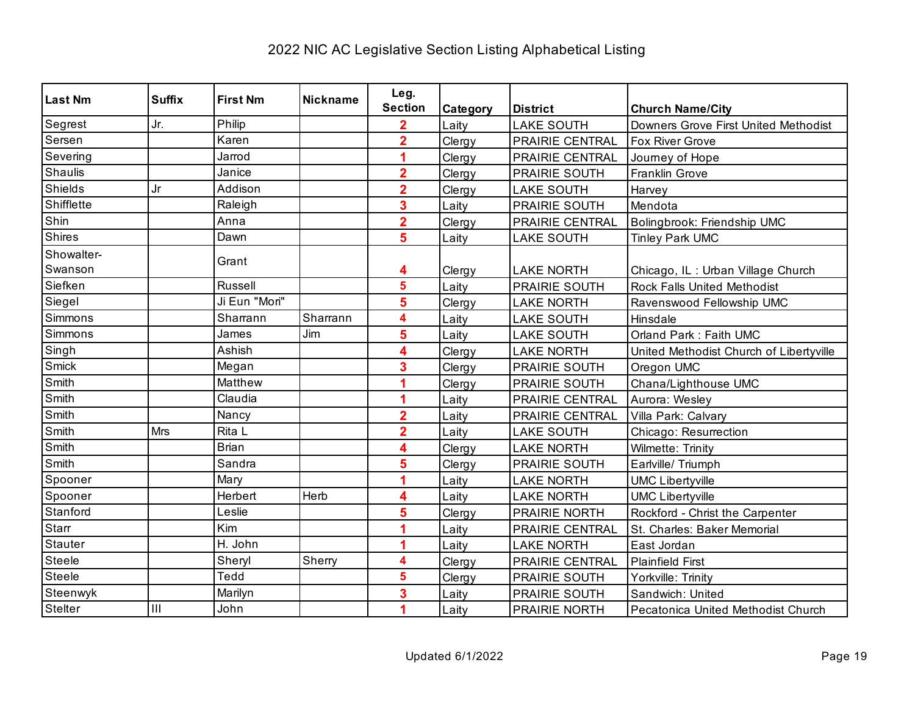# 2022 NIC AC Legislative Section Listing Alphabetical Listing

| Last Nm | Suffix | First Nm | Nickname | Leg. Section | Category | District | Church Name/City |
|---|---|---|---|---|---|---|---|
| Segrest | Jr. | Philip | | 2 | Laity | LAKE SOUTH | Downers Grove First United Methodist |
| Sersen | | Karen | | 2 | Clergy | PRAIRIE CENTRAL | Fox River Grove |
| Severing | | Jarrod | | 1 | Clergy | PRAIRIE CENTRAL | Journey of Hope |
| Shaulis | | Janice | | 2 | Clergy | PRAIRIE SOUTH | Franklin Grove |
| Shields | Jr | Addison | | 2 | Clergy | LAKE SOUTH | Harvey |
| Shifflette | | Raleigh | | 3 | Laity | PRAIRIE SOUTH | Mendota |
| Shin | | Anna | | 2 | Clergy | PRAIRIE CENTRAL | Bolingbrook: Friendship UMC |
| Shires | | Dawn | | 5 | Laity | LAKE SOUTH | Tinley Park UMC |
| Showalter-Swanson | | Grant | | 4 | Clergy | LAKE NORTH | Chicago, IL : Urban Village Church |
| Siefken | | Russell | | 5 | Laity | PRAIRIE SOUTH | Rock Falls United Methodist |
| Siegel | | Ji Eun "Mori" | | 5 | Clergy | LAKE NORTH | Ravenswood Fellowship UMC |
| Simmons | | Sharrann | Sharrann | 4 | Laity | LAKE SOUTH | Hinsdale |
| Simmons | | James | Jim | 5 | Laity | LAKE SOUTH | Orland Park : Faith UMC |
| Singh | | Ashish | | 4 | Clergy | LAKE NORTH | United Methodist Church of Libertyville |
| Smick | | Megan | | 3 | Clergy | PRAIRIE SOUTH | Oregon UMC |
| Smith | | Matthew | | 1 | Clergy | PRAIRIE SOUTH | Chana/Lighthouse UMC |
| Smith | | Claudia | | 1 | Laity | PRAIRIE CENTRAL | Aurora: Wesley |
| Smith | | Nancy | | 2 | Laity | PRAIRIE CENTRAL | Villa Park: Calvary |
| Smith | Mrs | Rita L | | 2 | Laity | LAKE SOUTH | Chicago: Resurrection |
| Smith | | Brian | | 4 | Clergy | LAKE NORTH | Wilmette: Trinity |
| Smith | | Sandra | | 5 | Clergy | PRAIRIE SOUTH | Earlville/ Triumph |
| Spooner | | Mary | | 1 | Laity | LAKE NORTH | UMC Libertyville |
| Spooner | | Herbert | Herb | 4 | Laity | LAKE NORTH | UMC Libertyville |
| Stanford | | Leslie | | 5 | Clergy | PRAIRIE NORTH | Rockford - Christ the Carpenter |
| Starr | | Kim | | 1 | Laity | PRAIRIE CENTRAL | St. Charles: Baker Memorial |
| Stauter | | H. John | | 1 | Laity | LAKE NORTH | East Jordan |
| Steele | | Sheryl | Sherry | 4 | Clergy | PRAIRIE CENTRAL | Plainfield First |
| Steele | | Tedd | | 5 | Clergy | PRAIRIE SOUTH | Yorkville: Trinity |
| Steenwyk | | Marilyn | | 3 | Laity | PRAIRIE SOUTH | Sandwich: United |
| Stelter | III | John | | 1 | Laity | PRAIRIE NORTH | Pecatonica United Methodist Church |

Updated 6/1/2022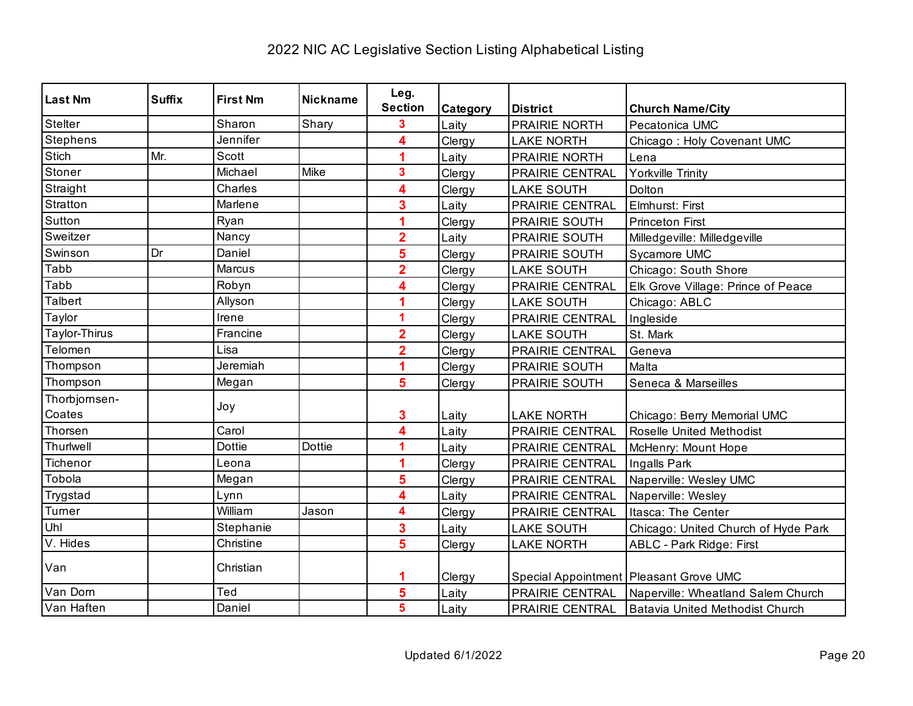# 2022 NIC AC Legislative Section Listing Alphabetical Listing

| Last Nm | Suffix | First Nm | Nickname | Leg. Section | Category | District | Church Name/City |
|---|---|---|---|---|---|---|---|
| Stelter | | Sharon | Shary | 3 | Laity | PRAIRIE NORTH | Pecatonica UMC |
| Stephens | | Jennifer | | 4 | Clergy | LAKE NORTH | Chicago : Holy Covenant UMC |
| Stich | Mr. | Scott | | 1 | Laity | PRAIRIE NORTH | Lena |
| Stoner | | Michael | Mike | 3 | Clergy | PRAIRIE CENTRAL | Yorkville Trinity |
| Straight | | Charles | | 4 | Clergy | LAKE SOUTH | Dolton |
| Stratton | | Marlene | | 3 | Laity | PRAIRIE CENTRAL | Elmhurst: First |
| Sutton | | Ryan | | 1 | Clergy | PRAIRIE SOUTH | Princeton First |
| Sweitzer | | Nancy | | 2 | Laity | PRAIRIE SOUTH | Milledgeville: Milledgeville |
| Swinson | Dr | Daniel | | 5 | Clergy | PRAIRIE SOUTH | Sycamore UMC |
| Tabb | | Marcus | | 2 | Clergy | LAKE SOUTH | Chicago: South Shore |
| Tabb | | Robyn | | 4 | Clergy | PRAIRIE CENTRAL | Elk Grove Village: Prince of Peace |
| Talbert | | Allyson | | 1 | Clergy | LAKE SOUTH | Chicago: ABLC |
| Taylor | | Irene | | 1 | Clergy | PRAIRIE CENTRAL | Ingleside |
| Taylor-Thirus | | Francine | | 2 | Clergy | LAKE SOUTH | St. Mark |
| Telomen | | Lisa | | 2 | Clergy | PRAIRIE CENTRAL | Geneva |
| Thompson | | Jeremiah | | 1 | Clergy | PRAIRIE SOUTH | Malta |
| Thompson | | Megan | | 5 | Clergy | PRAIRIE SOUTH | Seneca & Marseilles |
| Thorbjornsen-Coates | | Joy | | 3 | Laity | LAKE NORTH | Chicago: Berry Memorial UMC |
| Thorsen | | Carol | | 4 | Laity | PRAIRIE CENTRAL | Roselle United Methodist |
| Thurlwell | | Dottie | Dottie | 1 | Laity | PRAIRIE CENTRAL | McHenry: Mount Hope |
| Tichenor | | Leona | | 1 | Clergy | PRAIRIE CENTRAL | Ingalls Park |
| Tobola | | Megan | | 5 | Clergy | PRAIRIE CENTRAL | Naperville: Wesley UMC |
| Trygstad | | Lynn | | 4 | Laity | PRAIRIE CENTRAL | Naperville: Wesley |
| Turner | | William | Jason | 4 | Clergy | PRAIRIE CENTRAL | Itasca: The Center |
| Uhl | | Stephanie | | 3 | Laity | LAKE SOUTH | Chicago: United Church of Hyde Park |
| V. Hides | | Christine | | 5 | Clergy | LAKE NORTH | ABLC - Park Ridge: First |
| Van | | Christian | | 1 | Clergy | Special Appointment | Pleasant Grove UMC |
| Van Dorn | | Ted | | 5 | Laity | PRAIRIE CENTRAL | Naperville: Wheatland Salem Church |
| Van Haften | | Daniel | | 5 | Laity | PRAIRIE CENTRAL | Batavia United Methodist Church |

Updated 6/1/2022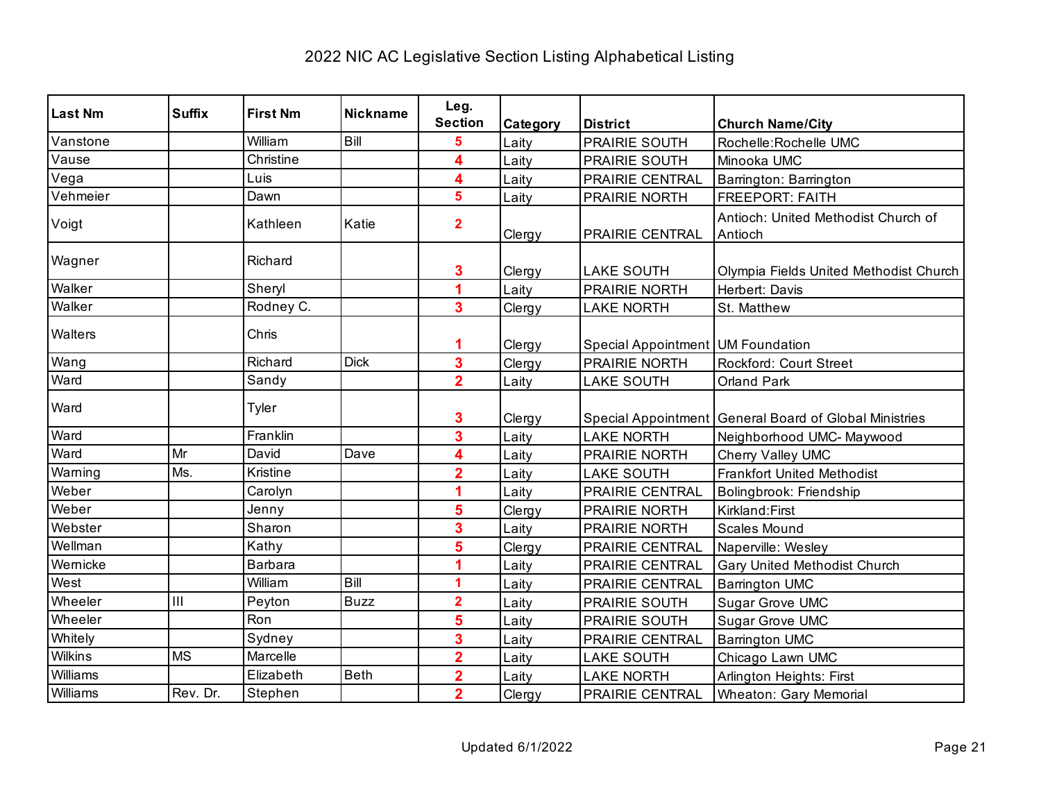# 2022 NIC AC Legislative Section Listing Alphabetical Listing

| Last Nm | Suffix | First Nm | Nickname | Leg. Section | Category | District | Church Name/City |
|---|---|---|---|---|---|---|---|
| Vanstone | | William | Bill | 5 | Laity | PRAIRIE SOUTH | Rochelle:Rochelle UMC |
| Vause | | Christine | | 4 | Laity | PRAIRIE SOUTH | Minooka UMC |
| Vega | | Luis | | 4 | Laity | PRAIRIE CENTRAL | Barrington: Barrington |
| Vehmeier | | Dawn | | 5 | Laity | PRAIRIE NORTH | FREEPORT: FAITH |
| Voigt | | Kathleen | Katie | 2 | Clergy | PRAIRIE CENTRAL | Antioch: United Methodist Church of Antioch |
| Wagner | | Richard | | 3 | Clergy | LAKE SOUTH | Olympia Fields United Methodist Church |
| Walker | | Sheryl | | 1 | Laity | PRAIRIE NORTH | Herbert: Davis |
| Walker | | Rodney C. | | 3 | Clergy | LAKE NORTH | St. Matthew |
| Walters | | Chris | | 1 | Clergy | Special Appointment | UM Foundation |
| Wang | | Richard | Dick | 3 | Clergy | PRAIRIE NORTH | Rockford: Court Street |
| Ward | | Sandy | | 2 | Laity | LAKE SOUTH | Orland Park |
| Ward | | Tyler | | 3 | Clergy | Special Appointment | General Board of Global Ministries |
| Ward | | Franklin | | 3 | Laity | LAKE NORTH | Neighborhood UMC- Maywood |
| Ward | Mr | David | Dave | 4 | Laity | PRAIRIE NORTH | Cherry Valley UMC |
| Warning | Ms. | Kristine | | 2 | Laity | LAKE SOUTH | Frankfort United Methodist |
| Weber | | Carolyn | | 1 | Laity | PRAIRIE CENTRAL | Bolingbrook: Friendship |
| Weber | | Jenny | | 5 | Clergy | PRAIRIE NORTH | Kirkland:First |
| Webster | | Sharon | | 3 | Laity | PRAIRIE NORTH | Scales Mound |
| Wellman | | Kathy | | 5 | Clergy | PRAIRIE CENTRAL | Naperville: Wesley |
| Wernicke | | Barbara | | 1 | Laity | PRAIRIE CENTRAL | Gary United Methodist Church |
| West | | William | Bill | 1 | Laity | PRAIRIE CENTRAL | Barrington UMC |
| Wheeler | III | Peyton | Buzz | 2 | Laity | PRAIRIE SOUTH | Sugar Grove UMC |
| Wheeler | | Ron | | 5 | Laity | PRAIRIE SOUTH | Sugar Grove UMC |
| Whitely | | Sydney | | 3 | Laity | PRAIRIE CENTRAL | Barrington UMC |
| Wilkins | MS | Marcelle | | 2 | Laity | LAKE SOUTH | Chicago Lawn UMC |
| Williams | | Elizabeth | Beth | 2 | Laity | LAKE NORTH | Arlington Heights: First |
| Williams | Rev. Dr. | Stephen | | 2 | Clergy | PRAIRIE CENTRAL | Wheaton: Gary Memorial |

Updated 6/1/2022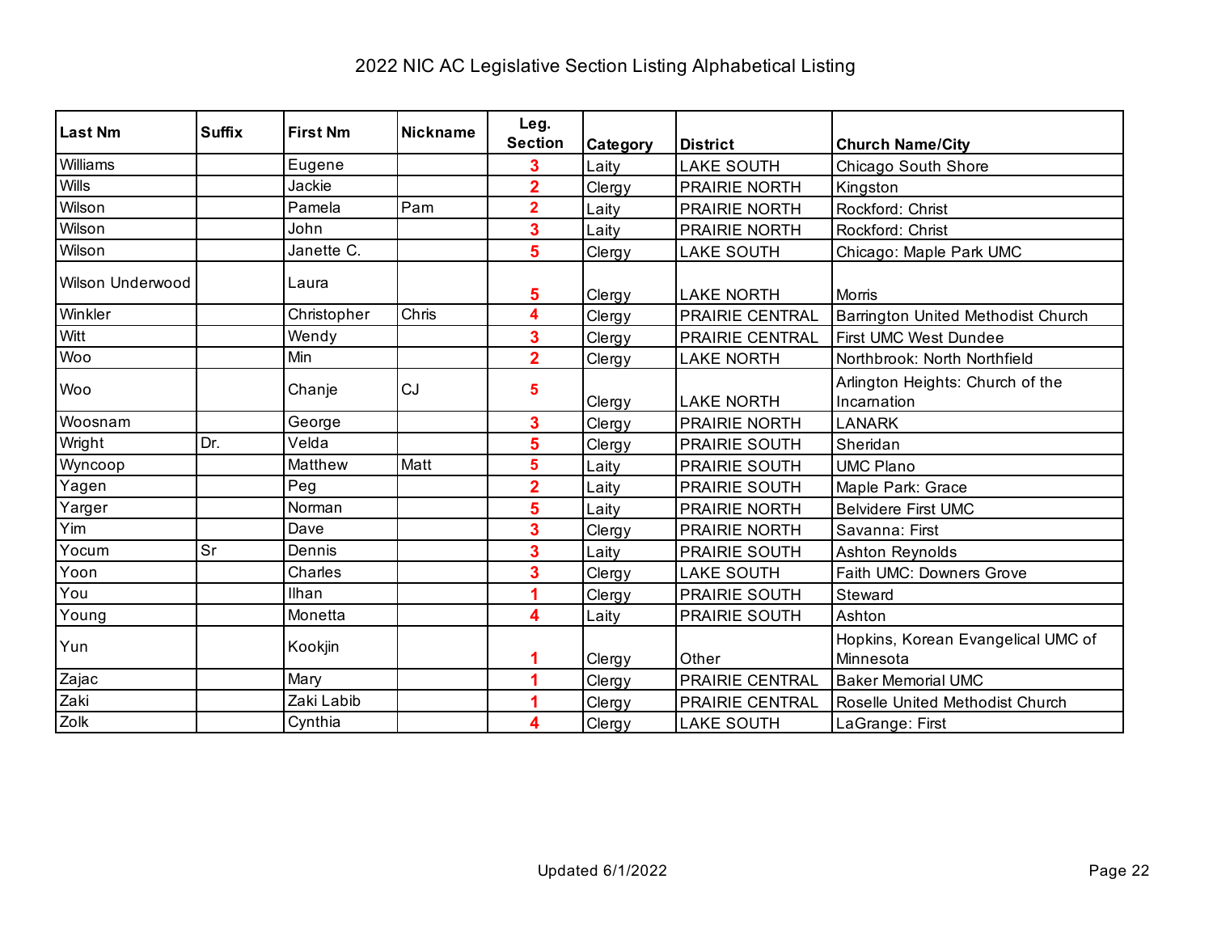# 2022 NIC AC Legislative Section Listing Alphabetical Listing

| Last Nm | Suffix | First Nm | Nickname | Leg. Section | Category | District | Church Name/City |
|---|---|---|---|---|---|---|---|
| Williams | | Eugene | | 3 | Laity | LAKE SOUTH | Chicago South Shore |
| Wills | | Jackie | | 2 | Clergy | PRAIRIE NORTH | Kingston |
| Wilson | | Pamela | Pam | 2 | Laity | PRAIRIE NORTH | Rockford: Christ |
| Wilson | | John | | 3 | Laity | PRAIRIE NORTH | Rockford: Christ |
| Wilson | | Janette C. | | 5 | Clergy | LAKE SOUTH | Chicago: Maple Park UMC |
| Wilson Underwood | | Laura | | 5 | Clergy | LAKE NORTH | Morris |
| Winkler | | Christopher | Chris | 4 | Clergy | PRAIRIE CENTRAL | Barrington United Methodist Church |
| Witt | | Wendy | | 3 | Clergy | PRAIRIE CENTRAL | First UMC West Dundee |
| Woo | | Min | | 2 | Clergy | LAKE NORTH | Northbrook: North Northfield |
| Woo | | Chanje | CJ | 5 | Clergy | LAKE NORTH | Arlington Heights: Church of the Incarnation |
| Woosnam | | George | | 3 | Clergy | PRAIRIE NORTH | LANARK |
| Wright | Dr. | Velda | | 5 | Clergy | PRAIRIE SOUTH | Sheridan |
| Wyncoop | | Matthew | Matt | 5 | Laity | PRAIRIE SOUTH | UMC Plano |
| Yagen | | Peg | | 2 | Laity | PRAIRIE SOUTH | Maple Park: Grace |
| Yarger | | Norman | | 5 | Laity | PRAIRIE NORTH | Belvidere First UMC |
| Yim | | Dave | | 3 | Clergy | PRAIRIE NORTH | Savanna: First |
| Yocum | Sr | Dennis | | 3 | Laity | PRAIRIE SOUTH | Ashton Reynolds |
| Yoon | | Charles | | 3 | Clergy | LAKE SOUTH | Faith UMC: Downers Grove |
| You | | Ilhan | | 1 | Clergy | PRAIRIE SOUTH | Steward |
| Young | | Monetta | | 4 | Laity | PRAIRIE SOUTH | Ashton |
| Yun | | Kookjin | | 1 | Clergy | Other | Hopkins, Korean Evangelical UMC of Minnesota |
| Zajac | | Mary | | 1 | Clergy | PRAIRIE CENTRAL | Baker Memorial UMC |
| Zaki | | Zaki Labib | | 1 | Clergy | PRAIRIE CENTRAL | Roselle United Methodist Church |
| Zolk | | Cynthia | | 4 | Clergy | LAKE SOUTH | LaGrange: First |

Updated 6/1/2022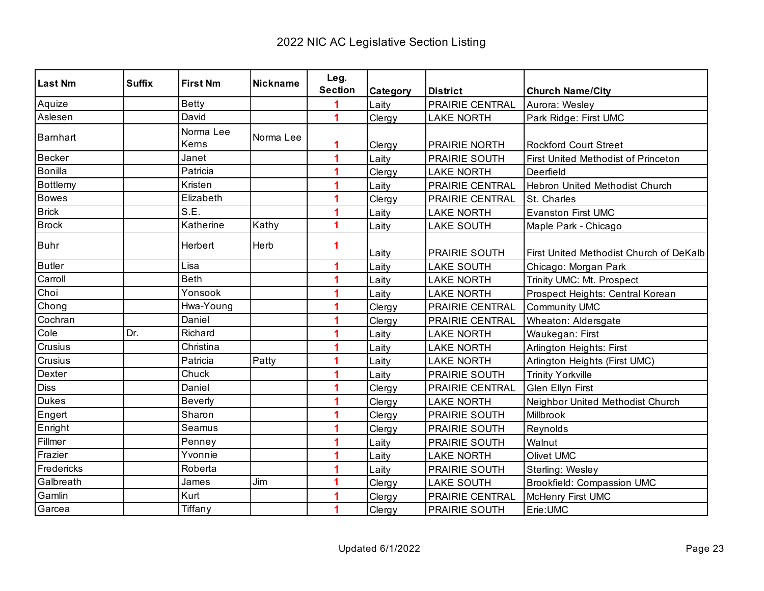# 2022 NIC AC Legislative Section Listing

| Last Nm | Suffix | First Nm | Nickname | Leg. Section | Category | District | Church Name/City |
|---|---|---|---|---|---|---|---|
| Aquize | | Betty | | 1 | Laity | PRAIRIE CENTRAL | Aurora: Wesley |
| Aslesen | | David | | 1 | Clergy | LAKE NORTH | Park Ridge: First UMC |
| Barnhart | | Norma Lee Kerns | Norma Lee | 1 | Clergy | PRAIRIE NORTH | Rockford Court Street |
| Becker | | Janet | | 1 | Laity | PRAIRIE SOUTH | First United Methodist of Princeton |
| Bonilla | | Patricia | | 1 | Clergy | LAKE NORTH | Deerfield |
| Bottlemy | | Kristen | | 1 | Laity | PRAIRIE CENTRAL | Hebron United Methodist Church |
| Bowes | | Elizabeth | | 1 | Clergy | PRAIRIE CENTRAL | St. Charles |
| Brick | | S.E. | | 1 | Laity | LAKE NORTH | Evanston First UMC |
| Brock | | Katherine | Kathy | 1 | Laity | LAKE SOUTH | Maple Park - Chicago |
| Buhr | | Herbert | Herb | 1 | Laity | PRAIRIE SOUTH | First United Methodist Church of DeKalb |
| Butler | | Lisa | | 1 | Laity | LAKE SOUTH | Chicago: Morgan Park |
| Carroll | | Beth | | 1 | Laity | LAKE NORTH | Trinity UMC: Mt. Prospect |
| Choi | | Yonsook | | 1 | Laity | LAKE NORTH | Prospect Heights: Central Korean |
| Chong | | Hwa-Young | | 1 | Clergy | PRAIRIE CENTRAL | Community UMC |
| Cochran | | Daniel | | 1 | Clergy | PRAIRIE CENTRAL | Wheaton: Aldersgate |
| Cole | Dr. | Richard | | 1 | Laity | LAKE NORTH | Waukegan: First |
| Crusius | | Christina | | 1 | Laity | LAKE NORTH | Arlington Heights: First |
| Crusius | | Patricia | Patty | 1 | Laity | LAKE NORTH | Arlington Heights (First UMC) |
| Dexter | | Chuck | | 1 | Laity | PRAIRIE SOUTH | Trinity Yorkville |
| Diss | | Daniel | | 1 | Clergy | PRAIRIE CENTRAL | Glen Ellyn First |
| Dukes | | Beverly | | 1 | Clergy | LAKE NORTH | Neighbor United Methodist Church |
| Engert | | Sharon | | 1 | Clergy | PRAIRIE SOUTH | Millbrook |
| Enright | | Seamus | | 1 | Clergy | PRAIRIE SOUTH | Reynolds |
| Fillmer | | Penney | | 1 | Laity | PRAIRIE SOUTH | Walnut |
| Frazier | | Yvonnie | | 1 | Laity | LAKE NORTH | Olivet UMC |
| Fredericks | | Roberta | | 1 | Laity | PRAIRIE SOUTH | Sterling: Wesley |
| Galbreath | | James | Jim | 1 | Clergy | LAKE SOUTH | Brookfield: Compassion UMC |
| Gamlin | | Kurt | | 1 | Clergy | PRAIRIE CENTRAL | McHenry First UMC |
| Garcea | | Tiffany | | 1 | Clergy | PRAIRIE SOUTH | Erie:UMC |

Updated 6/1/2022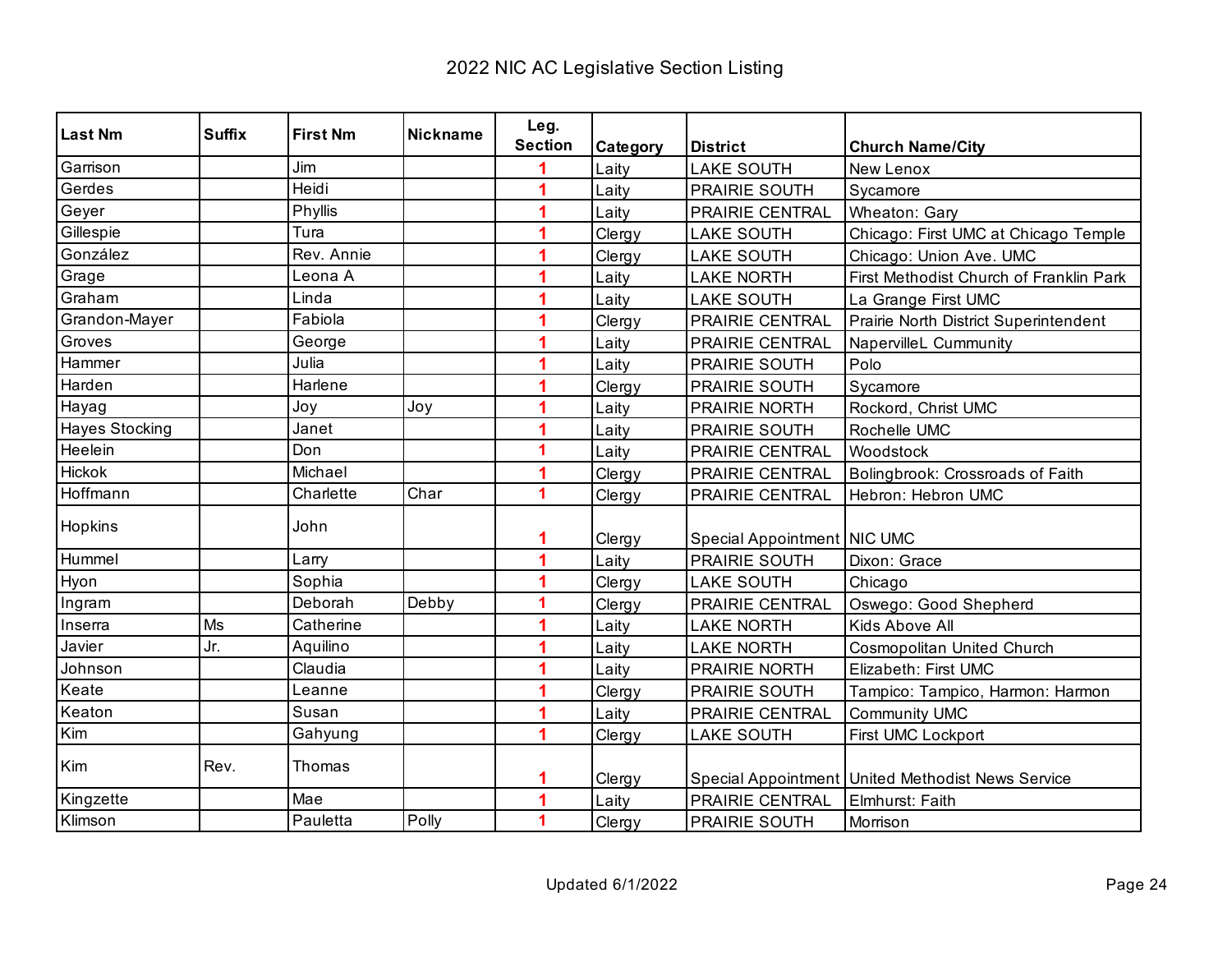# 2022 NIC AC Legislative Section Listing

| Last Nm | Suffix | First Nm | Nickname | Leg. Section | Category | District | Church Name/City |
|---|---|---|---|---|---|---|---|
| Garrison | | Jim | | 1 | Laity | LAKE SOUTH | New Lenox |
| Gerdes | | Heidi | | 1 | Laity | PRAIRIE SOUTH | Sycamore |
| Geyer | | Phyllis | | 1 | Laity | PRAIRIE CENTRAL | Wheaton: Gary |
| Gillespie | | Tura | | 1 | Clergy | LAKE SOUTH | Chicago: First UMC at Chicago Temple |
| González | | Rev. Annie | | 1 | Clergy | LAKE SOUTH | Chicago: Union Ave. UMC |
| Grage | | Leona A | | 1 | Laity | LAKE NORTH | First Methodist Church of Franklin Park |
| Graham | | Linda | | 1 | Laity | LAKE SOUTH | La Grange First UMC |
| Grandon-Mayer | | Fabiola | | 1 | Clergy | PRAIRIE CENTRAL | Prairie North District Superintendent |
| Groves | | George | | 1 | Laity | PRAIRIE CENTRAL | NapervilleL Cummunity |
| Hammer | | Julia | | 1 | Laity | PRAIRIE SOUTH | Polo |
| Harden | | Harlene | | 1 | Clergy | PRAIRIE SOUTH | Sycamore |
| Hayag | | Joy | Joy | 1 | Laity | PRAIRIE NORTH | Rockord, Christ UMC |
| Hayes Stocking | | Janet | | 1 | Laity | PRAIRIE SOUTH | Rochelle UMC |
| Heelein | | Don | | 1 | Laity | PRAIRIE CENTRAL | Woodstock |
| Hickok | | Michael | | 1 | Clergy | PRAIRIE CENTRAL | Bolingbrook: Crossroads of Faith |
| Hoffmann | | Charlette | Char | 1 | Clergy | PRAIRIE CENTRAL | Hebron: Hebron UMC |
| Hopkins | | John | | 1 | Clergy | Special Appointment | NIC UMC |
| Hummel | | Larry | | 1 | Laity | PRAIRIE SOUTH | Dixon: Grace |
| Hyon | | Sophia | | 1 | Clergy | LAKE SOUTH | Chicago |
| Ingram | | Deborah | Debby | 1 | Clergy | PRAIRIE CENTRAL | Oswego: Good Shepherd |
| Inserra | Ms | Catherine | | 1 | Laity | LAKE NORTH | Kids Above All |
| Javier | Jr. | Aquilino | | 1 | Laity | LAKE NORTH | Cosmopolitan United Church |
| Johnson | | Claudia | | 1 | Laity | PRAIRIE NORTH | Elizabeth: First UMC |
| Keate | | Leanne | | 1 | Clergy | PRAIRIE SOUTH | Tampico: Tampico, Harmon: Harmon |
| Keaton | | Susan | | 1 | Laity | PRAIRIE CENTRAL | Community UMC |
| Kim | | Gahyung | | 1 | Clergy | LAKE SOUTH | First UMC Lockport |
| Kim | Rev. | Thomas | | 1 | Clergy | Special Appointment | United Methodist News Service |
| Kingzette | | Mae | | 1 | Laity | PRAIRIE CENTRAL | Elmhurst: Faith |
| Klimson | | Pauletta | Polly | 1 | Clergy | PRAIRIE SOUTH | Morrison |

Updated 6/1/2022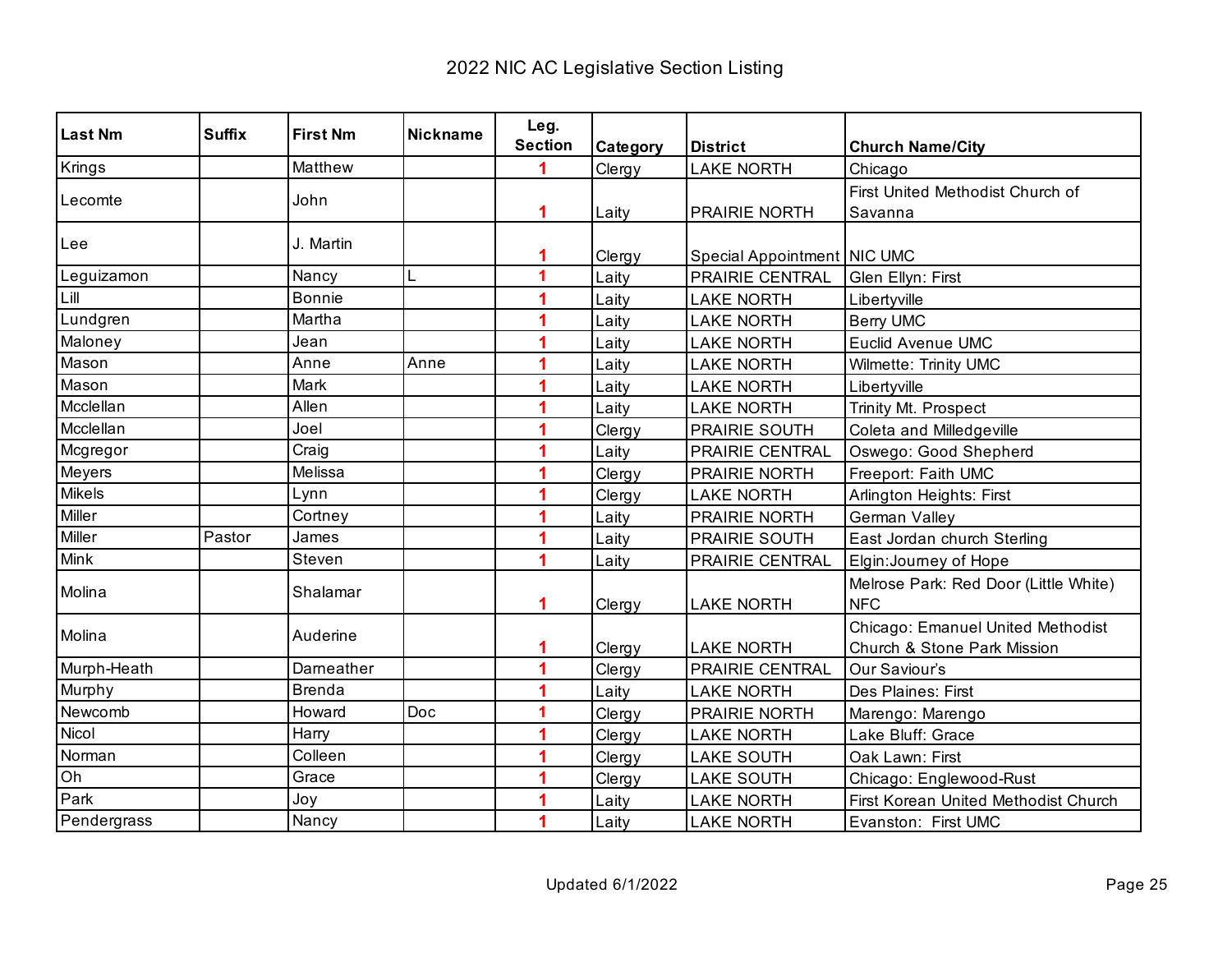# 2022 NIC AC Legislative Section Listing

| Last Nm | Suffix | First Nm | Nickname | Leg. Section | Category | District | Church Name/City |
|---|---|---|---|---|---|---|---|
| Krings | | Matthew | | 1 | Clergy | LAKE NORTH | Chicago |
| Lecomte | | John | | 1 | Laity | PRAIRIE NORTH | First United Methodist Church of Savanna |
| Lee | | J. Martin | | 1 | Clergy | Special Appointment | NIC UMC |
| Leguizamon | | Nancy | L | 1 | Laity | PRAIRIE CENTRAL | Glen Ellyn: First |
| Lill | | Bonnie | | 1 | Laity | LAKE NORTH | Libertyville |
| Lundgren | | Martha | | 1 | Laity | LAKE NORTH | Berry UMC |
| Maloney | | Jean | | 1 | Laity | LAKE NORTH | Euclid Avenue UMC |
| Mason | | Anne | Anne | 1 | Laity | LAKE NORTH | Wilmette: Trinity UMC |
| Mason | | Mark | | 1 | Laity | LAKE NORTH | Libertyville |
| Mcclellan | | Allen | | 1 | Laity | LAKE NORTH | Trinity Mt. Prospect |
| Mcclellan | | Joel | | 1 | Clergy | PRAIRIE SOUTH | Coleta and Milledgeville |
| Mcgregor | | Craig | | 1 | Laity | PRAIRIE CENTRAL | Oswego: Good Shepherd |
| Meyers | | Melissa | | 1 | Clergy | PRAIRIE NORTH | Freeport: Faith UMC |
| Mikels | | Lynn | | 1 | Clergy | LAKE NORTH | Arlington Heights: First |
| Miller | | Cortney | | 1 | Laity | PRAIRIE NORTH | German Valley |
| Miller | Pastor | James | | 1 | Laity | PRAIRIE SOUTH | East Jordan church Sterling |
| Mink | | Steven | | 1 | Laity | PRAIRIE CENTRAL | Elgin:Journey of Hope |
| Molina | | Shalamar | | 1 | Clergy | LAKE NORTH | Melrose Park: Red Door (Little White) NFC |
| Molina | | Auderine | | 1 | Clergy | LAKE NORTH | Chicago: Emanuel United Methodist Church & Stone Park Mission |
| Murph-Heath | | Darneather | | 1 | Clergy | PRAIRIE CENTRAL | Our Saviour's |
| Murphy | | Brenda | | 1 | Laity | LAKE NORTH | Des Plaines: First |
| Newcomb | | Howard | Doc | 1 | Clergy | PRAIRIE NORTH | Marengo: Marengo |
| Nicol | | Harry | | 1 | Clergy | LAKE NORTH | Lake Bluff: Grace |
| Norman | | Colleen | | 1 | Clergy | LAKE SOUTH | Oak Lawn: First |
| Oh | | Grace | | 1 | Clergy | LAKE SOUTH | Chicago: Englewood-Rust |
| Park | | Joy | | 1 | Laity | LAKE NORTH | First Korean United Methodist Church |
| Pendergrass | | Nancy | | 1 | Laity | LAKE NORTH | Evanston: First UMC |

Updated 6/1/2022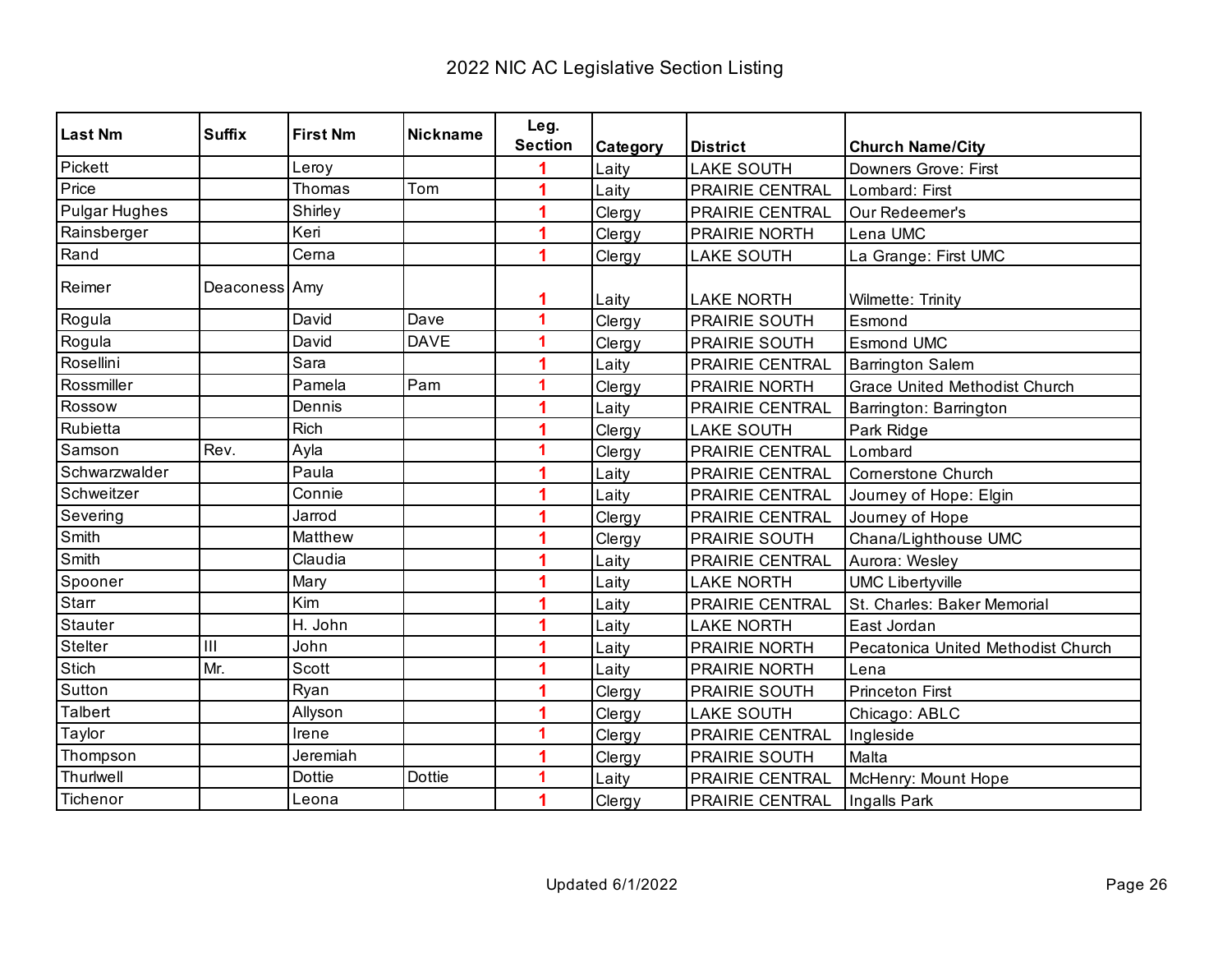# 2022 NIC AC Legislative Section Listing

| Last Nm | Suffix | First Nm | Nickname | Leg. Section | Category | District | Church Name/City |
|---|---|---|---|---|---|---|---|
| Pickett | | Leroy | | 1 | Laity | LAKE SOUTH | Downers Grove: First |
| Price | | Thomas | Tom | 1 | Laity | PRAIRIE CENTRAL | Lombard: First |
| Pulgar Hughes | | Shirley | | 1 | Clergy | PRAIRIE CENTRAL | Our Redeemer's |
| Rainsberger | | Keri | | 1 | Clergy | PRAIRIE NORTH | Lena UMC |
| Rand | | Cerna | | 1 | Clergy | LAKE SOUTH | La Grange: First UMC |
| Reimer | Deaconess | Amy | | 1 | Laity | LAKE NORTH | Wilmette: Trinity |
| Rogula | | David | Dave | 1 | Clergy | PRAIRIE SOUTH | Esmond |
| Rogula | | David | DAVE | 1 | Clergy | PRAIRIE SOUTH | Esmond UMC |
| Rosellini | | Sara | | 1 | Laity | PRAIRIE CENTRAL | Barrington Salem |
| Rossmiller | | Pamela | Pam | 1 | Clergy | PRAIRIE NORTH | Grace United Methodist Church |
| Rossow | | Dennis | | 1 | Laity | PRAIRIE CENTRAL | Barrington: Barrington |
| Rubietta | | Rich | | 1 | Clergy | LAKE SOUTH | Park Ridge |
| Samson | Rev. | Ayla | | 1 | Clergy | PRAIRIE CENTRAL | Lombard |
| Schwarzwalder | | Paula | | 1 | Laity | PRAIRIE CENTRAL | Cornerstone Church |
| Schweitzer | | Connie | | 1 | Laity | PRAIRIE CENTRAL | Journey of Hope: Elgin |
| Severing | | Jarrod | | 1 | Clergy | PRAIRIE CENTRAL | Journey of Hope |
| Smith | | Matthew | | 1 | Clergy | PRAIRIE SOUTH | Chana/Lighthouse UMC |
| Smith | | Claudia | | 1 | Laity | PRAIRIE CENTRAL | Aurora: Wesley |
| Spooner | | Mary | | 1 | Laity | LAKE NORTH | UMC Libertyville |
| Starr | | Kim | | 1 | Laity | PRAIRIE CENTRAL | St. Charles: Baker Memorial |
| Stauter | | H. John | | 1 | Laity | LAKE NORTH | East Jordan |
| Stelter | III | John | | 1 | Laity | PRAIRIE NORTH | Pecatonica United Methodist Church |
| Stich | Mr. | Scott | | 1 | Laity | PRAIRIE NORTH | Lena |
| Sutton | | Ryan | | 1 | Clergy | PRAIRIE SOUTH | Princeton First |
| Talbert | | Allyson | | 1 | Clergy | LAKE SOUTH | Chicago: ABLC |
| Taylor | | Irene | | 1 | Clergy | PRAIRIE CENTRAL | Ingleside |
| Thompson | | Jeremiah | | 1 | Clergy | PRAIRIE SOUTH | Malta |
| Thurlwell | | Dottie | Dottie | 1 | Laity | PRAIRIE CENTRAL | McHenry: Mount Hope |
| Tichenor | | Leona | | 1 | Clergy | PRAIRIE CENTRAL | Ingalls Park |

Updated 6/1/2022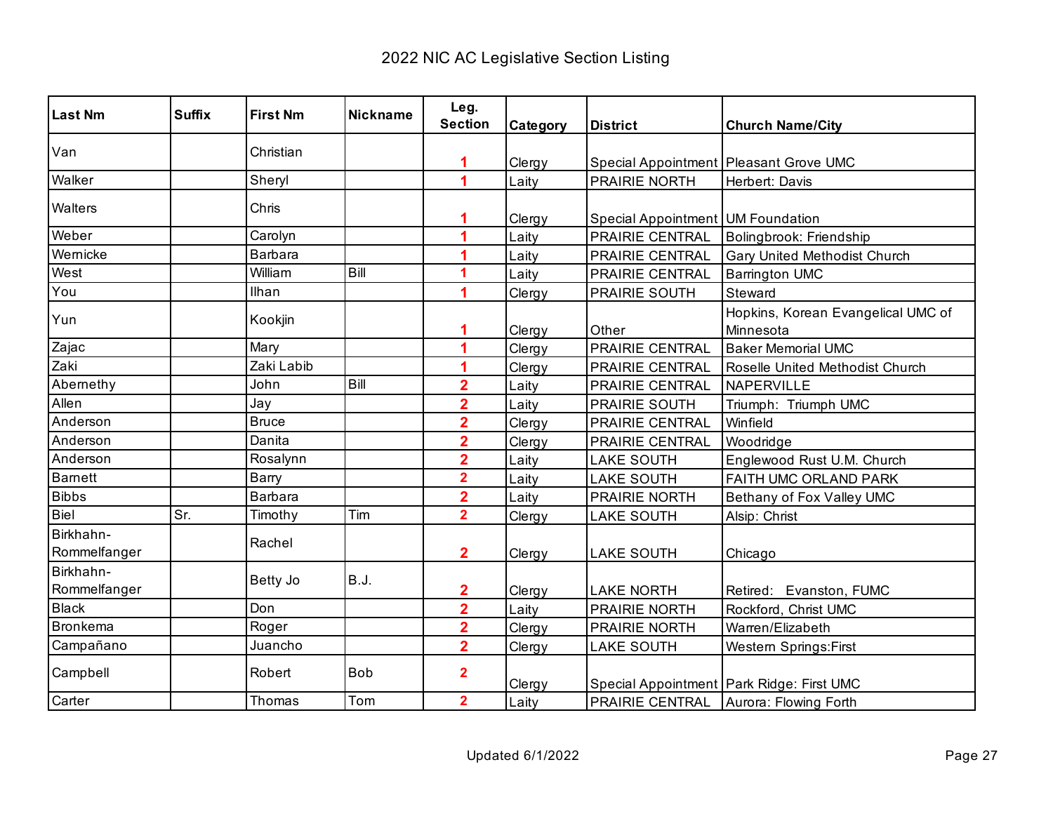# 2022 NIC AC Legislative Section Listing

| Last Nm | Suffix | First Nm | Nickname | Leg. Section | Category | District | Church Name/City |
|---|---|---|---|---|---|---|---|
| Van | | Christian | | 1 | Clergy | Special Appointment | Pleasant Grove UMC |
| Walker | | Sheryl | | 1 | Laity | PRAIRIE NORTH | Herbert: Davis |
| Walters | | Chris | | 1 | Clergy | Special Appointment | UM Foundation |
| Weber | | Carolyn | | 1 | Laity | PRAIRIE CENTRAL | Bolingbrook: Friendship |
| Wernicke | | Barbara | | 1 | Laity | PRAIRIE CENTRAL | Gary United Methodist Church |
| West | | William | Bill | 1 | Laity | PRAIRIE CENTRAL | Barrington UMC |
| You | | Ilhan | | 1 | Clergy | PRAIRIE SOUTH | Steward |
| Yun | | Kookjin | | 1 | Clergy | Other | Hopkins, Korean Evangelical UMC of Minnesota |
| Zajac | | Mary | | 1 | Clergy | PRAIRIE CENTRAL | Baker Memorial UMC |
| Zaki | | Zaki Labib | | 1 | Clergy | PRAIRIE CENTRAL | Roselle United Methodist Church |
| Abernethy | | John | Bill | 2 | Laity | PRAIRIE CENTRAL | NAPERVILLE |
| Allen | | Jay | | 2 | Laity | PRAIRIE SOUTH | Triumph: Triumph UMC |
| Anderson | | Bruce | | 2 | Clergy | PRAIRIE CENTRAL | Winfield |
| Anderson | | Danita | | 2 | Clergy | PRAIRIE CENTRAL | Woodridge |
| Anderson | | Rosalynn | | 2 | Laity | LAKE SOUTH | Englewood Rust U.M. Church |
| Barnett | | Barry | | 2 | Laity | LAKE SOUTH | FAITH UMC ORLAND PARK |
| Bibbs | | Barbara | | 2 | Laity | PRAIRIE NORTH | Bethany of Fox Valley UMC |
| Biel | Sr. | Timothy | Tim | 2 | Clergy | LAKE SOUTH | Alsip: Christ |
| Birkhahn-Rommelfanger | | Rachel | | 2 | Clergy | LAKE SOUTH | Chicago |
| Birkhahn-Rommelfanger | | Betty Jo | B.J. | 2 | Clergy | LAKE NORTH | Retired: Evanston, FUMC |
| Black | | Don | | 2 | Laity | PRAIRIE NORTH | Rockford, Christ UMC |
| Bronkema | | Roger | | 2 | Clergy | PRAIRIE NORTH | Warren/Elizabeth |
| Campañano | | Juancho | | 2 | Clergy | LAKE SOUTH | Western Springs:First |
| Campbell | | Robert | Bob | 2 | Clergy | Special Appointment | Park Ridge: First UMC |
| Carter | | Thomas | Tom | 2 | Laity | PRAIRIE CENTRAL | Aurora: Flowing Forth |

Updated 6/1/2022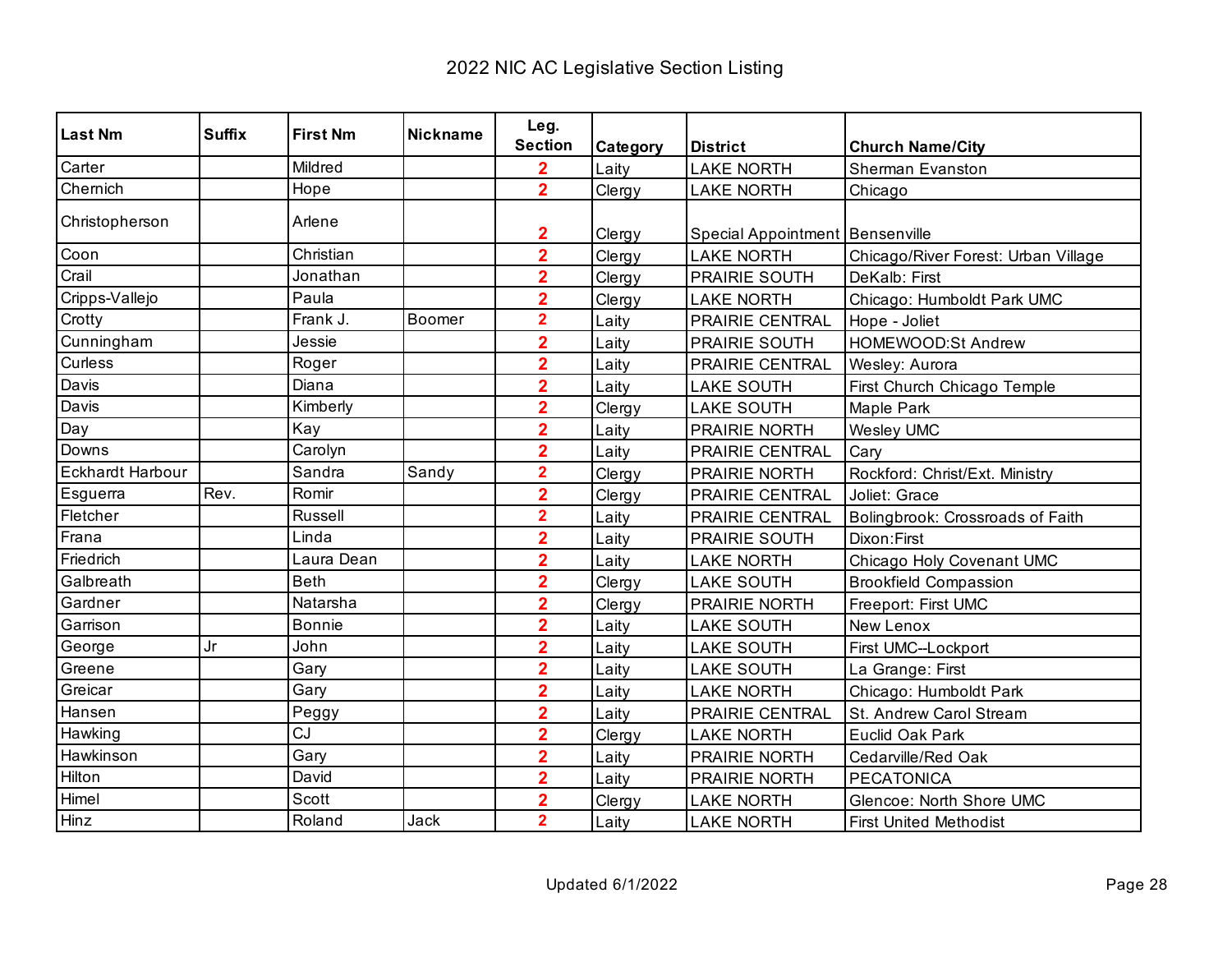# 2022 NIC AC Legislative Section Listing

| Last Nm | Suffix | First Nm | Nickname | Leg. Section | Category | District | Church Name/City |
|---|---|---|---|---|---|---|---|
| Carter | | Mildred | | 2 | Laity | LAKE NORTH | Sherman Evanston |
| Chernich | | Hope | | 2 | Clergy | LAKE NORTH | Chicago |
| Christopherson | | Arlene | | 2 | Clergy | Special Appointment | Bensenville |
| Coon | | Christian | | 2 | Clergy | LAKE NORTH | Chicago/River Forest: Urban Village |
| Crail | | Jonathan | | 2 | Clergy | PRAIRIE SOUTH | DeKalb: First |
| Cripps-Vallejo | | Paula | | 2 | Clergy | LAKE NORTH | Chicago: Humboldt Park UMC |
| Crotty | | Frank J. | Boomer | 2 | Laity | PRAIRIE CENTRAL | Hope - Joliet |
| Cunningham | | Jessie | | 2 | Laity | PRAIRIE SOUTH | HOMEWOOD:St Andrew |
| Curless | | Roger | | 2 | Laity | PRAIRIE CENTRAL | Wesley: Aurora |
| Davis | | Diana | | 2 | Laity | LAKE SOUTH | First Church Chicago Temple |
| Davis | | Kimberly | | 2 | Clergy | LAKE SOUTH | Maple Park |
| Day | | Kay | | 2 | Laity | PRAIRIE NORTH | Wesley UMC |
| Downs | | Carolyn | | 2 | Laity | PRAIRIE CENTRAL | Cary |
| Eckhardt Harbour | | Sandra | Sandy | 2 | Clergy | PRAIRIE NORTH | Rockford: Christ/Ext. Ministry |
| Esguerra | Rev. | Romir | | 2 | Clergy | PRAIRIE CENTRAL | Joliet: Grace |
| Fletcher | | Russell | | 2 | Laity | PRAIRIE CENTRAL | Bolingbrook: Crossroads of Faith |
| Frana | | Linda | | 2 | Laity | PRAIRIE SOUTH | Dixon:First |
| Friedrich | | Laura Dean | | 2 | Laity | LAKE NORTH | Chicago Holy Covenant UMC |
| Galbreath | | Beth | | 2 | Clergy | LAKE SOUTH | Brookfield Compassion |
| Gardner | | Natarsha | | 2 | Clergy | PRAIRIE NORTH | Freeport: First UMC |
| Garrison | | Bonnie | | 2 | Laity | LAKE SOUTH | New Lenox |
| George | Jr | John | | 2 | Laity | LAKE SOUTH | First UMC--Lockport |
| Greene | | Gary | | 2 | Laity | LAKE SOUTH | La Grange: First |
| Greicar | | Gary | | 2 | Laity | LAKE NORTH | Chicago: Humboldt Park |
| Hansen | | Peggy | | 2 | Laity | PRAIRIE CENTRAL | St. Andrew Carol Stream |
| Hawking | | CJ | | 2 | Clergy | LAKE NORTH | Euclid Oak Park |
| Hawkinson | | Gary | | 2 | Laity | PRAIRIE NORTH | Cedarville/Red Oak |
| Hilton | | David | | 2 | Laity | PRAIRIE NORTH | PECATONICA |
| Himel | | Scott | | 2 | Clergy | LAKE NORTH | Glencoe: North Shore UMC |
| Hinz | | Roland | Jack | 2 | Laity | LAKE NORTH | First United Methodist |

Updated 6/1/2022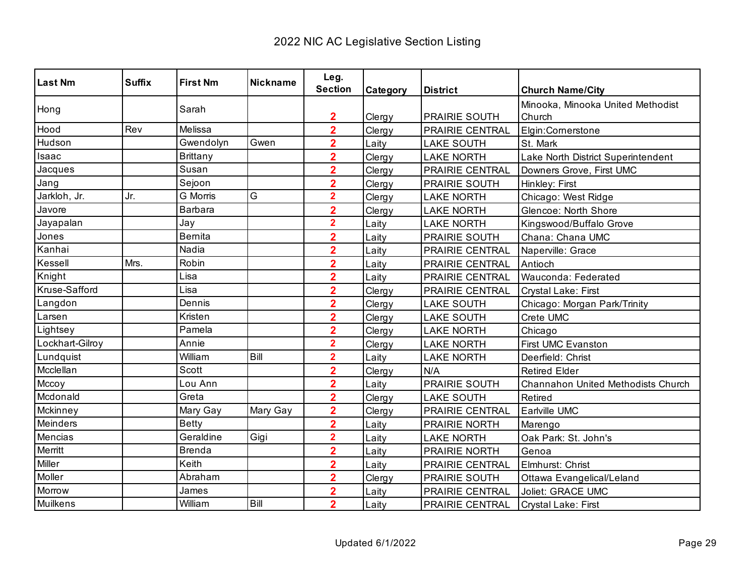# 2022 NIC AC Legislative Section Listing

| Last Nm | Suffix | First Nm | Nickname | Leg. Section | Category | District | Church Name/City |
|---|---|---|---|---|---|---|---|
| Hong | | Sarah | | 2 | Clergy | PRAIRIE SOUTH | Minooka, Minooka United Methodist Church |
| Hood | Rev | Melissa | | 2 | Clergy | PRAIRIE CENTRAL | Elgin:Cornerstone |
| Hudson | | Gwendolyn | Gwen | 2 | Laity | LAKE SOUTH | St. Mark |
| Isaac | | Brittany | | 2 | Clergy | LAKE NORTH | Lake North District Superintendent |
| Jacques | | Susan | | 2 | Clergy | PRAIRIE CENTRAL | Downers Grove, First UMC |
| Jang | | Sejoon | | 2 | Clergy | PRAIRIE SOUTH | Hinkley: First |
| Jarkloh, Jr. | Jr. | G Morris | G | 2 | Clergy | LAKE NORTH | Chicago: West Ridge |
| Javore | | Barbara | | 2 | Clergy | LAKE NORTH | Glencoe: North Shore |
| Jayapalan | | Jay | | 2 | Laity | LAKE NORTH | Kingswood/Buffalo Grove |
| Jones | | Bernita | | 2 | Laity | PRAIRIE SOUTH | Chana: Chana UMC |
| Kanhai | | Nadia | | 2 | Laity | PRAIRIE CENTRAL | Naperville: Grace |
| Kessell | Mrs. | Robin | | 2 | Laity | PRAIRIE CENTRAL | Antioch |
| Knight | | Lisa | | 2 | Laity | PRAIRIE CENTRAL | Wauconda: Federated |
| Kruse-Safford | | Lisa | | 2 | Clergy | PRAIRIE CENTRAL | Crystal Lake: First |
| Langdon | | Dennis | | 2 | Clergy | LAKE SOUTH | Chicago: Morgan Park/Trinity |
| Larsen | | Kristen | | 2 | Clergy | LAKE SOUTH | Crete UMC |
| Lightsey | | Pamela | | 2 | Clergy | LAKE NORTH | Chicago |
| Lockhart-Gilroy | | Annie | | 2 | Clergy | LAKE NORTH | First UMC Evanston |
| Lundquist | | William | Bill | 2 | Laity | LAKE NORTH | Deerfield: Christ |
| Mcclellan | | Scott | | 2 | Clergy | N/A | Retired Elder |
| Mccoy | | Lou Ann | | 2 | Laity | PRAIRIE SOUTH | Channahon United Methodists Church |
| Mcdonald | | Greta | | 2 | Clergy | LAKE SOUTH | Retired |
| Mckinney | | Mary Gay | Mary Gay | 2 | Clergy | PRAIRIE CENTRAL | Earlville UMC |
| Meinders | | Betty | | 2 | Laity | PRAIRIE NORTH | Marengo |
| Mencias | | Geraldine | Gigi | 2 | Laity | LAKE NORTH | Oak Park: St. John's |
| Merritt | | Brenda | | 2 | Laity | PRAIRIE NORTH | Genoa |
| Miller | | Keith | | 2 | Laity | PRAIRIE CENTRAL | Elmhurst: Christ |
| Moller | | Abraham | | 2 | Clergy | PRAIRIE SOUTH | Ottawa Evangelical/Leland |
| Morrow | | James | | 2 | Laity | PRAIRIE CENTRAL | Joliet: GRACE UMC |
| Muilkens | | William | Bill | 2 | Laity | PRAIRIE CENTRAL | Crystal Lake: First |

Updated 6/1/2022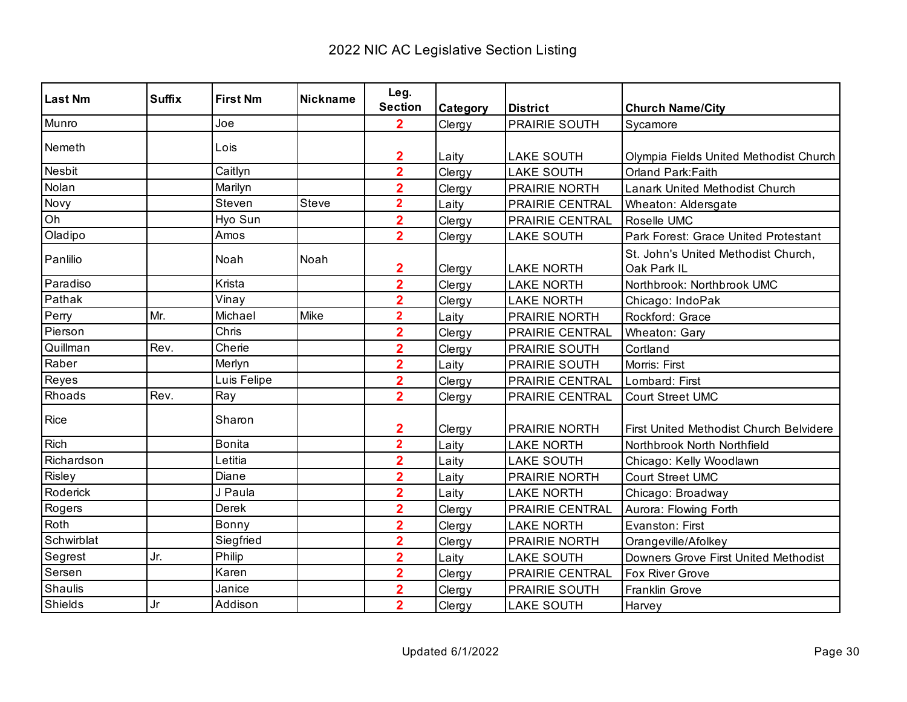# 2022 NIC AC Legislative Section Listing

| Last Nm | Suffix | First Nm | Nickname | Leg. Section | Category | District | Church Name/City |
|---|---|---|---|---|---|---|---|
| Munro | | Joe | | 2 | Clergy | PRAIRIE SOUTH | Sycamore |
| Nemeth | | Lois | | 2 | Laity | LAKE SOUTH | Olympia Fields United Methodist Church |
| Nesbit | | Caitlyn | | 2 | Clergy | LAKE SOUTH | Orland Park:Faith |
| Nolan | | Marilyn | | 2 | Clergy | PRAIRIE NORTH | Lanark United Methodist Church |
| Novy | | Steven | Steve | 2 | Laity | PRAIRIE CENTRAL | Wheaton: Aldersgate |
| Oh | | Hyo Sun | | 2 | Clergy | PRAIRIE CENTRAL | Roselle UMC |
| Oladipo | | Amos | | 2 | Clergy | LAKE SOUTH | Park Forest: Grace United Protestant |
| Panlilio | | Noah | Noah | 2 | Clergy | LAKE NORTH | St. John's United Methodist Church, Oak Park IL |
| Paradiso | | Krista | | 2 | Clergy | LAKE NORTH | Northbrook: Northbrook UMC |
| Pathak | | Vinay | | 2 | Clergy | LAKE NORTH | Chicago: IndoPak |
| Perry | Mr. | Michael | Mike | 2 | Laity | PRAIRIE NORTH | Rockford: Grace |
| Pierson | | Chris | | 2 | Clergy | PRAIRIE CENTRAL | Wheaton: Gary |
| Quillman | Rev. | Cherie | | 2 | Clergy | PRAIRIE SOUTH | Cortland |
| Raber | | Merlyn | | 2 | Laity | PRAIRIE SOUTH | Morris: First |
| Reyes | | Luis Felipe | | 2 | Clergy | PRAIRIE CENTRAL | Lombard: First |
| Rhoads | Rev. | Ray | | 2 | Clergy | PRAIRIE CENTRAL | Court Street UMC |
| Rice | | Sharon | | 2 | Clergy | PRAIRIE NORTH | First United Methodist Church Belvidere |
| Rich | | Bonita | | 2 | Laity | LAKE NORTH | Northbrook North Northfield |
| Richardson | | Letitia | | 2 | Laity | LAKE SOUTH | Chicago: Kelly Woodlawn |
| Risley | | Diane | | 2 | Laity | PRAIRIE NORTH | Court Street UMC |
| Roderick | | J Paula | | 2 | Laity | LAKE NORTH | Chicago: Broadway |
| Rogers | | Derek | | 2 | Clergy | PRAIRIE CENTRAL | Aurora: Flowing Forth |
| Roth | | Bonny | | 2 | Clergy | LAKE NORTH | Evanston: First |
| Schwirblat | | Siegfried | | 2 | Clergy | PRAIRIE NORTH | Orangeville/Afolkey |
| Segrest | Jr. | Philip | | 2 | Laity | LAKE SOUTH | Downers Grove First United Methodist |
| Sersen | | Karen | | 2 | Clergy | PRAIRIE CENTRAL | Fox River Grove |
| Shaulis | | Janice | | 2 | Clergy | PRAIRIE SOUTH | Franklin Grove |
| Shields | Jr | Addison | | 2 | Clergy | LAKE SOUTH | Harvey |

Updated 6/1/2022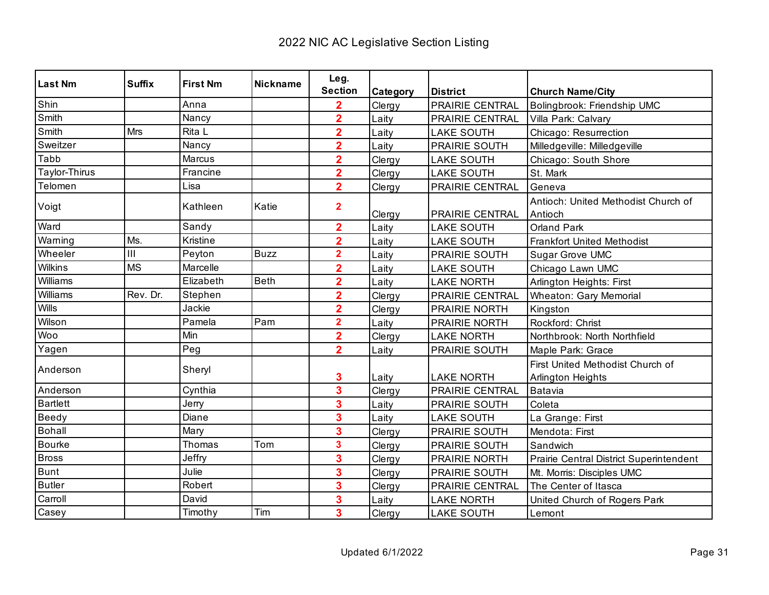# 2022 NIC AC Legislative Section Listing

| Last Nm | Suffix | First Nm | Nickname | Leg. Section | Category | District | Church Name/City |
|---|---|---|---|---|---|---|---|
| Shin | | Anna | | 2 | Clergy | PRAIRIE CENTRAL | Bolingbrook: Friendship UMC |
| Smith | | Nancy | | 2 | Laity | PRAIRIE CENTRAL | Villa Park: Calvary |
| Smith | Mrs | Rita L | | 2 | Laity | LAKE SOUTH | Chicago: Resurrection |
| Sweitzer | | Nancy | | 2 | Laity | PRAIRIE SOUTH | Milledgeville: Milledgeville |
| Tabb | | Marcus | | 2 | Clergy | LAKE SOUTH | Chicago: South Shore |
| Taylor-Thirus | | Francine | | 2 | Clergy | LAKE SOUTH | St. Mark |
| Telomen | | Lisa | | 2 | Clergy | PRAIRIE CENTRAL | Geneva |
| Voigt | | Kathleen | Katie | 2 | Clergy | PRAIRIE CENTRAL | Antioch: United Methodist Church of Antioch |
| Ward | | Sandy | | 2 | Laity | LAKE SOUTH | Orland Park |
| Warning | Ms. | Kristine | | 2 | Laity | LAKE SOUTH | Frankfort United Methodist |
| Wheeler | III | Peyton | Buzz | 2 | Laity | PRAIRIE SOUTH | Sugar Grove UMC |
| Wilkins | MS | Marcelle | | 2 | Laity | LAKE SOUTH | Chicago Lawn UMC |
| Williams | | Elizabeth | Beth | 2 | Laity | LAKE NORTH | Arlington Heights: First |
| Williams | Rev. Dr. | Stephen | | 2 | Clergy | PRAIRIE CENTRAL | Wheaton: Gary Memorial |
| Wills | | Jackie | | 2 | Clergy | PRAIRIE NORTH | Kingston |
| Wilson | | Pamela | Pam | 2 | Laity | PRAIRIE NORTH | Rockford: Christ |
| Woo | | Min | | 2 | Clergy | LAKE NORTH | Northbrook: North Northfield |
| Yagen | | Peg | | 2 | Laity | PRAIRIE SOUTH | Maple Park: Grace |
| Anderson | | Sheryl | | 3 | Laity | LAKE NORTH | First United Methodist Church of Arlington Heights |
| Anderson | | Cynthia | | 3 | Clergy | PRAIRIE CENTRAL | Batavia |
| Bartlett | | Jerry | | 3 | Laity | PRAIRIE SOUTH | Coleta |
| Beedy | | Diane | | 3 | Laity | LAKE SOUTH | La Grange: First |
| Bohall | | Mary | | 3 | Clergy | PRAIRIE SOUTH | Mendota: First |
| Bourke | | Thomas | Tom | 3 | Clergy | PRAIRIE SOUTH | Sandwich |
| Bross | | Jeffry | | 3 | Clergy | PRAIRIE NORTH | Prairie Central District Superintendent |
| Bunt | | Julie | | 3 | Clergy | PRAIRIE SOUTH | Mt. Morris: Disciples UMC |
| Butler | | Robert | | 3 | Clergy | PRAIRIE CENTRAL | The Center of Itasca |
| Carroll | | David | | 3 | Laity | LAKE NORTH | United Church of Rogers Park |
| Casey | | Timothy | Tim | 3 | Clergy | LAKE SOUTH | Lemont |

Updated 6/1/2022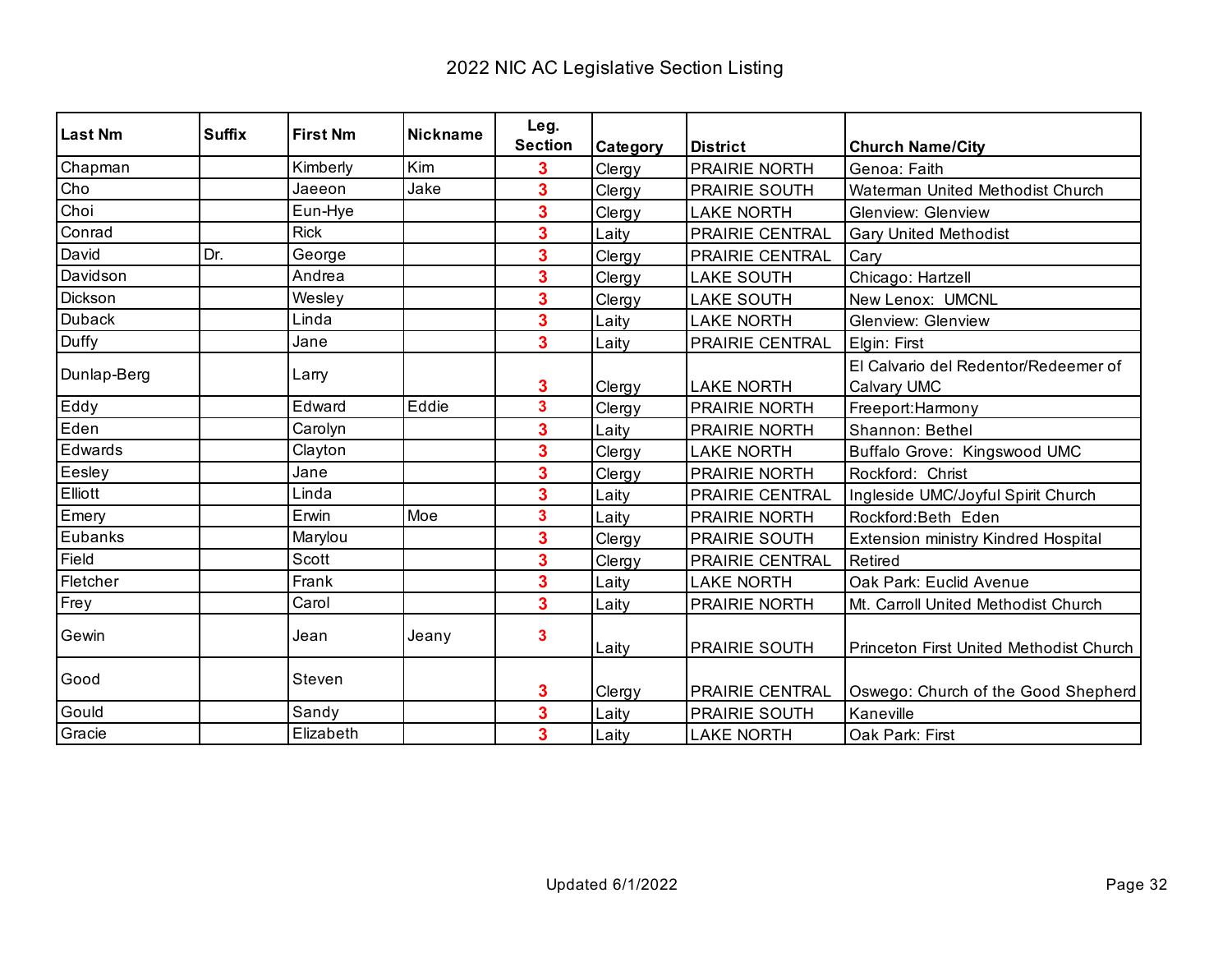# 2022 NIC AC Legislative Section Listing

| Last Nm | Suffix | First Nm | Nickname | Leg. Section | Category | District | Church Name/City |
|---|---|---|---|---|---|---|---|
| Chapman | | Kimberly | Kim | 3 | Clergy | PRAIRIE NORTH | Genoa: Faith |
| Cho | | Jaeeon | Jake | 3 | Clergy | PRAIRIE SOUTH | Waterman United Methodist Church |
| Choi | | Eun-Hye | | 3 | Clergy | LAKE NORTH | Glenview: Glenview |
| Conrad | | Rick | | 3 | Laity | PRAIRIE CENTRAL | Gary United Methodist |
| David | Dr. | George | | 3 | Clergy | PRAIRIE CENTRAL | Cary |
| Davidson | | Andrea | | 3 | Clergy | LAKE SOUTH | Chicago: Hartzell |
| Dickson | | Wesley | | 3 | Clergy | LAKE SOUTH | New Lenox: UMCNL |
| Duback | | Linda | | 3 | Laity | LAKE NORTH | Glenview: Glenview |
| Duffy | | Jane | | 3 | Laity | PRAIRIE CENTRAL | Elgin: First |
| Dunlap-Berg | | Larry | | 3 | Clergy | LAKE NORTH | El Calvario del Redentor/Redeemer of Calvary UMC |
| Eddy | | Edward | Eddie | 3 | Clergy | PRAIRIE NORTH | Freeport:Harmony |
| Eden | | Carolyn | | 3 | Laity | PRAIRIE NORTH | Shannon: Bethel |
| Edwards | | Clayton | | 3 | Clergy | LAKE NORTH | Buffalo Grove: Kingswood UMC |
| Eesley | | Jane | | 3 | Clergy | PRAIRIE NORTH | Rockford: Christ |
| Elliott | | Linda | | 3 | Laity | PRAIRIE CENTRAL | Ingleside UMC/Joyful Spirit Church |
| Emery | | Erwin | Moe | 3 | Laity | PRAIRIE NORTH | Rockford:Beth Eden |
| Eubanks | | Marylou | | 3 | Clergy | PRAIRIE SOUTH | Extension ministry Kindred Hospital |
| Field | | Scott | | 3 | Clergy | PRAIRIE CENTRAL | Retired |
| Fletcher | | Frank | | 3 | Laity | LAKE NORTH | Oak Park: Euclid Avenue |
| Frey | | Carol | | 3 | Laity | PRAIRIE NORTH | Mt. Carroll United Methodist Church |
| Gewin | | Jean | Jeany | 3 | Laity | PRAIRIE SOUTH | Princeton First United Methodist Church |
| Good | | Steven | | 3 | Clergy | PRAIRIE CENTRAL | Oswego: Church of the Good Shepherd |
| Gould | | Sandy | | 3 | Laity | PRAIRIE SOUTH | Kaneville |
| Gracie | | Elizabeth | | 3 | Laity | LAKE NORTH | Oak Park: First |

Updated 6/1/2022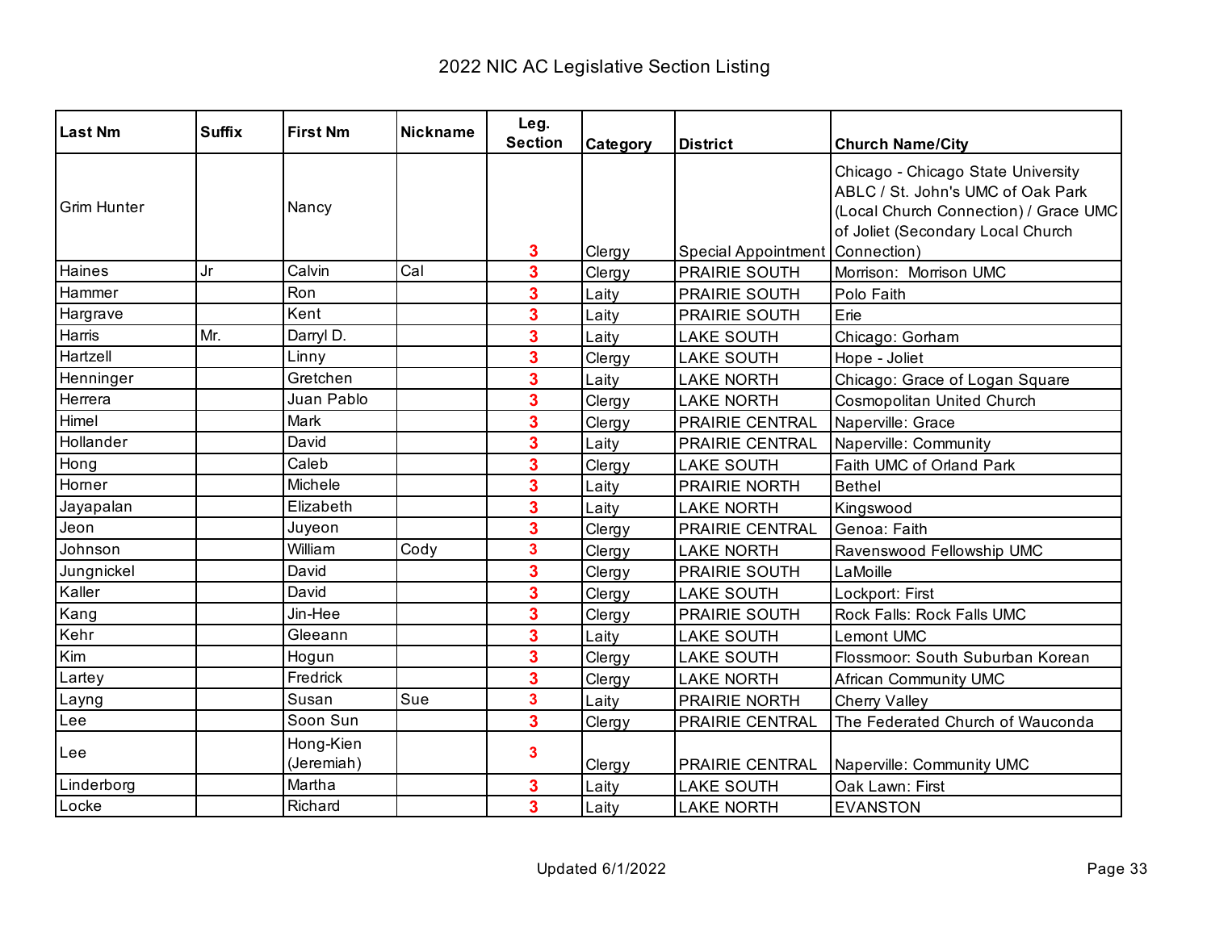# 2022 NIC AC Legislative Section Listing

| Last Nm | Suffix | First Nm | Nickname | Leg. Section | Category | District | Church Name/City |
|---|---|---|---|---|---|---|---|
| Grim Hunter | | Nancy | | 3 | Clergy | Special Appointment | Chicago - Chicago State University ABLC / St. John's UMC of Oak Park (Local Church Connection) / Grace UMC of Joliet (Secondary Local Church Connection) |
| Haines | Jr | Calvin | Cal | 3 | Clergy | PRAIRIE SOUTH | Morrison: Morrison UMC |
| Hammer | | Ron | | 3 | Laity | PRAIRIE SOUTH | Polo Faith |
| Hargrave | | Kent | | 3 | Laity | PRAIRIE SOUTH | Erie |
| Harris | Mr. | Darryl D. | | 3 | Laity | LAKE SOUTH | Chicago: Gorham |
| Hartzell | | Linny | | 3 | Clergy | LAKE SOUTH | Hope - Joliet |
| Henninger | | Gretchen | | 3 | Laity | LAKE NORTH | Chicago: Grace of Logan Square |
| Herrera | | Juan Pablo | | 3 | Clergy | LAKE NORTH | Cosmopolitan United Church |
| Himel | | Mark | | 3 | Clergy | PRAIRIE CENTRAL | Naperville: Grace |
| Hollander | | David | | 3 | Laity | PRAIRIE CENTRAL | Naperville: Community |
| Hong | | Caleb | | 3 | Clergy | LAKE SOUTH | Faith UMC of Orland Park |
| Horner | | Michele | | 3 | Laity | PRAIRIE NORTH | Bethel |
| Jayapalan | | Elizabeth | | 3 | Laity | LAKE NORTH | Kingswood |
| Jeon | | Juyeon | | 3 | Clergy | PRAIRIE CENTRAL | Genoa: Faith |
| Johnson | | William | Cody | 3 | Clergy | LAKE NORTH | Ravenswood Fellowship UMC |
| Jungnickel | | David | | 3 | Clergy | PRAIRIE SOUTH | LaMoille |
| Kaller | | David | | 3 | Clergy | LAKE SOUTH | Lockport: First |
| Kang | | Jin-Hee | | 3 | Clergy | PRAIRIE SOUTH | Rock Falls: Rock Falls UMC |
| Kehr | | Gleeann | | 3 | Laity | LAKE SOUTH | Lemont UMC |
| Kim | | Hogun | | 3 | Clergy | LAKE SOUTH | Flossmoor: South Suburban Korean |
| Lartey | | Fredrick | | 3 | Clergy | LAKE NORTH | African Community UMC |
| Layng | | Susan | Sue | 3 | Laity | PRAIRIE NORTH | Cherry Valley |
| Lee | | Soon Sun | | 3 | Clergy | PRAIRIE CENTRAL | The Federated Church of Wauconda |
| Lee | | Hong-Kien (Jeremiah) | | 3 | Clergy | PRAIRIE CENTRAL | Naperville: Community UMC |
| Linderborg | | Martha | | 3 | Laity | LAKE SOUTH | Oak Lawn: First |
| Locke | | Richard | | 3 | Laity | LAKE NORTH | EVANSTON |

Updated 6/1/2022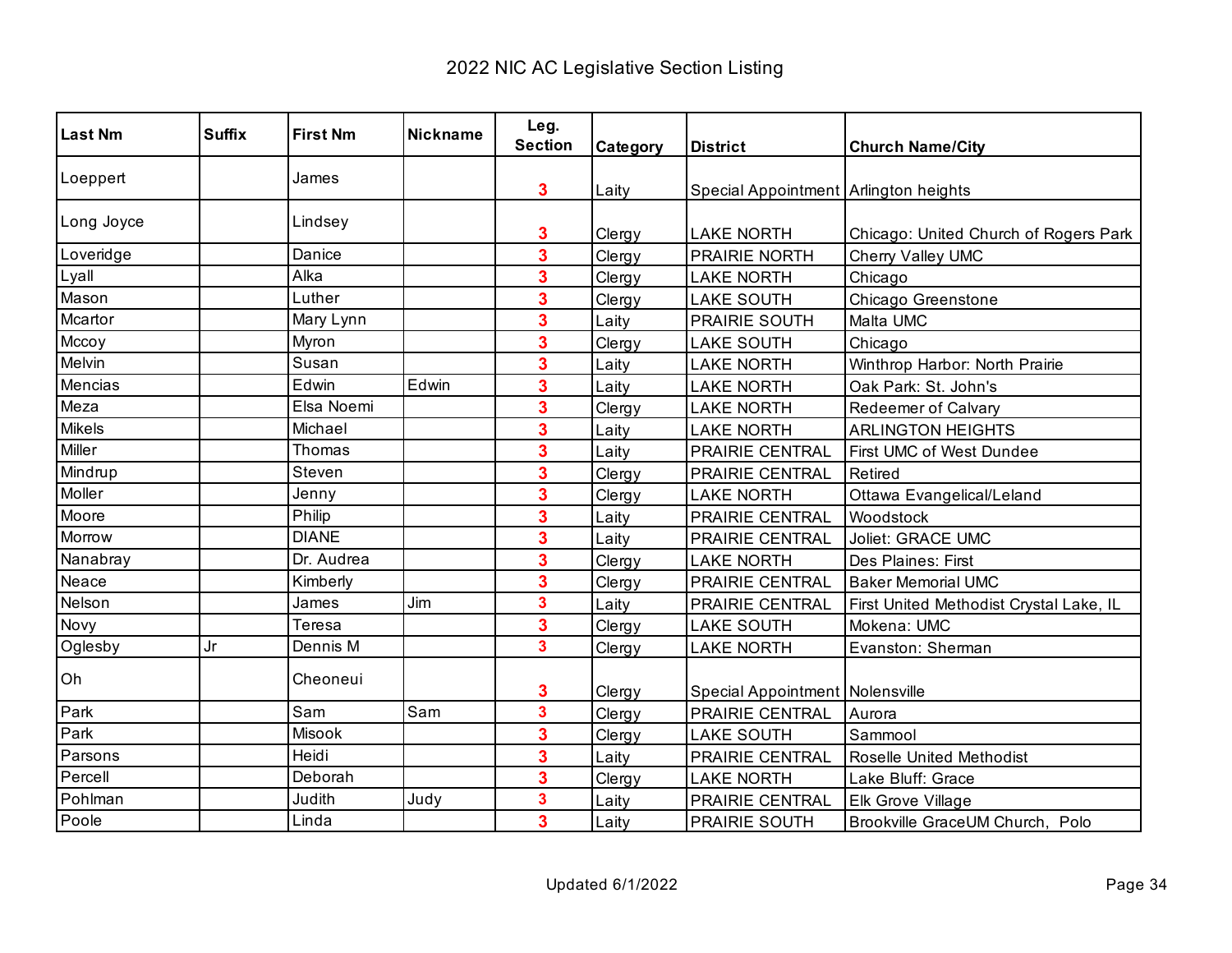# 2022 NIC AC Legislative Section Listing

| Last Nm | Suffix | First Nm | Nickname | Leg. Section | Category | District | Church Name/City |
|---|---|---|---|---|---|---|---|
| Loeppert | | James | | 3 | Laity | Special Appointment | Arlington heights |
| Long Joyce | | Lindsey | | 3 | Clergy | LAKE NORTH | Chicago: United Church of Rogers Park |
| Loveridge | | Danice | | 3 | Clergy | PRAIRIE NORTH | Cherry Valley UMC |
| Lyall | | Alka | | 3 | Clergy | LAKE NORTH | Chicago |
| Mason | | Luther | | 3 | Clergy | LAKE SOUTH | Chicago Greenstone |
| Mcartor | | Mary Lynn | | 3 | Laity | PRAIRIE SOUTH | Malta UMC |
| Mccoy | | Myron | | 3 | Clergy | LAKE SOUTH | Chicago |
| Melvin | | Susan | | 3 | Laity | LAKE NORTH | Winthrop Harbor: North Prairie |
| Mencias | | Edwin | Edwin | 3 | Laity | LAKE NORTH | Oak Park: St. John's |
| Meza | | Elsa Noemi | | 3 | Clergy | LAKE NORTH | Redeemer of Calvary |
| Mikels | | Michael | | 3 | Laity | LAKE NORTH | ARLINGTON HEIGHTS |
| Miller | | Thomas | | 3 | Laity | PRAIRIE CENTRAL | First UMC of West Dundee |
| Mindrup | | Steven | | 3 | Clergy | PRAIRIE CENTRAL | Retired |
| Moller | | Jenny | | 3 | Clergy | LAKE NORTH | Ottawa Evangelical/Leland |
| Moore | | Philip | | 3 | Laity | PRAIRIE CENTRAL | Woodstock |
| Morrow | | DIANE | | 3 | Laity | PRAIRIE CENTRAL | Joliet: GRACE UMC |
| Nanabray | | Dr. Audrea | | 3 | Clergy | LAKE NORTH | Des Plaines: First |
| Neace | | Kimberly | | 3 | Clergy | PRAIRIE CENTRAL | Baker Memorial UMC |
| Nelson | | James | Jim | 3 | Laity | PRAIRIE CENTRAL | First United Methodist Crystal Lake, IL |
| Novy | | Teresa | | 3 | Clergy | LAKE SOUTH | Mokena: UMC |
| Oglesby | Jr | Dennis M | | 3 | Clergy | LAKE NORTH | Evanston: Sherman |
| Oh | | Cheoneui | | 3 | Clergy | Special Appointment | Nolensville |
| Park | | Sam | Sam | 3 | Clergy | PRAIRIE CENTRAL | Aurora |
| Park | | Misook | | 3 | Clergy | LAKE SOUTH | Sammool |
| Parsons | | Heidi | | 3 | Laity | PRAIRIE CENTRAL | Roselle United Methodist |
| Percell | | Deborah | | 3 | Clergy | LAKE NORTH | Lake Bluff: Grace |
| Pohlman | | Judith | Judy | 3 | Laity | PRAIRIE CENTRAL | Elk Grove Village |
| Poole | | Linda | | 3 | Laity | PRAIRIE SOUTH | Brookville GraceUM Church, Polo |

Updated 6/1/2022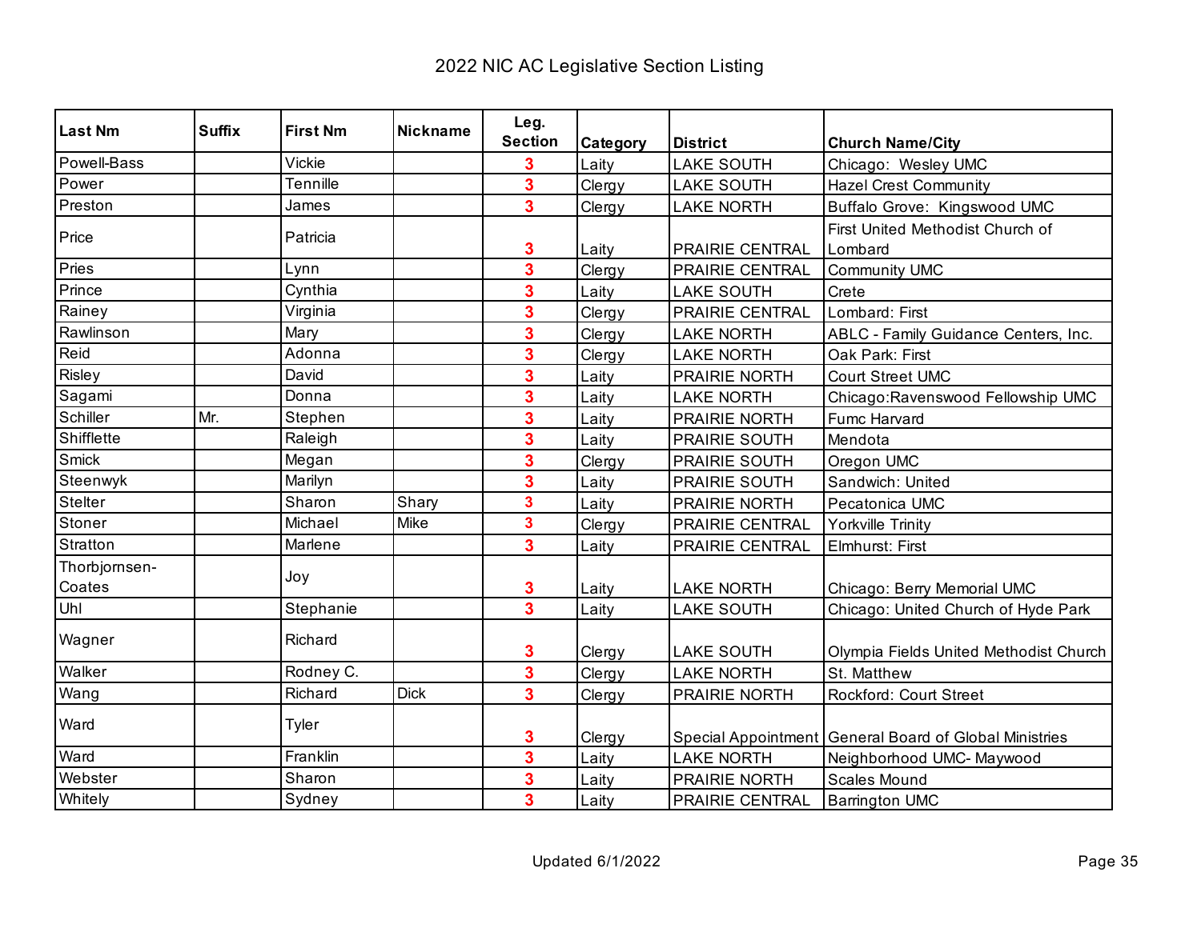# 2022 NIC AC Legislative Section Listing

| Last Nm | Suffix | First Nm | Nickname | Leg. Section | Category | District | Church Name/City |
|---|---|---|---|---|---|---|---|
| Powell-Bass | | Vickie | | 3 | Laity | LAKE SOUTH | Chicago: Wesley UMC |
| Power | | Tennille | | 3 | Clergy | LAKE SOUTH | Hazel Crest Community |
| Preston | | James | | 3 | Clergy | LAKE NORTH | Buffalo Grove: Kingswood UMC |
| Price | | Patricia | | 3 | Laity | PRAIRIE CENTRAL | First United Methodist Church of Lombard |
| Pries | | Lynn | | 3 | Clergy | PRAIRIE CENTRAL | Community UMC |
| Prince | | Cynthia | | 3 | Laity | LAKE SOUTH | Crete |
| Rainey | | Virginia | | 3 | Clergy | PRAIRIE CENTRAL | Lombard: First |
| Rawlinson | | Mary | | 3 | Clergy | LAKE NORTH | ABLC - Family Guidance Centers, Inc. |
| Reid | | Adonna | | 3 | Clergy | LAKE NORTH | Oak Park: First |
| Risley | | David | | 3 | Laity | PRAIRIE NORTH | Court Street UMC |
| Sagami | | Donna | | 3 | Laity | LAKE NORTH | Chicago:Ravenswood Fellowship UMC |
| Schiller | Mr. | Stephen | | 3 | Laity | PRAIRIE NORTH | Fumc Harvard |
| Shifflette | | Raleigh | | 3 | Laity | PRAIRIE SOUTH | Mendota |
| Smick | | Megan | | 3 | Clergy | PRAIRIE SOUTH | Oregon UMC |
| Steenwyk | | Marilyn | | 3 | Laity | PRAIRIE SOUTH | Sandwich: United |
| Stelter | | Sharon | Shary | 3 | Laity | PRAIRIE NORTH | Pecatonica UMC |
| Stoner | | Michael | Mike | 3 | Clergy | PRAIRIE CENTRAL | Yorkville Trinity |
| Stratton | | Marlene | | 3 | Laity | PRAIRIE CENTRAL | Elmhurst: First |
| Thorbjornsen-Coates | | Joy | | 3 | Laity | LAKE NORTH | Chicago: Berry Memorial UMC |
| Uhl | | Stephanie | | 3 | Laity | LAKE SOUTH | Chicago: United Church of Hyde Park |
| Wagner | | Richard | | 3 | Clergy | LAKE SOUTH | Olympia Fields United Methodist Church |
| Walker | | Rodney C. | | 3 | Clergy | LAKE NORTH | St. Matthew |
| Wang | | Richard | Dick | 3 | Clergy | PRAIRIE NORTH | Rockford: Court Street |
| Ward | | Tyler | | 3 | Clergy | Special Appointment | General Board of Global Ministries |
| Ward | | Franklin | | 3 | Laity | LAKE NORTH | Neighborhood UMC- Maywood |
| Webster | | Sharon | | 3 | Laity | PRAIRIE NORTH | Scales Mound |
| Whitely | | Sydney | | 3 | Laity | PRAIRIE CENTRAL | Barrington UMC |

Updated 6/1/2022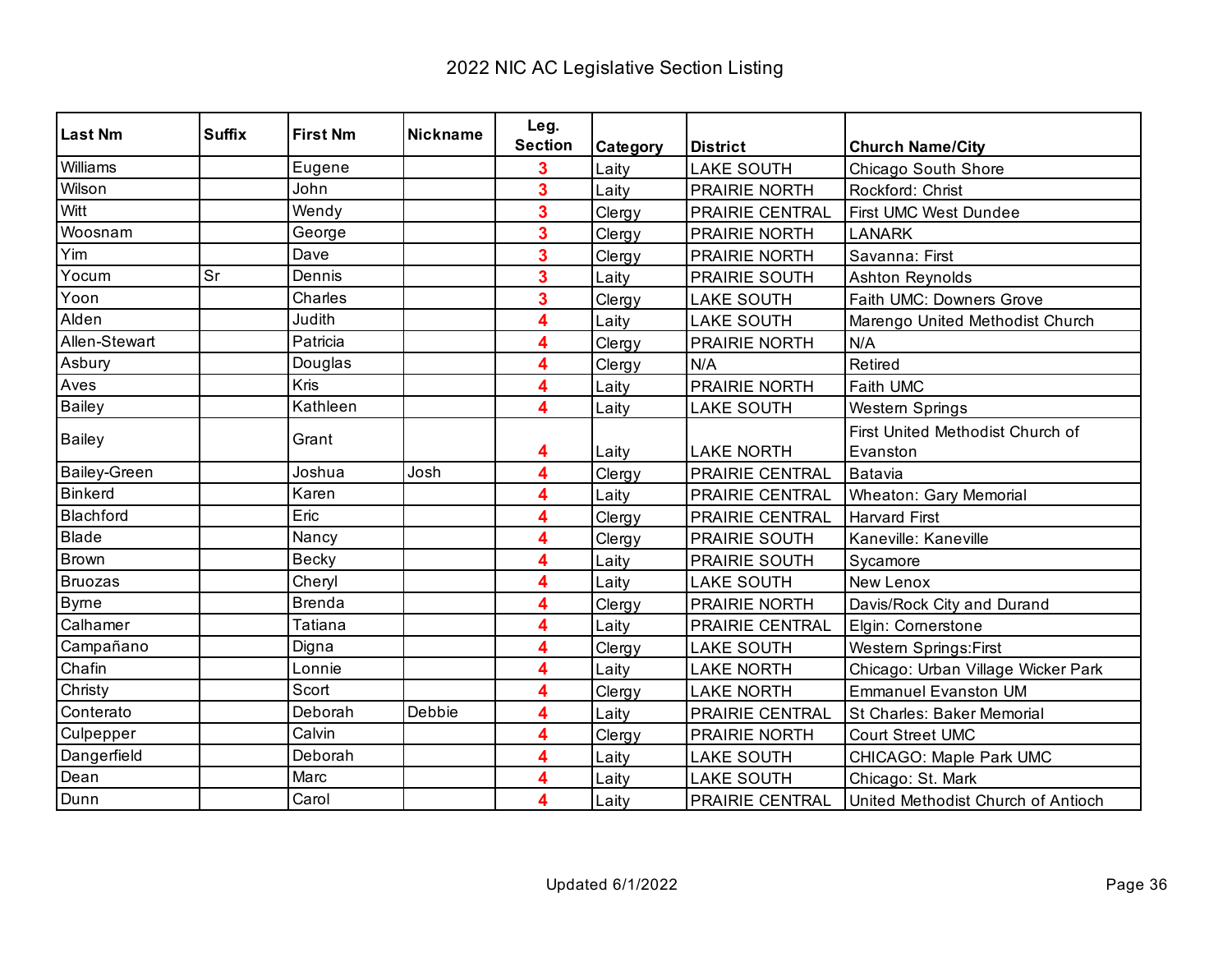# 2022 NIC AC Legislative Section Listing

| Last Nm | Suffix | First Nm | Nickname | Leg. Section | Category | District | Church Name/City |
|---|---|---|---|---|---|---|---|
| Williams | | Eugene | | 3 | Laity | LAKE SOUTH | Chicago South Shore |
| Wilson | | John | | 3 | Laity | PRAIRIE NORTH | Rockford: Christ |
| Witt | | Wendy | | 3 | Clergy | PRAIRIE CENTRAL | First UMC West Dundee |
| Woosnam | | George | | 3 | Clergy | PRAIRIE NORTH | LANARK |
| Yim | | Dave | | 3 | Clergy | PRAIRIE NORTH | Savanna: First |
| Yocum | Sr | Dennis | | 3 | Laity | PRAIRIE SOUTH | Ashton Reynolds |
| Yoon | | Charles | | 3 | Clergy | LAKE SOUTH | Faith UMC: Downers Grove |
| Alden | | Judith | | 4 | Laity | LAKE SOUTH | Marengo United Methodist Church |
| Allen-Stewart | | Patricia | | 4 | Clergy | PRAIRIE NORTH | N/A |
| Asbury | | Douglas | | 4 | Clergy | N/A | Retired |
| Aves | | Kris | | 4 | Laity | PRAIRIE NORTH | Faith UMC |
| Bailey | | Kathleen | | 4 | Laity | LAKE SOUTH | Western Springs |
| Bailey | | Grant | | 4 | Laity | LAKE NORTH | First United Methodist Church of Evanston |
| Bailey-Green | | Joshua | Josh | 4 | Clergy | PRAIRIE CENTRAL | Batavia |
| Binkerd | | Karen | | 4 | Laity | PRAIRIE CENTRAL | Wheaton: Gary Memorial |
| Blachford | | Eric | | 4 | Clergy | PRAIRIE CENTRAL | Harvard First |
| Blade | | Nancy | | 4 | Clergy | PRAIRIE SOUTH | Kaneville: Kaneville |
| Brown | | Becky | | 4 | Laity | PRAIRIE SOUTH | Sycamore |
| Bruozas | | Cheryl | | 4 | Laity | LAKE SOUTH | New Lenox |
| Byrne | | Brenda | | 4 | Clergy | PRAIRIE NORTH | Davis/Rock City and Durand |
| Calhamer | | Tatiana | | 4 | Laity | PRAIRIE CENTRAL | Elgin: Cornerstone |
| Campañano | | Digna | | 4 | Clergy | LAKE SOUTH | Western Springs:First |
| Chafin | | Lonnie | | 4 | Laity | LAKE NORTH | Chicago: Urban Village Wicker Park |
| Christy | | Scort | | 4 | Clergy | LAKE NORTH | Emmanuel Evanston UM |
| Conterato | | Deborah | Debbie | 4 | Laity | PRAIRIE CENTRAL | St Charles: Baker Memorial |
| Culpepper | | Calvin | | 4 | Clergy | PRAIRIE NORTH | Court Street UMC |
| Dangerfield | | Deborah | | 4 | Laity | LAKE SOUTH | CHICAGO: Maple Park UMC |
| Dean | | Marc | | 4 | Laity | LAKE SOUTH | Chicago: St. Mark |
| Dunn | | Carol | | 4 | Laity | PRAIRIE CENTRAL | United Methodist Church of Antioch |

Updated 6/1/2022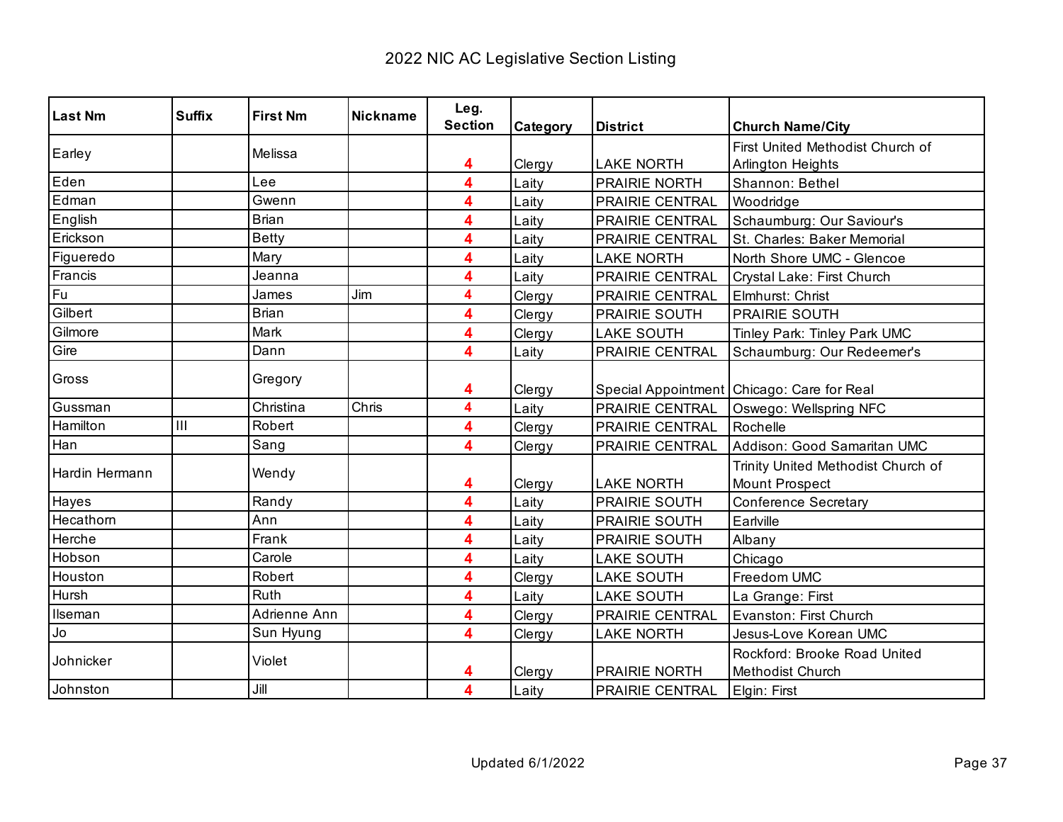# 2022 NIC AC Legislative Section Listing

| Last Nm | Suffix | First Nm | Nickname | Leg. Section | Category | District | Church Name/City |
|---|---|---|---|---|---|---|---|
| Earley | | Melissa | | 4 | Clergy | LAKE NORTH | First United Methodist Church of Arlington Heights |
| Eden | | Lee | | 4 | Laity | PRAIRIE NORTH | Shannon: Bethel |
| Edman | | Gwenn | | 4 | Laity | PRAIRIE CENTRAL | Woodridge |
| English | | Brian | | 4 | Laity | PRAIRIE CENTRAL | Schaumburg: Our Saviour's |
| Erickson | | Betty | | 4 | Laity | PRAIRIE CENTRAL | St. Charles: Baker Memorial |
| Figueredo | | Mary | | 4 | Laity | LAKE NORTH | North Shore UMC - Glencoe |
| Francis | | Jeanna | | 4 | Laity | PRAIRIE CENTRAL | Crystal Lake: First Church |
| Fu | | James | Jim | 4 | Clergy | PRAIRIE CENTRAL | Elmhurst: Christ |
| Gilbert | | Brian | | 4 | Clergy | PRAIRIE SOUTH | PRAIRIE SOUTH |
| Gilmore | | Mark | | 4 | Clergy | LAKE SOUTH | Tinley Park: Tinley Park UMC |
| Gire | | Dann | | 4 | Laity | PRAIRIE CENTRAL | Schaumburg: Our Redeemer's |
| Gross | | Gregory | | 4 | Clergy | Special Appointment | Chicago: Care for Real |
| Gussman | | Christina | Chris | 4 | Laity | PRAIRIE CENTRAL | Oswego: Wellspring NFC |
| Hamilton | III | Robert | | 4 | Clergy | PRAIRIE CENTRAL | Rochelle |
| Han | | Sang | | 4 | Clergy | PRAIRIE CENTRAL | Addison: Good Samaritan UMC |
| Hardin Hermann | | Wendy | | 4 | Clergy | LAKE NORTH | Trinity United Methodist Church of Mount Prospect |
| Hayes | | Randy | | 4 | Laity | PRAIRIE SOUTH | Conference Secretary |
| Hecathorn | | Ann | | 4 | Laity | PRAIRIE SOUTH | Earlville |
| Herche | | Frank | | 4 | Laity | PRAIRIE SOUTH | Albany |
| Hobson | | Carole | | 4 | Laity | LAKE SOUTH | Chicago |
| Houston | | Robert | | 4 | Clergy | LAKE SOUTH | Freedom UMC |
| Hursh | | Ruth | | 4 | Laity | LAKE SOUTH | La Grange: First |
| Ilseman | | Adrienne Ann | | 4 | Clergy | PRAIRIE CENTRAL | Evanston: First Church |
| Jo | | Sun Hyung | | 4 | Clergy | LAKE NORTH | Jesus-Love Korean UMC |
| Johnicker | | Violet | | 4 | Clergy | PRAIRIE NORTH | Rockford: Brooke Road United Methodist Church |
| Johnston | | Jill | | 4 | Laity | PRAIRIE CENTRAL | Elgin: First |

Updated 6/1/2022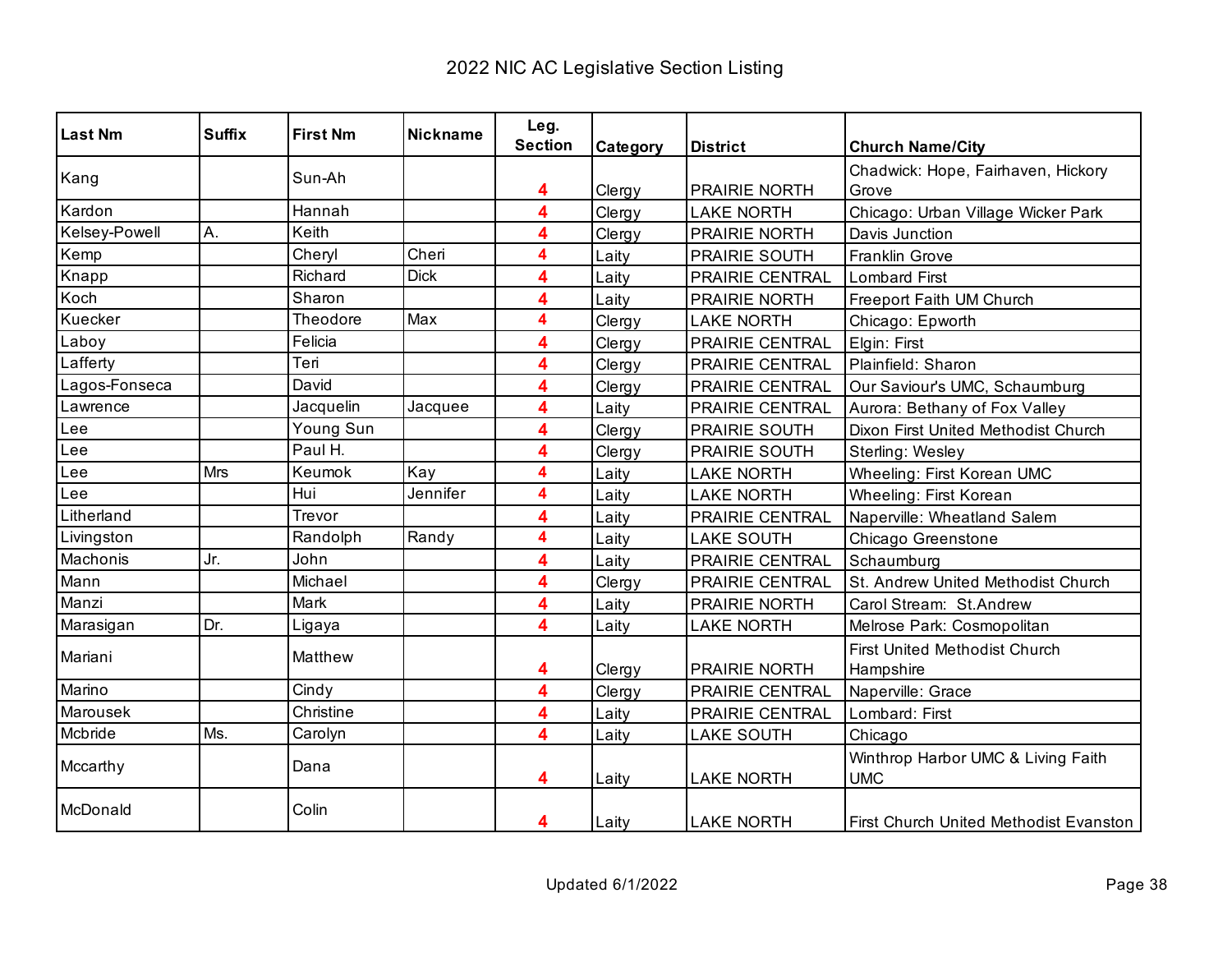# 2022 NIC AC Legislative Section Listing

| Last Nm | Suffix | First Nm | Nickname | Leg. Section | Category | District | Church Name/City |
|---|---|---|---|---|---|---|---|
| Kang | | Sun-Ah | | 4 | Clergy | PRAIRIE NORTH | Chadwick: Hope, Fairhaven, Hickory Grove |
| Kardon | | Hannah | | 4 | Clergy | LAKE NORTH | Chicago: Urban Village Wicker Park |
| Kelsey-Powell | A. | Keith | | 4 | Clergy | PRAIRIE NORTH | Davis Junction |
| Kemp | | Cheryl | Cheri | 4 | Laity | PRAIRIE SOUTH | Franklin Grove |
| Knapp | | Richard | Dick | 4 | Laity | PRAIRIE CENTRAL | Lombard First |
| Koch | | Sharon | | 4 | Laity | PRAIRIE NORTH | Freeport Faith UM Church |
| Kuecker | | Theodore | Max | 4 | Clergy | LAKE NORTH | Chicago: Epworth |
| Laboy | | Felicia | | 4 | Clergy | PRAIRIE CENTRAL | Elgin: First |
| Lafferty | | Teri | | 4 | Clergy | PRAIRIE CENTRAL | Plainfield: Sharon |
| Lagos-Fonseca | | David | | 4 | Clergy | PRAIRIE CENTRAL | Our Saviour's UMC, Schaumburg |
| Lawrence | | Jacquelin | Jacquee | 4 | Laity | PRAIRIE CENTRAL | Aurora: Bethany of Fox Valley |
| Lee | | Young Sun | | 4 | Clergy | PRAIRIE SOUTH | Dixon First United Methodist Church |
| Lee | | Paul H. | | 4 | Clergy | PRAIRIE SOUTH | Sterling: Wesley |
| Lee | Mrs | Keumok | Kay | 4 | Laity | LAKE NORTH | Wheeling: First Korean UMC |
| Lee | | Hui | Jennifer | 4 | Laity | LAKE NORTH | Wheeling: First Korean |
| Litherland | | Trevor | | 4 | Laity | PRAIRIE CENTRAL | Naperville: Wheatland Salem |
| Livingston | | Randolph | Randy | 4 | Laity | LAKE SOUTH | Chicago Greenstone |
| Machonis | Jr. | John | | 4 | Laity | PRAIRIE CENTRAL | Schaumburg |
| Mann | | Michael | | 4 | Clergy | PRAIRIE CENTRAL | St. Andrew United Methodist Church |
| Manzi | | Mark | | 4 | Laity | PRAIRIE NORTH | Carol Stream: St.Andrew |
| Marasigan | Dr. | Ligaya | | 4 | Laity | LAKE NORTH | Melrose Park: Cosmopolitan |
| Mariani | | Matthew | | 4 | Clergy | PRAIRIE NORTH | First United Methodist Church Hampshire |
| Marino | | Cindy | | 4 | Clergy | PRAIRIE CENTRAL | Naperville: Grace |
| Marousek | | Christine | | 4 | Laity | PRAIRIE CENTRAL | Lombard: First |
| Mcbride | Ms. | Carolyn | | 4 | Laity | LAKE SOUTH | Chicago |
| Mccarthy | | Dana | | 4 | Laity | LAKE NORTH | Winthrop Harbor UMC & Living Faith UMC |
| McDonald | | Colin | | 4 | Laity | LAKE NORTH | First Church United Methodist Evanston |

Updated 6/1/2022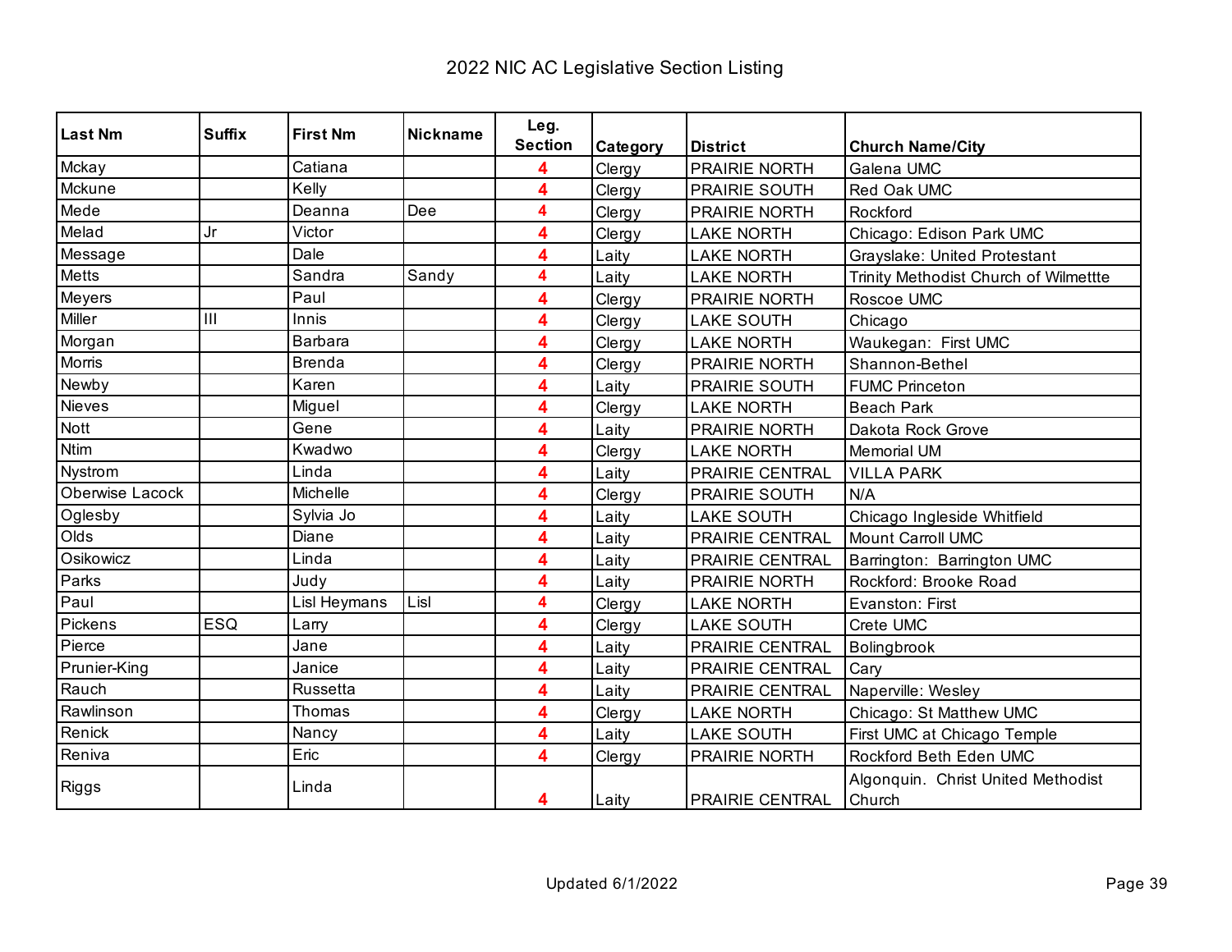# 2022 NIC AC Legislative Section Listing

| Last Nm | Suffix | First Nm | Nickname | Leg. Section | Category | District | Church Name/City |
|---|---|---|---|---|---|---|---|
| Mckay | | Catiana | | 4 | Clergy | PRAIRIE NORTH | Galena UMC |
| Mckune | | Kelly | | 4 | Clergy | PRAIRIE SOUTH | Red Oak UMC |
| Mede | | Deanna | Dee | 4 | Clergy | PRAIRIE NORTH | Rockford |
| Melad | Jr | Victor | | 4 | Clergy | LAKE NORTH | Chicago: Edison Park UMC |
| Message | | Dale | | 4 | Laity | LAKE NORTH | Grayslake: United Protestant |
| Metts | | Sandra | Sandy | 4 | Laity | LAKE NORTH | Trinity Methodist Church of Wilmettte |
| Meyers | | Paul | | 4 | Clergy | PRAIRIE NORTH | Roscoe UMC |
| Miller | III | Innis | | 4 | Clergy | LAKE SOUTH | Chicago |
| Morgan | | Barbara | | 4 | Clergy | LAKE NORTH | Waukegan:  First UMC |
| Morris | | Brenda | | 4 | Clergy | PRAIRIE NORTH | Shannon-Bethel |
| Newby | | Karen | | 4 | Laity | PRAIRIE SOUTH | FUMC Princeton |
| Nieves | | Miguel | | 4 | Clergy | LAKE NORTH | Beach Park |
| Nott | | Gene | | 4 | Laity | PRAIRIE NORTH | Dakota Rock Grove |
| Ntim | | Kwadwo | | 4 | Clergy | LAKE NORTH | Memorial UM |
| Nystrom | | Linda | | 4 | Laity | PRAIRIE CENTRAL | VILLA PARK |
| Oberwise Lacock | | Michelle | | 4 | Clergy | PRAIRIE SOUTH | N/A |
| Oglesby | | Sylvia Jo | | 4 | Laity | LAKE SOUTH | Chicago Ingleside Whitfield |
| Olds | | Diane | | 4 | Laity | PRAIRIE CENTRAL | Mount Carroll UMC |
| Osikowicz | | Linda | | 4 | Laity | PRAIRIE CENTRAL | Barrington:  Barrington UMC |
| Parks | | Judy | | 4 | Laity | PRAIRIE NORTH | Rockford: Brooke Road |
| Paul | | Lisl Heymans | Lisl | 4 | Clergy | LAKE NORTH | Evanston: First |
| Pickens | ESQ | Larry | | 4 | Clergy | LAKE SOUTH | Crete UMC |
| Pierce | | Jane | | 4 | Laity | PRAIRIE CENTRAL | Bolingbrook |
| Prunier-King | | Janice | | 4 | Laity | PRAIRIE CENTRAL | Cary |
| Rauch | | Russetta | | 4 | Laity | PRAIRIE CENTRAL | Naperville: Wesley |
| Rawlinson | | Thomas | | 4 | Clergy | LAKE NORTH | Chicago: St Matthew UMC |
| Renick | | Nancy | | 4 | Laity | LAKE SOUTH | First UMC at Chicago Temple |
| Reniva | | Eric | | 4 | Clergy | PRAIRIE NORTH | Rockford Beth Eden UMC |
| Riggs | | Linda | | 4 | Laity | PRAIRIE CENTRAL | Algonquin.  Christ United Methodist Church |

Updated 6/1/2022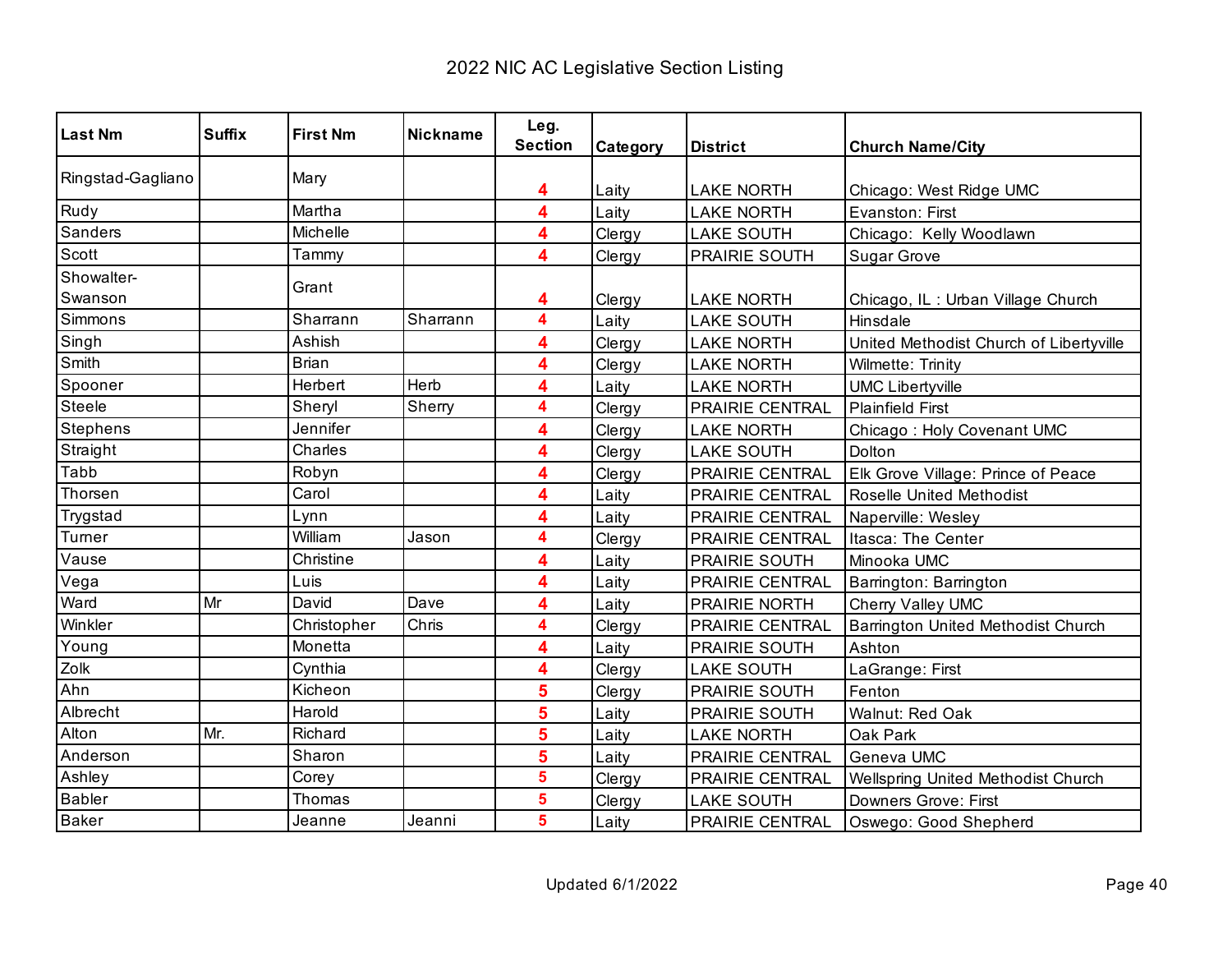# 2022 NIC AC Legislative Section Listing

| Last Nm | Suffix | First Nm | Nickname | Leg. Section | Category | District | Church Name/City |
|---|---|---|---|---|---|---|---|
| Ringstad-Gagliano | | Mary | | 4 | Laity | LAKE NORTH | Chicago: West Ridge UMC |
| Rudy | | Martha | | 4 | Laity | LAKE NORTH | Evanston: First |
| Sanders | | Michelle | | 4 | Clergy | LAKE SOUTH | Chicago: Kelly Woodlawn |
| Scott | | Tammy | | 4 | Clergy | PRAIRIE SOUTH | Sugar Grove |
| Showalter-Swanson | | Grant | | 4 | Clergy | LAKE NORTH | Chicago, IL : Urban Village Church |
| Simmons | | Sharrann | Sharrann | 4 | Laity | LAKE SOUTH | Hinsdale |
| Singh | | Ashish | | 4 | Clergy | LAKE NORTH | United Methodist Church of Libertyville |
| Smith | | Brian | | 4 | Clergy | LAKE NORTH | Wilmette: Trinity |
| Spooner | | Herbert | Herb | 4 | Laity | LAKE NORTH | UMC Libertyville |
| Steele | | Sheryl | Sherry | 4 | Clergy | PRAIRIE CENTRAL | Plainfield First |
| Stephens | | Jennifer | | 4 | Clergy | LAKE NORTH | Chicago : Holy Covenant UMC |
| Straight | | Charles | | 4 | Clergy | LAKE SOUTH | Dolton |
| Tabb | | Robyn | | 4 | Clergy | PRAIRIE CENTRAL | Elk Grove Village: Prince of Peace |
| Thorsen | | Carol | | 4 | Laity | PRAIRIE CENTRAL | Roselle United Methodist |
| Trygstad | | Lynn | | 4 | Laity | PRAIRIE CENTRAL | Naperville: Wesley |
| Turner | | William | Jason | 4 | Clergy | PRAIRIE CENTRAL | Itasca: The Center |
| Vause | | Christine | | 4 | Laity | PRAIRIE SOUTH | Minooka UMC |
| Vega | | Luis | | 4 | Laity | PRAIRIE CENTRAL | Barrington: Barrington |
| Ward | Mr | David | Dave | 4 | Laity | PRAIRIE NORTH | Cherry Valley UMC |
| Winkler | | Christopher | Chris | 4 | Clergy | PRAIRIE CENTRAL | Barrington United Methodist Church |
| Young | | Monetta | | 4 | Laity | PRAIRIE SOUTH | Ashton |
| Zolk | | Cynthia | | 4 | Clergy | LAKE SOUTH | LaGrange: First |
| Ahn | | Kicheon | | 5 | Clergy | PRAIRIE SOUTH | Fenton |
| Albrecht | | Harold | | 5 | Laity | PRAIRIE SOUTH | Walnut: Red Oak |
| Alton | Mr. | Richard | | 5 | Laity | LAKE NORTH | Oak Park |
| Anderson | | Sharon | | 5 | Laity | PRAIRIE CENTRAL | Geneva UMC |
| Ashley | | Corey | | 5 | Clergy | PRAIRIE CENTRAL | Wellspring United Methodist Church |
| Babler | | Thomas | | 5 | Clergy | LAKE SOUTH | Downers Grove: First |
| Baker | | Jeanne | Jeanni | 5 | Laity | PRAIRIE CENTRAL | Oswego: Good Shepherd |

Updated 6/1/2022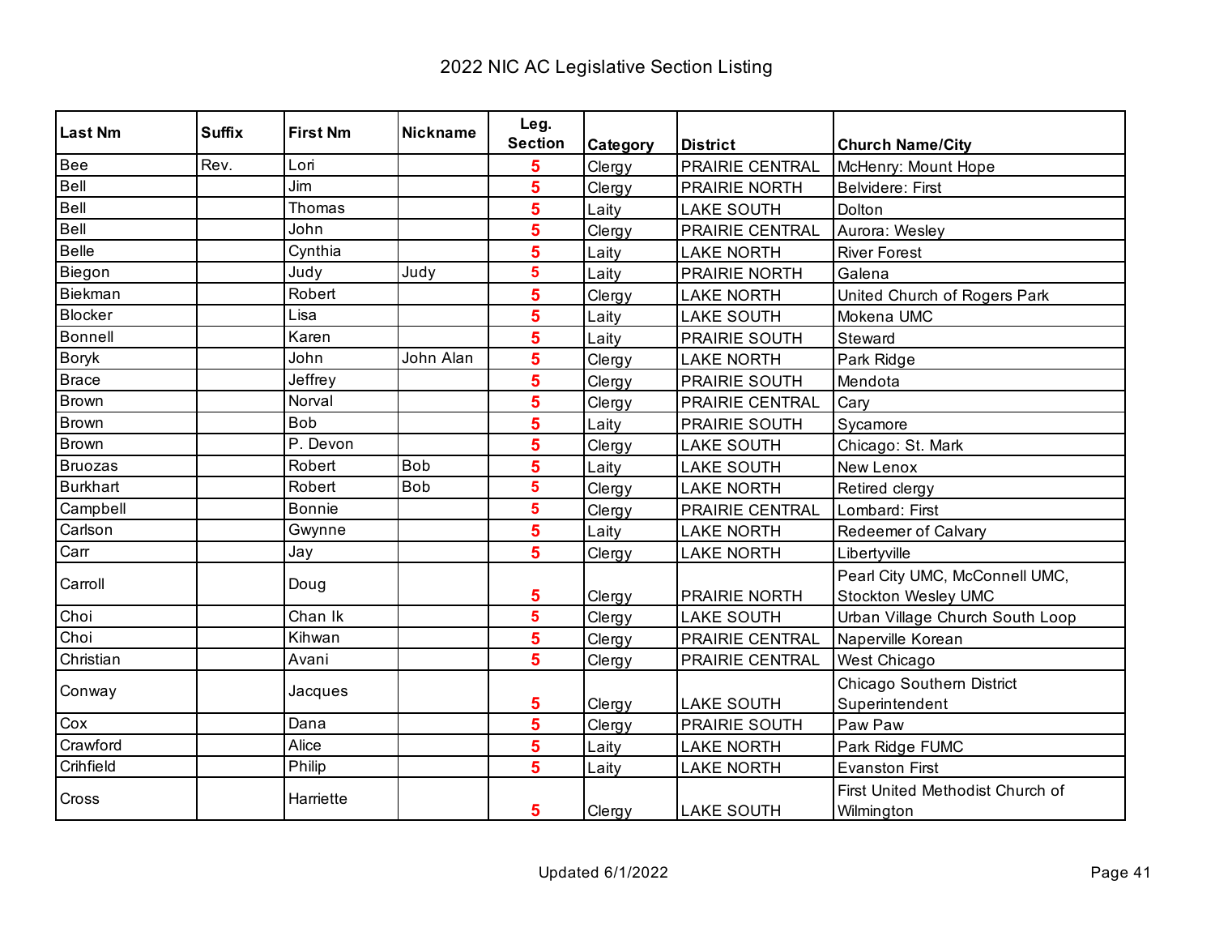# 2022 NIC AC Legislative Section Listing

| Last Nm | Suffix | First Nm | Nickname | Leg. Section | Category | District | Church Name/City |
|---|---|---|---|---|---|---|---|
| Bee | Rev. | Lori | | 5 | Clergy | PRAIRIE CENTRAL | McHenry: Mount Hope |
| Bell | | Jim | | 5 | Clergy | PRAIRIE NORTH | Belvidere: First |
| Bell | | Thomas | | 5 | Laity | LAKE SOUTH | Dolton |
| Bell | | John | | 5 | Clergy | PRAIRIE CENTRAL | Aurora: Wesley |
| Belle | | Cynthia | | 5 | Laity | LAKE NORTH | River Forest |
| Biegon | | Judy | Judy | 5 | Laity | PRAIRIE NORTH | Galena |
| Biekman | | Robert | | 5 | Clergy | LAKE NORTH | United Church of Rogers Park |
| Blocker | | Lisa | | 5 | Laity | LAKE SOUTH | Mokena UMC |
| Bonnell | | Karen | | 5 | Laity | PRAIRIE SOUTH | Steward |
| Boryk | | John | John Alan | 5 | Clergy | LAKE NORTH | Park Ridge |
| Brace | | Jeffrey | | 5 | Clergy | PRAIRIE SOUTH | Mendota |
| Brown | | Norval | | 5 | Clergy | PRAIRIE CENTRAL | Cary |
| Brown | | Bob | | 5 | Laity | PRAIRIE SOUTH | Sycamore |
| Brown | | P. Devon | | 5 | Clergy | LAKE SOUTH | Chicago: St. Mark |
| Bruozas | | Robert | Bob | 5 | Laity | LAKE SOUTH | New Lenox |
| Burkhart | | Robert | Bob | 5 | Clergy | LAKE NORTH | Retired clergy |
| Campbell | | Bonnie | | 5 | Clergy | PRAIRIE CENTRAL | Lombard: First |
| Carlson | | Gwynne | | 5 | Laity | LAKE NORTH | Redeemer of Calvary |
| Carr | | Jay | | 5 | Clergy | LAKE NORTH | Libertyville |
| Carroll | | Doug | | 5 | Clergy | PRAIRIE NORTH | Pearl City UMC, McConnell UMC, Stockton Wesley UMC |
| Choi | | Chan Ik | | 5 | Clergy | LAKE SOUTH | Urban Village Church South Loop |
| Choi | | Kihwan | | 5 | Clergy | PRAIRIE CENTRAL | Naperville Korean |
| Christian | | Avani | | 5 | Clergy | PRAIRIE CENTRAL | West Chicago |
| Conway | | Jacques | | 5 | Clergy | LAKE SOUTH | Chicago Southern District Superintendent |
| Cox | | Dana | | 5 | Clergy | PRAIRIE SOUTH | Paw Paw |
| Crawford | | Alice | | 5 | Laity | LAKE NORTH | Park Ridge FUMC |
| Crihfield | | Philip | | 5 | Laity | LAKE NORTH | Evanston First |
| Cross | | Harriette | | 5 | Clergy | LAKE SOUTH | First United Methodist Church of Wilmington |

Updated 6/1/2022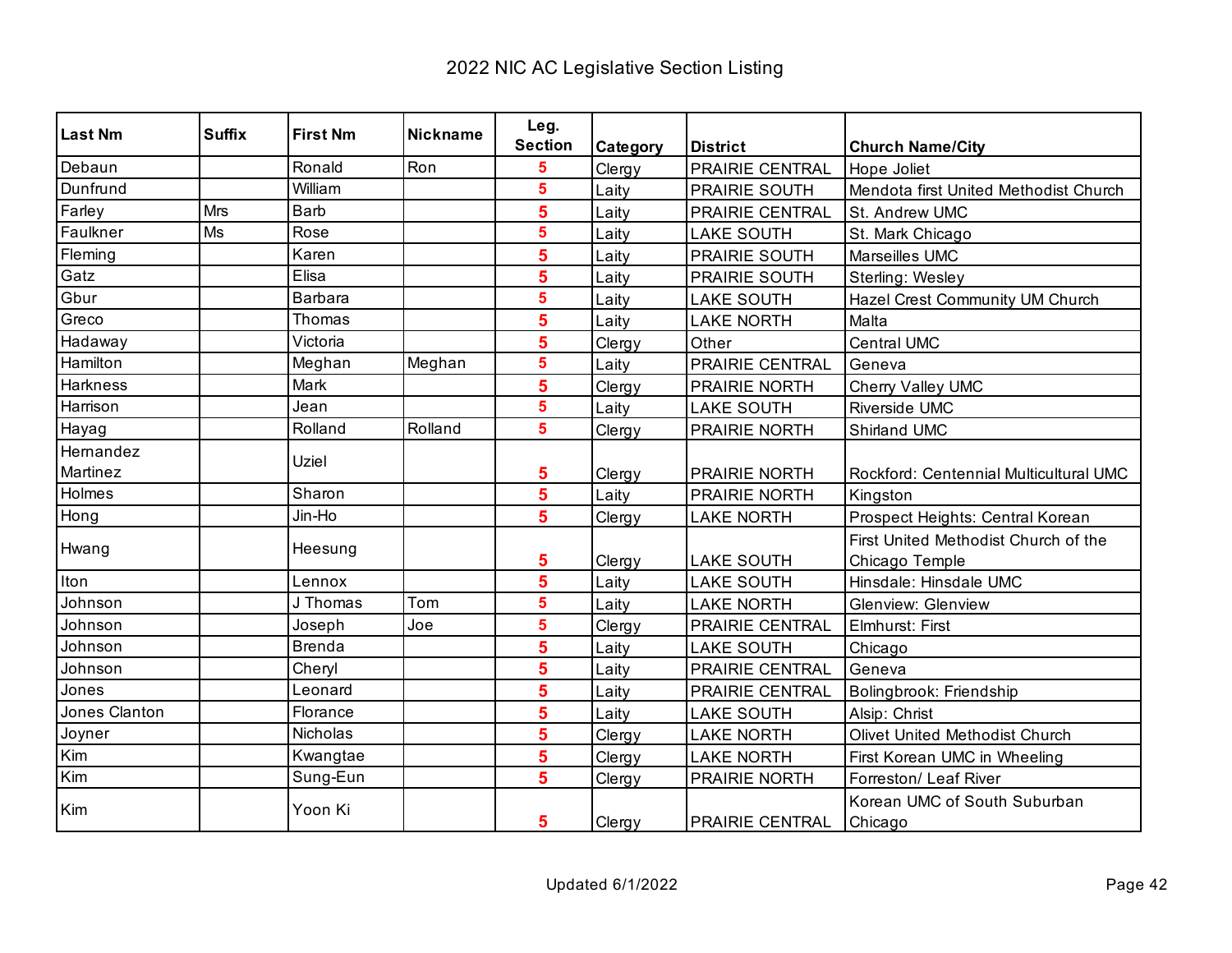# 2022 NIC AC Legislative Section Listing

| Last Nm | Suffix | First Nm | Nickname | Leg. Section | Category | District | Church Name/City |
|---|---|---|---|---|---|---|---|
| Debaun | | Ronald | Ron | 5 | Clergy | PRAIRIE CENTRAL | Hope Joliet |
| Dunfrund | | William | | 5 | Laity | PRAIRIE SOUTH | Mendota first United Methodist Church |
| Farley | Mrs | Barb | | 5 | Laity | PRAIRIE CENTRAL | St. Andrew UMC |
| Faulkner | Ms | Rose | | 5 | Laity | LAKE SOUTH | St. Mark Chicago |
| Fleming | | Karen | | 5 | Laity | PRAIRIE SOUTH | Marseilles UMC |
| Gatz | | Elisa | | 5 | Laity | PRAIRIE SOUTH | Sterling: Wesley |
| Gbur | | Barbara | | 5 | Laity | LAKE SOUTH | Hazel Crest Community UM Church |
| Greco | | Thomas | | 5 | Laity | LAKE NORTH | Malta |
| Hadaway | | Victoria | | 5 | Clergy | Other | Central UMC |
| Hamilton | | Meghan | Meghan | 5 | Laity | PRAIRIE CENTRAL | Geneva |
| Harkness | | Mark | | 5 | Clergy | PRAIRIE NORTH | Cherry Valley UMC |
| Harrison | | Jean | | 5 | Laity | LAKE SOUTH | Riverside UMC |
| Hayag | | Rolland | Rolland | 5 | Clergy | PRAIRIE NORTH | Shirland UMC |
| Hernandez Martinez | | Uziel | | 5 | Clergy | PRAIRIE NORTH | Rockford: Centennial Multicultural UMC |
| Holmes | | Sharon | | 5 | Laity | PRAIRIE NORTH | Kingston |
| Hong | | Jin-Ho | | 5 | Clergy | LAKE NORTH | Prospect Heights: Central Korean |
| Hwang | | Heesung | | 5 | Clergy | LAKE SOUTH | First United Methodist Church of the Chicago Temple |
| Iton | | Lennox | | 5 | Laity | LAKE SOUTH | Hinsdale: Hinsdale UMC |
| Johnson | | J Thomas | Tom | 5 | Laity | LAKE NORTH | Glenview: Glenview |
| Johnson | | Joseph | Joe | 5 | Clergy | PRAIRIE CENTRAL | Elmhurst: First |
| Johnson | | Brenda | | 5 | Laity | LAKE SOUTH | Chicago |
| Johnson | | Cheryl | | 5 | Laity | PRAIRIE CENTRAL | Geneva |
| Jones | | Leonard | | 5 | Laity | PRAIRIE CENTRAL | Bolingbrook: Friendship |
| Jones Clanton | | Florance | | 5 | Laity | LAKE SOUTH | Alsip: Christ |
| Joyner | | Nicholas | | 5 | Clergy | LAKE NORTH | Olivet United Methodist Church |
| Kim | | Kwangtae | | 5 | Clergy | LAKE NORTH | First Korean UMC in Wheeling |
| Kim | | Sung-Eun | | 5 | Clergy | PRAIRIE NORTH | Forreston/ Leaf River |
| Kim | | Yoon Ki | | 5 | Clergy | PRAIRIE CENTRAL | Korean UMC of South Suburban Chicago |

Updated 6/1/2022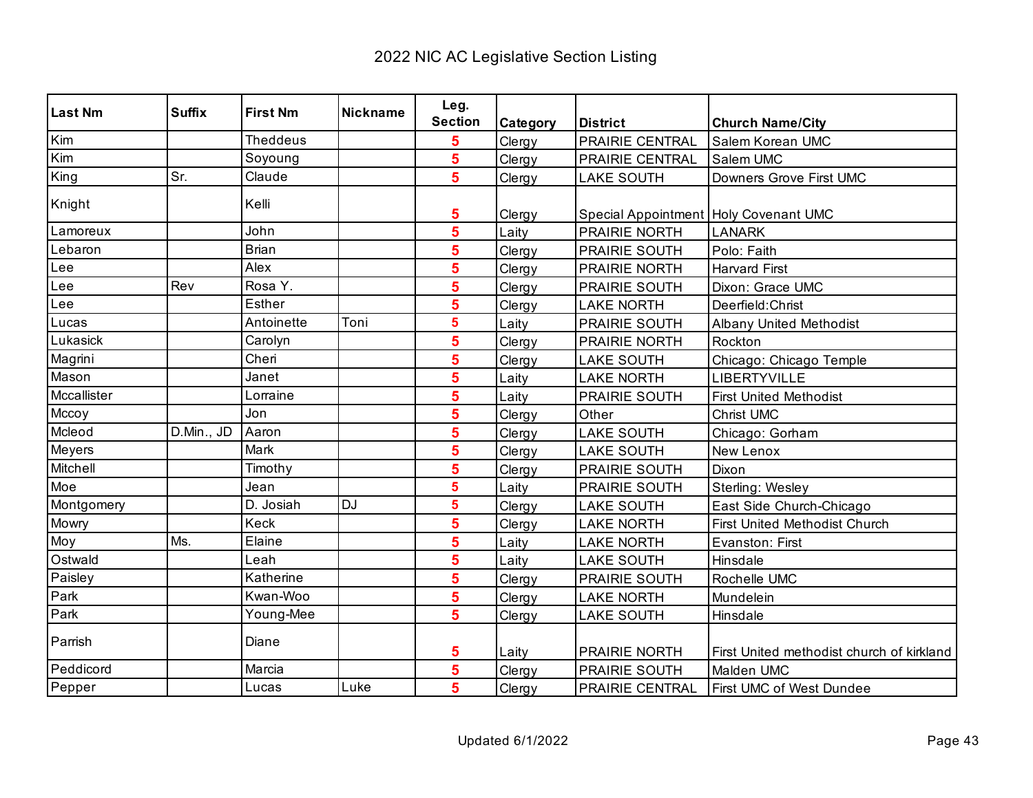# 2022 NIC AC Legislative Section Listing

| Last Nm | Suffix | First Nm | Nickname | Leg. Section | Category | District | Church Name/City |
|---|---|---|---|---|---|---|---|
| Kim | | Theddeus | | 5 | Clergy | PRAIRIE CENTRAL | Salem Korean UMC |
| Kim | | Soyoung | | 5 | Clergy | PRAIRIE CENTRAL | Salem UMC |
| King | Sr. | Claude | | 5 | Clergy | LAKE SOUTH | Downers Grove First UMC |
| Knight | | Kelli | | 5 | Clergy | Special Appointment | Holy Covenant UMC |
| Lamoreux | | John | | 5 | Laity | PRAIRIE NORTH | LANARK |
| Lebaron | | Brian | | 5 | Clergy | PRAIRIE SOUTH | Polo: Faith |
| Lee | | Alex | | 5 | Clergy | PRAIRIE NORTH | Harvard First |
| Lee | Rev | Rosa Y. | | 5 | Clergy | PRAIRIE SOUTH | Dixon: Grace UMC |
| Lee | | Esther | | 5 | Clergy | LAKE NORTH | Deerfield:Christ |
| Lucas | | Antoinette | Toni | 5 | Laity | PRAIRIE SOUTH | Albany United Methodist |
| Lukasick | | Carolyn | | 5 | Clergy | PRAIRIE NORTH | Rockton |
| Magrini | | Cheri | | 5 | Clergy | LAKE SOUTH | Chicago: Chicago Temple |
| Mason | | Janet | | 5 | Laity | LAKE NORTH | LIBERTYVILLE |
| Mccallister | | Lorraine | | 5 | Laity | PRAIRIE SOUTH | First United Methodist |
| Mccoy | | Jon | | 5 | Clergy | Other | Christ UMC |
| Mcleod | D.Min., JD | Aaron | | 5 | Clergy | LAKE SOUTH | Chicago: Gorham |
| Meyers | | Mark | | 5 | Clergy | LAKE SOUTH | New Lenox |
| Mitchell | | Timothy | | 5 | Clergy | PRAIRIE SOUTH | Dixon |
| Moe | | Jean | | 5 | Laity | PRAIRIE SOUTH | Sterling: Wesley |
| Montgomery | | D. Josiah | DJ | 5 | Clergy | LAKE SOUTH | East Side Church-Chicago |
| Mowry | | Keck | | 5 | Clergy | LAKE NORTH | First United Methodist Church |
| Moy | Ms. | Elaine | | 5 | Laity | LAKE NORTH | Evanston: First |
| Ostwald | | Leah | | 5 | Laity | LAKE SOUTH | Hinsdale |
| Paisley | | Katherine | | 5 | Clergy | PRAIRIE SOUTH | Rochelle UMC |
| Park | | Kwan-Woo | | 5 | Clergy | LAKE NORTH | Mundelein |
| Park | | Young-Mee | | 5 | Clergy | LAKE SOUTH | Hinsdale |
| Parrish | | Diane | | 5 | Laity | PRAIRIE NORTH | First United methodist church of kirkland |
| Peddicord | | Marcia | | 5 | Clergy | PRAIRIE SOUTH | Malden UMC |
| Pepper | | Lucas | Luke | 5 | Clergy | PRAIRIE CENTRAL | First UMC of West Dundee |

Updated 6/1/2022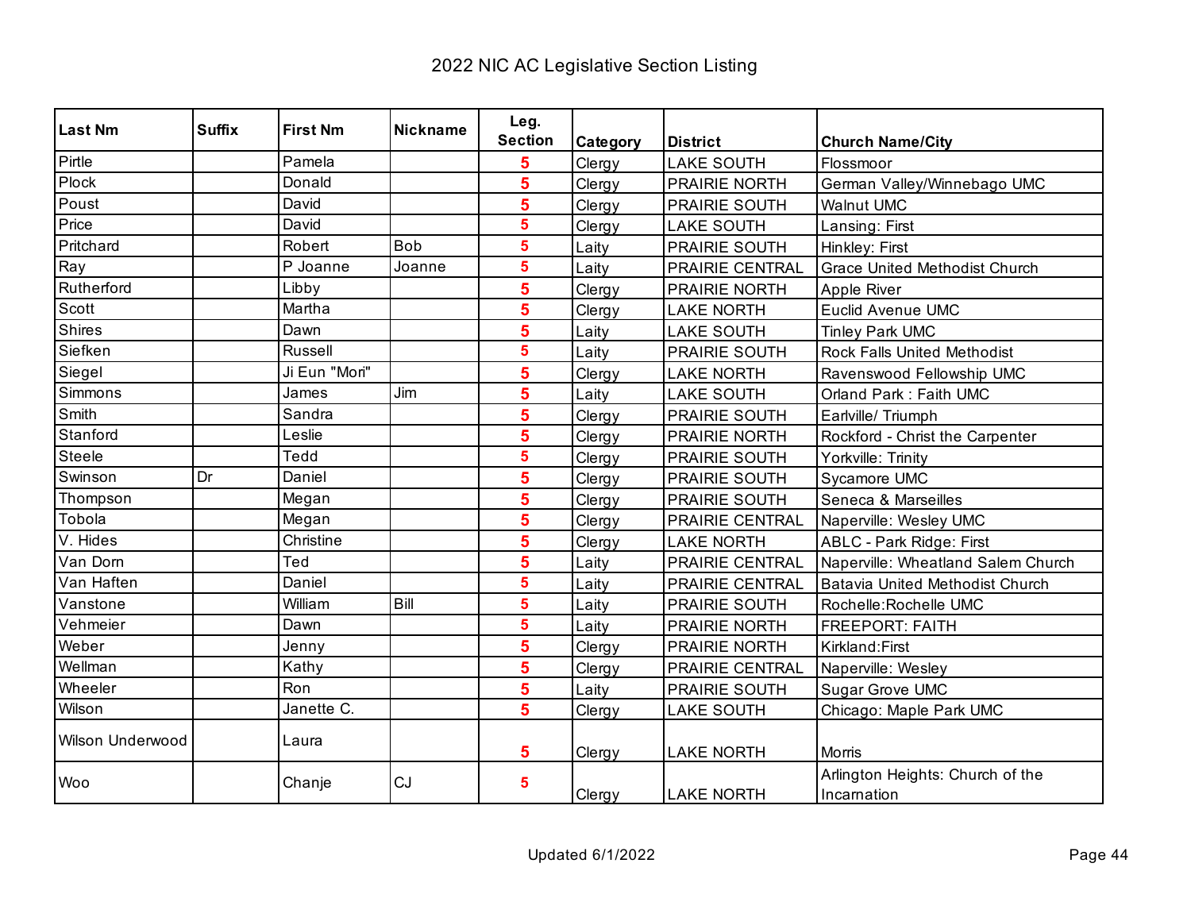# 2022 NIC AC Legislative Section Listing

| Last Nm | Suffix | First Nm | Nickname | Leg. Section | Category | District | Church Name/City |
|---|---|---|---|---|---|---|---|
| Pirtle | | Pamela | | 5 | Clergy | LAKE SOUTH | Flossmoor |
| Plock | | Donald | | 5 | Clergy | PRAIRIE NORTH | German Valley/Winnebago UMC |
| Poust | | David | | 5 | Clergy | PRAIRIE SOUTH | Walnut UMC |
| Price | | David | | 5 | Clergy | LAKE SOUTH | Lansing: First |
| Pritchard | | Robert | Bob | 5 | Laity | PRAIRIE SOUTH | Hinkley: First |
| Ray | | P Joanne | Joanne | 5 | Laity | PRAIRIE CENTRAL | Grace United Methodist Church |
| Rutherford | | Libby | | 5 | Clergy | PRAIRIE NORTH | Apple River |
| Scott | | Martha | | 5 | Clergy | LAKE NORTH | Euclid Avenue UMC |
| Shires | | Dawn | | 5 | Laity | LAKE SOUTH | Tinley Park UMC |
| Siefken | | Russell | | 5 | Laity | PRAIRIE SOUTH | Rock Falls United Methodist |
| Siegel | | Ji Eun "Mori" | | 5 | Clergy | LAKE NORTH | Ravenswood Fellowship UMC |
| Simmons | | James | Jim | 5 | Laity | LAKE SOUTH | Orland Park : Faith UMC |
| Smith | | Sandra | | 5 | Clergy | PRAIRIE SOUTH | Earlville/ Triumph |
| Stanford | | Leslie | | 5 | Clergy | PRAIRIE NORTH | Rockford - Christ the Carpenter |
| Steele | | Tedd | | 5 | Clergy | PRAIRIE SOUTH | Yorkville: Trinity |
| Swinson | Dr | Daniel | | 5 | Clergy | PRAIRIE SOUTH | Sycamore UMC |
| Thompson | | Megan | | 5 | Clergy | PRAIRIE SOUTH | Seneca & Marseilles |
| Tobola | | Megan | | 5 | Clergy | PRAIRIE CENTRAL | Naperville: Wesley UMC |
| V. Hides | | Christine | | 5 | Clergy | LAKE NORTH | ABLC - Park Ridge: First |
| Van Dorn | | Ted | | 5 | Laity | PRAIRIE CENTRAL | Naperville: Wheatland Salem Church |
| Van Haften | | Daniel | | 5 | Laity | PRAIRIE CENTRAL | Batavia United Methodist Church |
| Vanstone | | William | Bill | 5 | Laity | PRAIRIE SOUTH | Rochelle:Rochelle UMC |
| Vehmeier | | Dawn | | 5 | Laity | PRAIRIE NORTH | FREEPORT: FAITH |
| Weber | | Jenny | | 5 | Clergy | PRAIRIE NORTH | Kirkland:First |
| Wellman | | Kathy | | 5 | Clergy | PRAIRIE CENTRAL | Naperville: Wesley |
| Wheeler | | Ron | | 5 | Laity | PRAIRIE SOUTH | Sugar Grove UMC |
| Wilson | | Janette C. | | 5 | Clergy | LAKE SOUTH | Chicago: Maple Park UMC |
| Wilson Underwood | | Laura | | 5 | Clergy | LAKE NORTH | Morris |
| Woo | | Chanje | CJ | 5 | Clergy | LAKE NORTH | Arlington Heights: Church of the Incarnation |

Updated 6/1/2022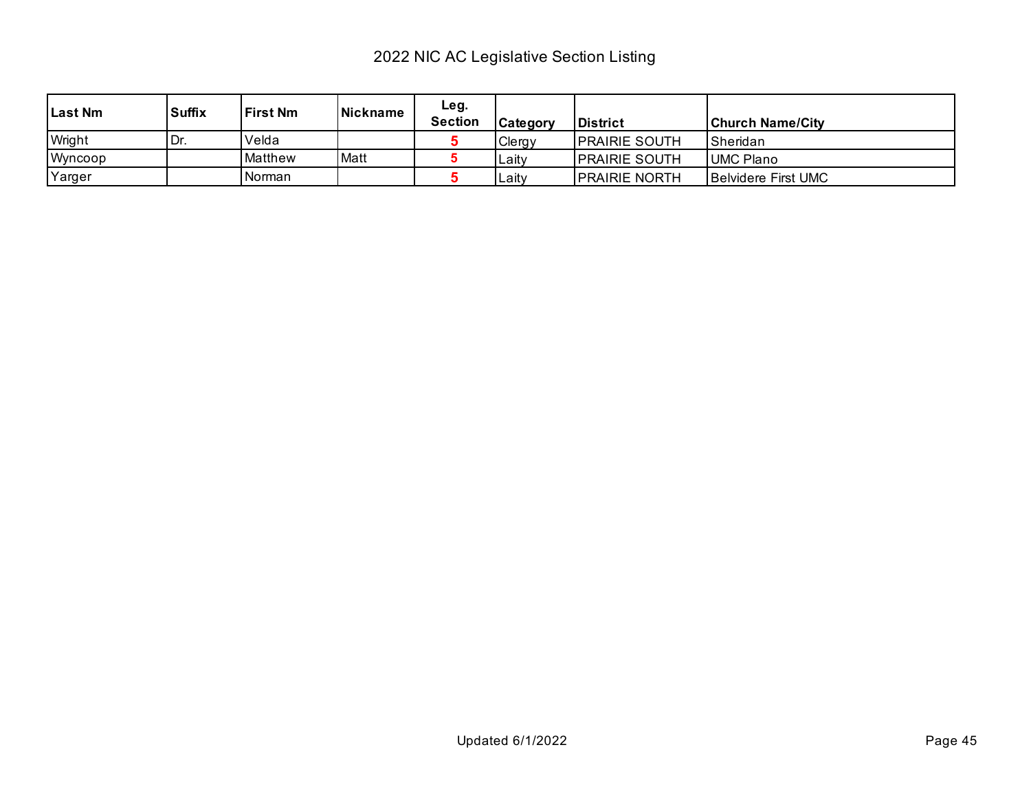2022 NIC AC Legislative Section Listing

| Last Nm | Suffix | First Nm | Nickname | Leg. Section | Category | District | Church Name/City |
|---|---|---|---|---|---|---|---|
| Wright | Dr. | Velda | | 5 | Clergy | PRAIRIE SOUTH | Sheridan |
| Wyncoop | | Matthew | Matt | 5 | Laity | PRAIRIE SOUTH | UMC Plano |
| Yarger | | Norman | | 5 | Laity | PRAIRIE NORTH | Belvidere First UMC |

Updated 6/1/2022